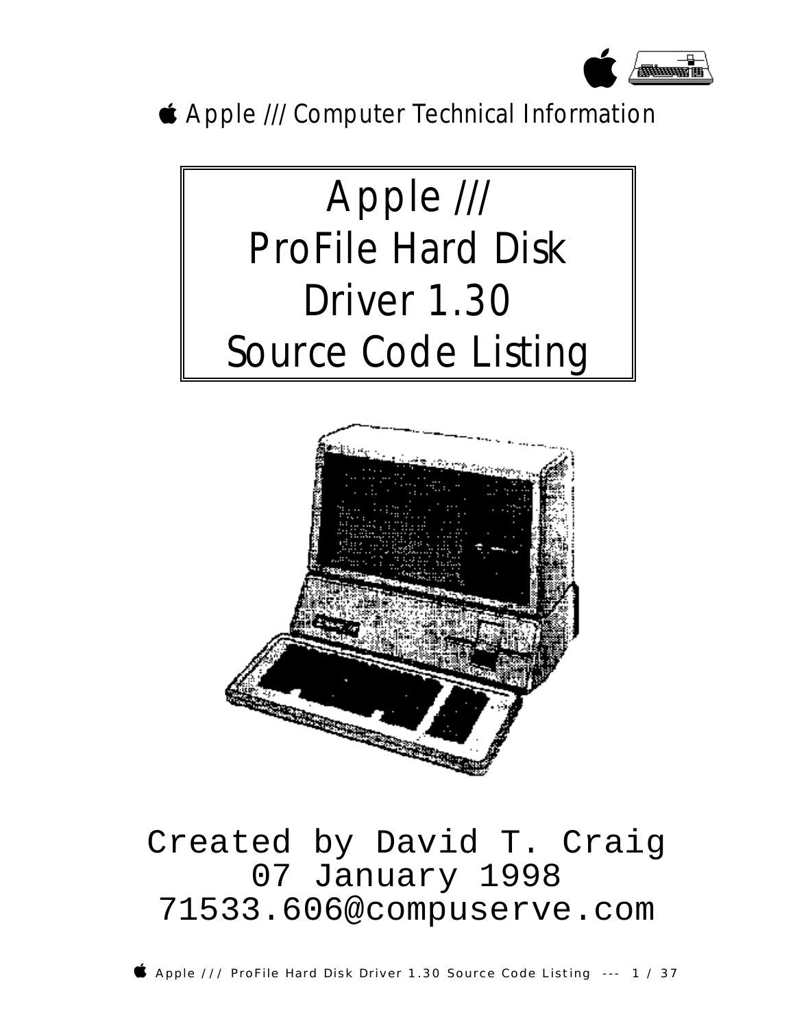Apple /// Computer Technical Information

# Apple ///
# ProFile Hard Disk
# Driver 1.30
# Source Code Listing

Created by David T. Craig
07 January 1998
71533.606@compuserve.com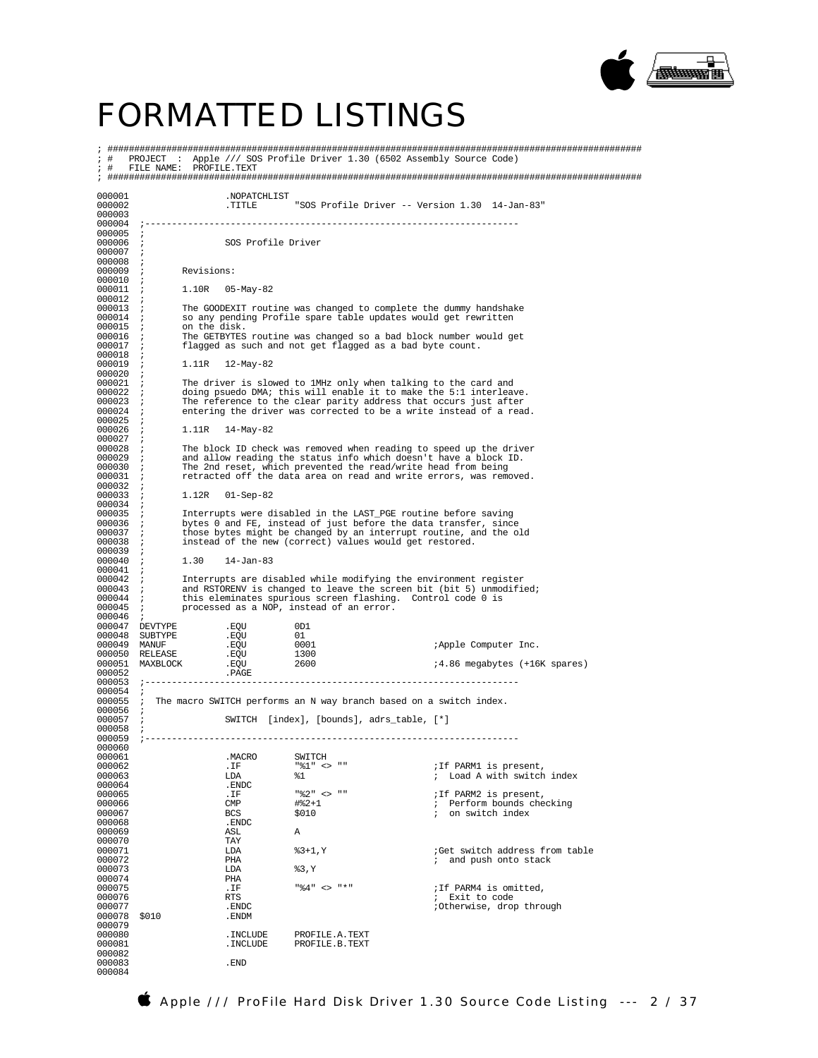# FORMATTED LISTINGS

```
; ####################################################################################################
; #   PROJECT  :  Apple /// SOS Profile Driver 1.30 (6502 Assembly Source Code)
; #   FILE NAME:  PROFILE.TEXT
; ####################################################################################################

000001                  .NOPATCHLIST
000002                  .TITLE      "SOS Profile Driver -- Version 1.30  14-Jan-83"
000003
000004  ;----------------------------------------------------------------------
000005  ;
000006  ;               SOS Profile Driver
000007  ;
000008  ;
000009  ;       Revisions:
000010  ;
000011  ;       1.10R   05-May-82
000012  ;
000013  ;       The GOODEXIT routine was changed to complete the dummy handshake
000014  ;       so any pending Profile spare table updates would get rewritten
000015  ;       on the disk.
000016  ;       The GETBYTES routine was changed so a bad block number would get
000017  ;       flagged as such and not get flagged as a bad byte count.
000018  ;
000019  ;       1.11R   12-May-82
000020  ;
000021  ;       The driver is slowed to 1MHz only when talking to the card and
000022  ;       doing psuedo DMA; this will enable it to make the 5:1 interleave.
000023  ;       The reference to the clear parity address that occurs just after
000024  ;       entering the driver was corrected to be a write instead of a read.
000025  ;
000026  ;       1.11R   14-May-82
000027  ;
000028  ;       The block ID check was removed when reading to speed up the driver
000029  ;       and allow reading the status info which doesn't have a block ID.
000030  ;       The 2nd reset, which prevented the read/write head from being
000031  ;       retracted off the data area on read and write errors, was removed.
000032  ;
000033  ;       1.12R   01-Sep-82
000034  ;
000035  ;       Interrupts were disabled in the LAST_PGE routine before saving
000036  ;       bytes 0 and FE, instead of just before the data transfer, since
000037  ;       those bytes might be changed by an interrupt routine, and the old
000038  ;       instead of the new (correct) values would get restored.
000039  ;
000040  ;       1.30    14-Jan-83
000041  ;
000042  ;       Interrupts are disabled while modifying the environment register
000043  ;       and RSTORENV is changed to leave the screen bit (bit 5) unmodified;
000044  ;       this eleminates spurious screen flashing.  Control code 0 is
000045  ;       processed as a NOP, instead of an error.
000046  ;
000047  DEVTYPE         .EQU        0D1
000048  SUBTYPE         .EQU        01
000049  MANUF           .EQU        0001                    ;Apple Computer Inc.
000050  RELEASE         .EQU        1300
000051  MAXBLOCK        .EQU        2600                    ;4.86 megabytes (+16K spares)
000052                  .PAGE
000053  ;----------------------------------------------------------------------
000054  ;
000055  ;  The macro SWITCH performs an N way branch based on a switch index.
000056  ;
000057  ;               SWITCH  [index], [bounds], adrs_table, [*]
000058  ;
000059  ;----------------------------------------------------------------------
000060
000061                  .MACRO      SWITCH
000062                  .IF         "%1" <> ""              ;If PARM1 is present,
000063                  LDA         %1                      ;  Load A with switch index
000064                  .ENDC
000065                  .IF         "%2" <> ""              ;If PARM2 is present,
000066                  CMP         #%2+1                   ;  Perform bounds checking
000067                  BCS         $010                    ;  on switch index
000068                  .ENDC
000069                  ASL         A
000070                  TAY
000071                  LDA         %3+1,Y                  ;Get switch address from table
000072                  PHA                                 ;  and push onto stack
000073                  LDA         %3,Y
000074                  PHA
000075                  .IF         "%4" <> "*"             ;If PARM4 is omitted,
000076                  RTS                                 ;  Exit to code
000077                  .ENDC                               ;Otherwise, drop through
000078  $010            .ENDM
000079
000080                  .INCLUDE    PROFILE.A.TEXT
000081                  .INCLUDE    PROFILE.B.TEXT
000082
000083                  .END
000084
```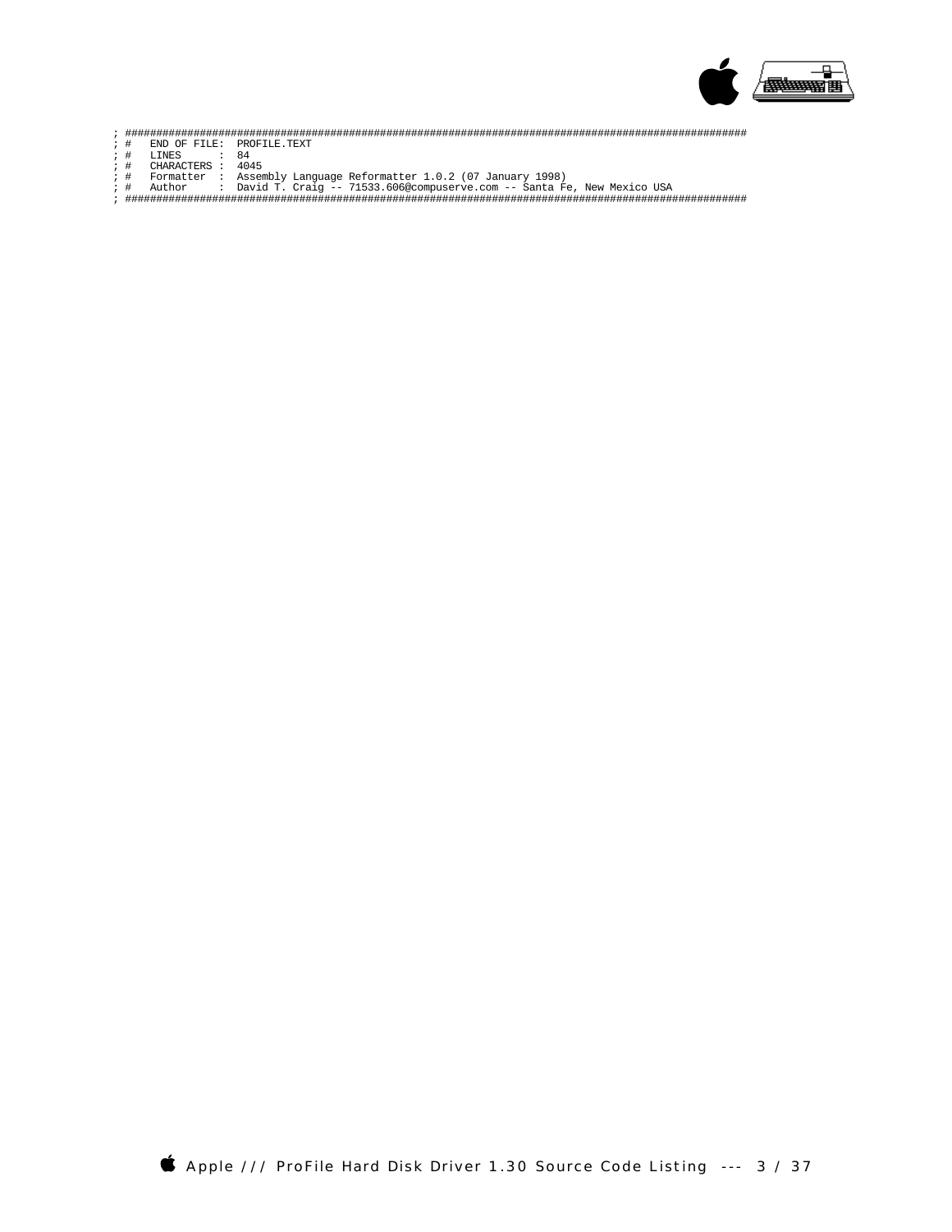```
; ####################################################################################################
; #   END OF FILE:  PROFILE.TEXT
; #   LINES       :  84
; #   CHARACTERS  :  4045
; #   Formatter   :  Assembly Language Reformatter 1.0.2 (07 January 1998)
; #   Author      :  David T. Craig -- 71533.606@compuserve.com -- Santa Fe, New Mexico USA
; ####################################################################################################
```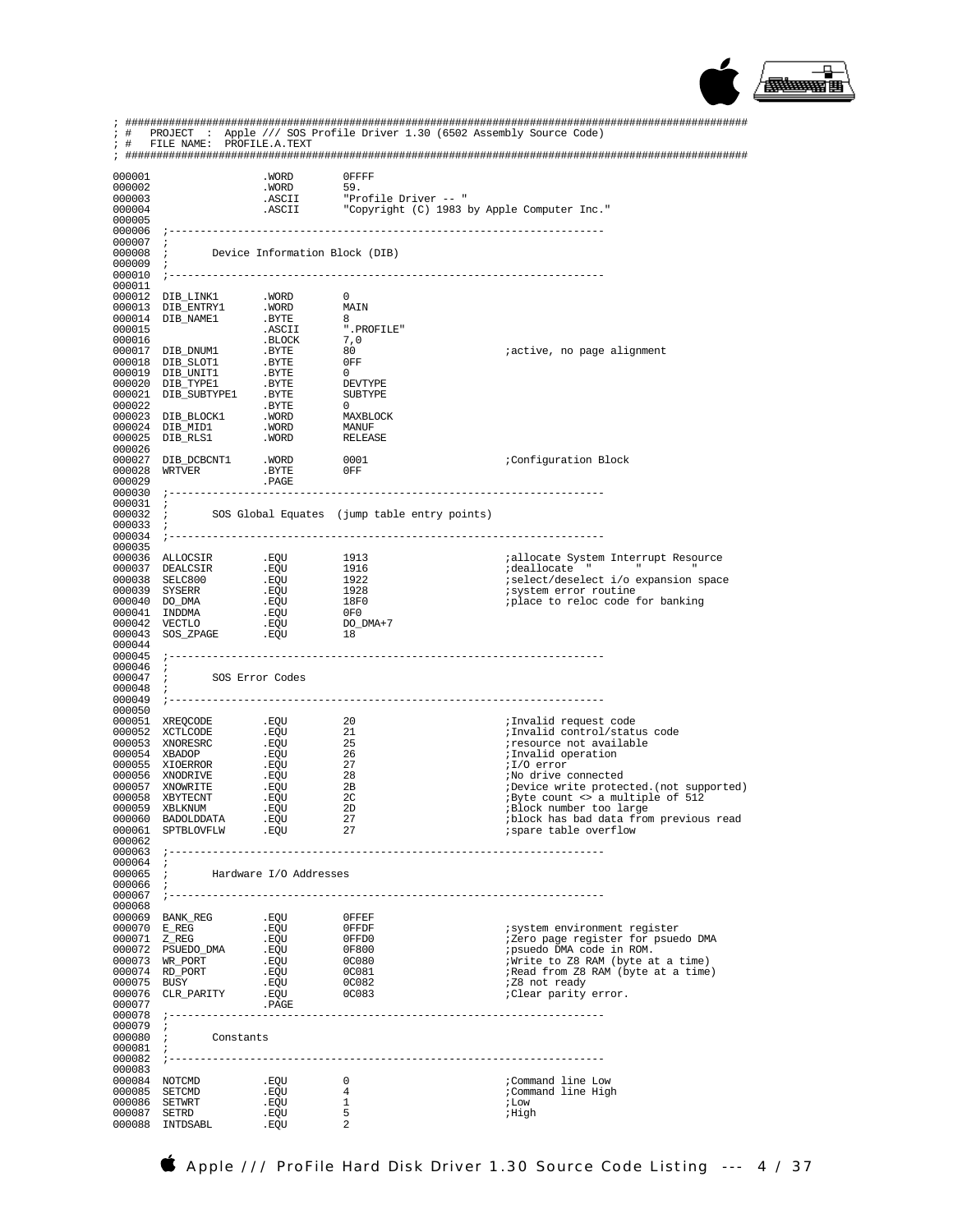```
; ################################################################################################
; #   PROJECT  :  Apple /// SOS Profile Driver 1.30 (6502 Assembly Source Code)
; #   FILE NAME:  PROFILE.A.TEXT
; ################################################################################################

000001                  .WORD       0FFFF
000002                  .WORD       59.
000003                  .ASCII      "Profile Driver -- "
000004                  .ASCII      "Copyright (C) 1983 by Apple Computer Inc."
000005
000006  ;-----------------------------------------------------------------------
000007  ;
000008  ;       Device Information Block (DIB)
000009  ;
000010  ;-----------------------------------------------------------------------
000011
000012  DIB_LINK1       .WORD       0
000013  DIB_ENTRY1      .WORD       MAIN
000014  DIB_NAME1       .BYTE       8
000015                  .ASCII      ".PROFILE"
000016                  .BLOCK      7,0
000017  DIB_DNUM1       .BYTE       80                          ;active, no page alignment
000018  DIB_SLOT1       .BYTE       0FF
000019  DIB_UNIT1       .BYTE       0
000020  DIB_TYPE1       .BYTE       DEVTYPE
000021  DIB_SUBTYPE1    .BYTE       SUBTYPE
000022                  .BYTE       0
000023  DIB_BLOCK1      .WORD       MAXBLOCK
000024  DIB_MID1        .WORD       MANUF
000025  DIB_RLS1        .WORD       RELEASE
000026
000027  DIB_DCBCNT1     .WORD       0001                        ;Configuration Block
000028  WRTVER          .BYTE       0FF
000029                  .PAGE
000030  ;-----------------------------------------------------------------------
000031  ;
000032  ;       SOS Global Equates  (jump table entry points)
000033  ;
000034  ;-----------------------------------------------------------------------
000035
000036  ALLOCSIR        .EQU        1913                        ;allocate System Interrupt Resource
000037  DEALCSIR        .EQU        1916                        ;deallocate  "        "        "
000038  SELC800         .EQU        1922                        ;select/deselect i/o expansion space
000039  SYSERR          .EQU        1928                        ;system error routine
000040  DO_DMA          .EQU        18F0                        ;place to reloc code for banking
000041  INDDMA          .EQU        0F0
000042  VECTLO          .EQU        DO_DMA+7
000043  SOS_ZPAGE       .EQU        18
000044
000045  ;-----------------------------------------------------------------------
000046  ;
000047  ;       SOS Error Codes
000048  ;
000049  ;-----------------------------------------------------------------------
000050
000051  XREQCODE        .EQU        20                          ;Invalid request code
000052  XCTLCODE        .EQU        21                          ;Invalid control/status code
000053  XNORESRC        .EQU        25                          ;resource not available
000054  XBADOP          .EQU        26                          ;Invalid operation
000055  XIOERROR        .EQU        27                          ;I/O error
000056  XNODRIVE        .EQU        28                          ;No drive connected
000057  XNOWRITE        .EQU        2B                          ;Device write protected.(not supported)
000058  XBYTECNT        .EQU        2C                          ;Byte count <> a multiple of 512
000059  XBLKNUM         .EQU        2D                          ;Block number too large
000060  BADOLDDATA      .EQU        27                          ;block has bad data from previous read
000061  SPTBLOVFLW      .EQU        27                          ;spare table overflow
000062
000063  ;-----------------------------------------------------------------------
000064  ;
000065  ;       Hardware I/O Addresses
000066  ;
000067  ;-----------------------------------------------------------------------
000068
000069  BANK_REG        .EQU        0FFEF
000070  E_REG           .EQU        0FFDF                       ;system environment register
000071  Z_REG           .EQU        0FFD0                       ;Zero page register for psuedo DMA
000072  PSUEDO_DMA      .EQU        0F800                       ;psuedo DMA code in ROM.
000073  WR_PORT         .EQU        0C080                       ;Write to Z8 RAM (byte at a time)
000074  RD_PORT         .EQU        0C081                       ;Read from Z8 RAM (byte at a time)
000075  BUSY            .EQU        0C082                       ;Z8 not ready
000076  CLR_PARITY      .EQU        0C083                       ;Clear parity error.
000077                  .PAGE
000078  ;-----------------------------------------------------------------------
000079  ;
000080  ;       Constants
000081  ;
000082  ;-----------------------------------------------------------------------
000083
000084  NOTCMD          .EQU        0                           ;Command line Low
000085  SETCMD          .EQU        4                           ;Command line High
000086  SETWRT          .EQU        1                           ;Low
000087  SETRD           .EQU        5                           ;High
000088  INTDSABL        .EQU        2
```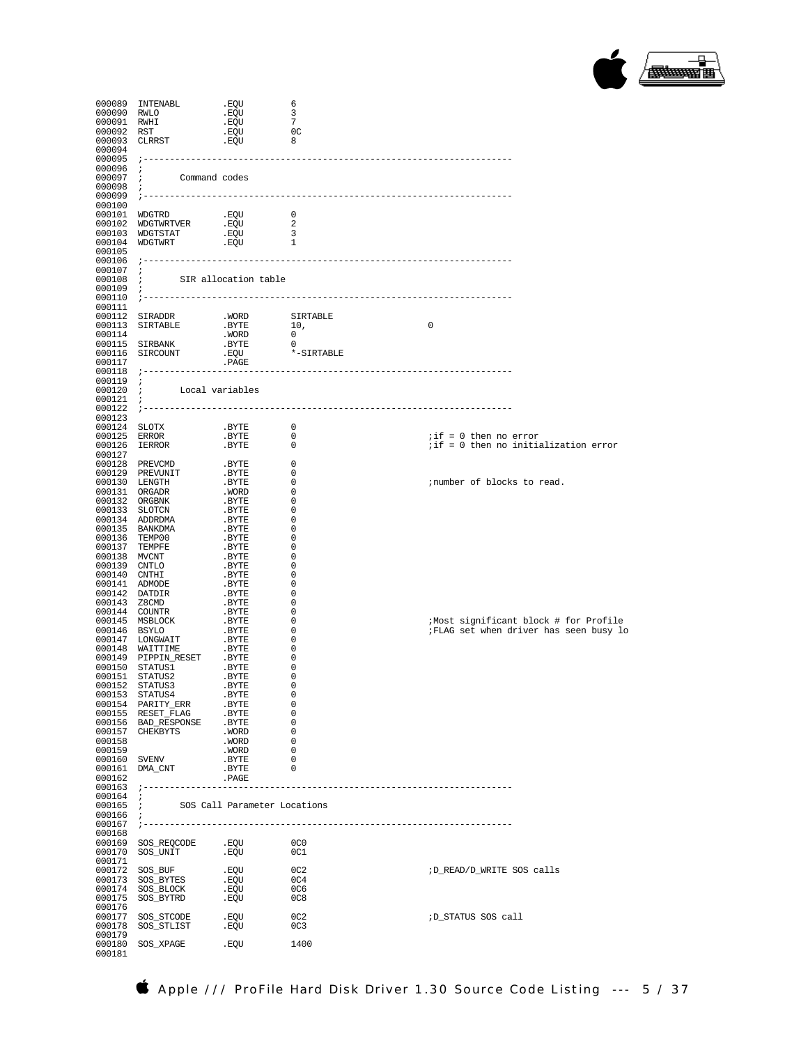```
000089  INTENABL        .EQU        6
000090  RWLO            .EQU        3
000091  RWHI            .EQU        7
000092  RST             .EQU        0C
000093  CLRRST          .EQU        8
000094
000095  ;-------------------------------------------------------------------
000096  ;
000097  ;       Command codes
000098  ;
000099  ;-------------------------------------------------------------------
000100
000101  WDGTRD          .EQU        0
000102  WDGTWRTVER      .EQU        2
000103  WDGTSTAT        .EQU        3
000104  WDGTWRT         .EQU        1
000105
000106  ;-------------------------------------------------------------------
000107  ;
000108  ;       SIR allocation table
000109  ;
000110  ;-------------------------------------------------------------------
000111
000112  SIRADDR         .WORD       SIRTABLE
000113  SIRTABLE        .BYTE       10,                     0
000114                  .WORD       0
000115  SIRBANK         .BYTE       0
000116  SIRCOUNT        .EQU        *-SIRTABLE
000117                  .PAGE
000118  ;-------------------------------------------------------------------
000119  ;
000120  ;       Local variables
000121  ;
000122  ;-------------------------------------------------------------------
000123
000124  SLOTX           .BYTE       0
000125  ERROR           .BYTE       0                       ;if = 0 then no error
000126  IERROR          .BYTE       0                       ;if = 0 then no initialization error
000127
000128  PREVCMD         .BYTE       0
000129  PREVUNIT        .BYTE       0
000130  LENGTH          .BYTE       0                       ;number of blocks to read.
000131  ORGADR          .WORD       0
000132  ORGBNK          .BYTE       0
000133  SLOTCN          .BYTE       0
000134  ADDRDMA         .BYTE       0
000135  BANKDMA         .BYTE       0
000136  TEMP00          .BYTE       0
000137  TEMPFE          .BYTE       0
000138  MVCNT           .BYTE       0
000139  CNTLO           .BYTE       0
000140  CNTHI           .BYTE       0
000141  ADMODE          .BYTE       0
000142  DATDIR          .BYTE       0
000143  Z8CMD           .BYTE       0
000144  COUNTR          .BYTE       0
000145  MSBLOCK         .BYTE       0                       ;Most significant block # for Profile
000146  BSYLO           .BYTE       0                       ;FLAG set when driver has seen busy lo
000147  LONGWAIT        .BYTE       0
000148  WAITTIME        .BYTE       0
000149  PIPPIN_RESET    .BYTE       0
000150  STATUS1         .BYTE       0
000151  STATUS2         .BYTE       0
000152  STATUS3         .BYTE       0
000153  STATUS4         .BYTE       0
000154  PARITY_ERR      .BYTE       0
000155  RESET_FLAG      .BYTE       0
000156  BAD_RESPONSE    .BYTE       0
000157  CHEKBYTS        .WORD       0
000158                  .WORD       0
000159                  .WORD       0
000160  SVENV           .BYTE       0
000161  DMA_CNT         .BYTE       0
000162                  .PAGE
000163  ;-------------------------------------------------------------------
000164  ;
000165  ;       SOS Call Parameter Locations
000166  ;
000167  ;-------------------------------------------------------------------
000168
000169  SOS_REQCODE     .EQU        0C0
000170  SOS_UNIT        .EQU        0C1
000171
000172  SOS_BUF         .EQU        0C2                     ;D_READ/D_WRITE SOS calls
000173  SOS_BYTES       .EQU        0C4
000174  SOS_BLOCK       .EQU        0C6
000175  SOS_BYTRD       .EQU        0C8
000176
000177  SOS_STCODE      .EQU        0C2                     ;D_STATUS SOS call
000178  SOS_STLIST      .EQU        0C3
000179
000180  SOS_XPAGE       .EQU        1400
000181
```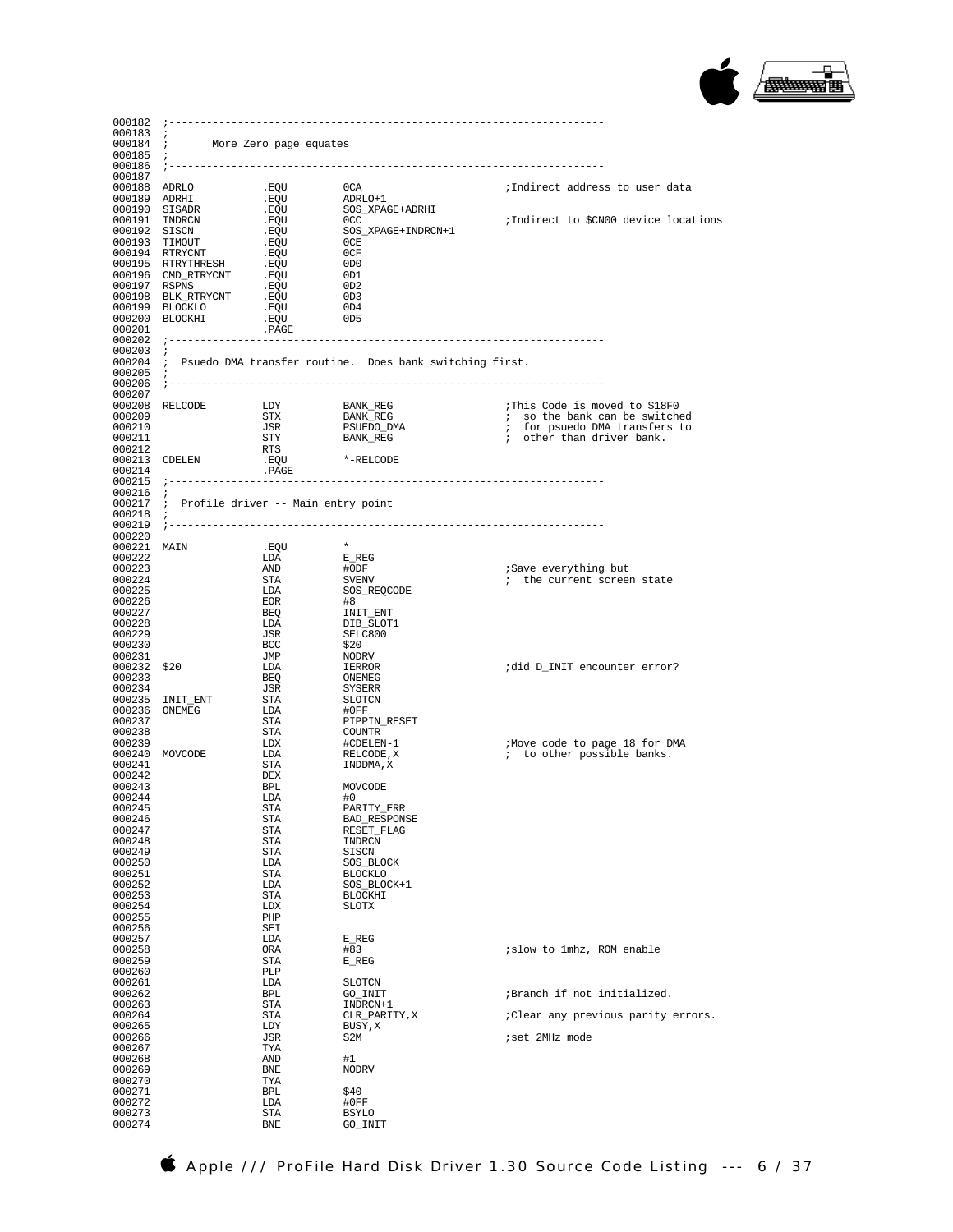```
000182 ;----------------------------------------------------------------------
000183 ;
000184 ;       More Zero page equates
000185 ;
000186 ;----------------------------------------------------------------------
000187
000188 ADRLO          .EQU        0CA                     ;Indirect address to user data
000189 ADRHI          .EQU        ADRLO+1
000190 SISADR         .EQU        SOS_XPAGE+ADRHI
000191 INDRCN         .EQU        0CC                     ;Indirect to $CN00 device locations
000192 SISCN          .EQU        SOS_XPAGE+INDRCN+1
000193 TIMOUT         .EQU        0CE
000194 RTRYCNT        .EQU        0CF
000195 RTRYTHRESH     .EQU        0D0
000196 CMD_RTRYCNT    .EQU        0D1
000197 RSPNS          .EQU        0D2
000198 BLK_RTRYCNT    .EQU        0D3
000199 BLOCKLO        .EQU        0D4
000200 BLOCKHI        .EQU        0D5
000201                .PAGE
000202 ;----------------------------------------------------------------------
000203 ;
000204 ;  Psuedo DMA transfer routine.  Does bank switching first.
000205 ;
000206 ;----------------------------------------------------------------------
000207
000208 RELCODE        LDY         BANK_REG                ;This Code is moved to $18F0
000209                STX         BANK_REG                ;  so the bank can be switched
000210                JSR         PSUEDO_DMA              ;  for psuedo DMA transfers to
000211                STY         BANK_REG                ;  other than driver bank.
000212                RTS
000213 CDELEN         .EQU        *-RELCODE
000214                .PAGE
000215 ;----------------------------------------------------------------------
000216 ;
000217 ;  Profile driver -- Main entry point
000218 ;
000219 ;----------------------------------------------------------------------
000220
000221 MAIN           .EQU        *
000222                LDA         E_REG
000223                AND         #0DF                    ;Save everything but
000224                STA         SVENV                   ;  the current screen state
000225                LDA         SOS_REQCODE
000226                EOR         #8
000227                BEQ         INIT_ENT
000228                LDA         DIB_SLOT1
000229                JSR         SELC800
000230                BCC         $20
000231                JMP         NODRV
000232 $20            LDA         IERROR                  ;did D_INIT encounter error?
000233                BEQ         ONEMEG
000234                JSR         SYSERR
000235 INIT_ENT       STA         SLOTCN
000236 ONEMEG         LDA         #0FF
000237                STA         PIPPIN_RESET
000238                STA         COUNTR
000239                LDX         #CDELEN-1               ;Move code to page 18 for DMA
000240 MOVCODE        LDA         RELCODE,X               ;  to other possible banks.
000241                STA         INDDMA,X
000242                DEX
000243                BPL         MOVCODE
000244                LDA         #0
000245                STA         PARITY_ERR
000246                STA         BAD_RESPONSE
000247                STA         RESET_FLAG
000248                STA         INDRCN
000249                STA         SISCN
000250                LDA         SOS_BLOCK
000251                STA         BLOCKLO
000252                LDA         SOS_BLOCK+1
000253                STA         BLOCKHI
000254                LDX         SLOTX
000255                PHP
000256                SEI
000257                LDA         E_REG
000258                ORA         #83                     ;slow to 1mhz, ROM enable
000259                STA         E_REG
000260                PLP
000261                LDA         SLOTCN
000262                BPL         GO_INIT                 ;Branch if not initialized.
000263                STA         INDRCN+1
000264                STA         CLR_PARITY,X            ;Clear any previous parity errors.
000265                LDY         BUSY,X
000266                JSR         S2M                     ;set 2MHz mode
000267                TYA
000268                AND         #1
000269                BNE         NODRV
000270                TYA
000271                BPL         $40
000272                LDA         #0FF
000273                STA         BSYLO
000274                BNE         GO_INIT
```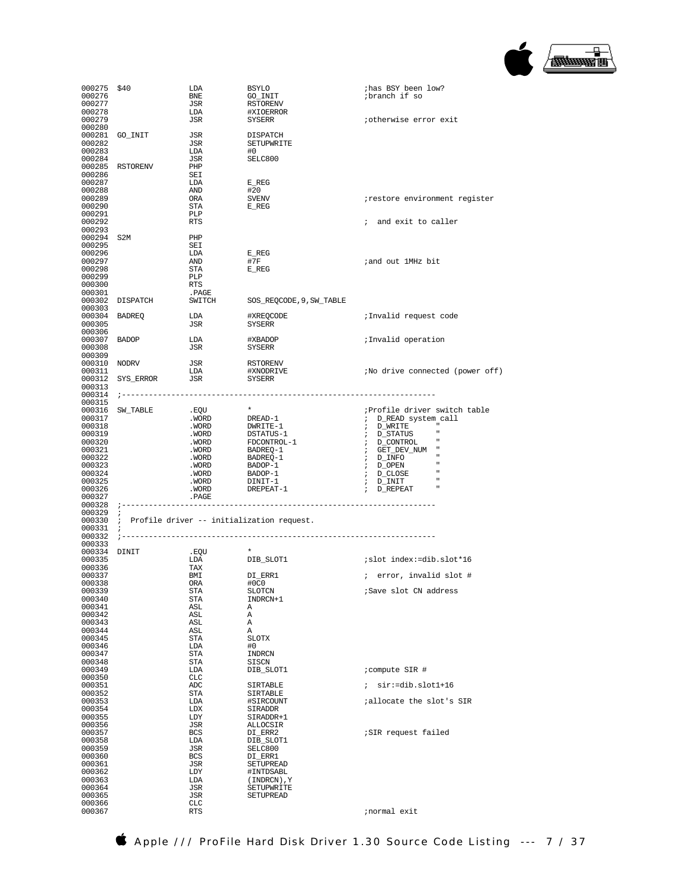```
000275 $40             LDA         BSYLO                       ;has BSY been low?
000276                 BNE         GO_INIT                     ;branch if so
000277                 JSR         RSTORENV
000278                 LDA         #XIOERROR
000279                 JSR         SYSERR                      ;otherwise error exit
000280
000281 GO_INIT         JSR         DISPATCH
000282                 JSR         SETUPWRITE
000283                 LDA         #0
000284                 JSR         SELC800
000285 RSTORENV        PHP
000286                 SEI
000287                 LDA         E_REG
000288                 AND         #20
000289                 ORA         SVENV                       ;restore environment register
000290                 STA         E_REG
000291                 PLP
000292                 RTS                                     ; and exit to caller
000293
000294 S2M             PHP
000295                 SEI
000296                 LDA         E_REG
000297                 AND         #7F                         ;and out 1MHz bit
000298                 STA         E_REG
000299                 PLP
000300                 RTS
000301                 .PAGE
000302 DISPATCH        SWITCH      SOS_REQCODE,9,SW_TABLE
000303
000304 BADREQ          LDA         #XREQCODE                   ;Invalid request code
000305                 JSR         SYSERR
000306
000307 BADOP           LDA         #XBADOP                     ;Invalid operation
000308                 JSR         SYSERR
000309
000310 NODRV           JSR         RSTORENV
000311                 LDA         #XNODRIVE                   ;No drive connected (power off)
000312 SYS_ERROR       JSR         SYSERR
000313
000314 ;-------------------------------------------------------------------
000315
000316 SW_TABLE        .EQU        *                           ;Profile driver switch table
000317                 .WORD       DREAD-1                     ; D_READ system call
000318                 .WORD       DWRITE-1                    ; D_WRITE       "
000319                 .WORD       DSTATUS-1                   ; D_STATUS      "
000320                 .WORD       FDCONTROL-1                 ; D_CONTROL     "
000321                 .WORD       BADREQ-1                    ; GET_DEV_NUM   "
000322                 .WORD       BADREQ-1                    ; D_INFO        "
000323                 .WORD       BADOP-1                     ; D_OPEN        "
000324                 .WORD       BADOP-1                     ; D_CLOSE       "
000325                 .WORD       DINIT-1                     ; D_INIT        "
000326                 .WORD       DREPEAT-1                   ; D_REPEAT      "
000327                 .PAGE
000328 ;-------------------------------------------------------------------
000329 ;
000330 ;  Profile driver -- initialization request.
000331 ;
000332 ;-------------------------------------------------------------------
000333
000334 DINIT           .EQU        *
000335                 LDA         DIB_SLOT1                   ;slot index:=dib.slot*16
000336                 TAX
000337                 BMI         DI_ERR1                     ; error, invalid slot #
000338                 ORA         #0C0
000339                 STA         SLOTCN                      ;Save slot CN address
000340                 STA         INDRCN+1
000341                 ASL         A
000342                 ASL         A
000343                 ASL         A
000344                 ASL         A
000345                 STA         SLOTX
000346                 LDA         #0
000347                 STA         INDRCN
000348                 STA         SISCN
000349                 LDA         DIB_SLOT1                   ;compute SIR #
000350                 CLC
000351                 ADC         SIRTABLE                    ; sir:=dib.slot1+16
000352                 STA         SIRTABLE
000353                 LDA         #SIRCOUNT                   ;allocate the slot's SIR
000354                 LDX         SIRADDR
000355                 LDY         SIRADDR+1
000356                 JSR         ALLOCSIR
000357                 BCS         DI_ERR2                     ;SIR request failed
000358                 LDA         DIB_SLOT1
000359                 JSR         SELC800
000360                 BCS         DI_ERR1
000361                 JSR         SETUPREAD
000362                 LDY         #INTDSABL
000363                 LDA         (INDRCN),Y
000364                 JSR         SETUPWRITE
000365                 JSR         SETUPREAD
000366                 CLC
000367                 RTS                                     ;normal exit
```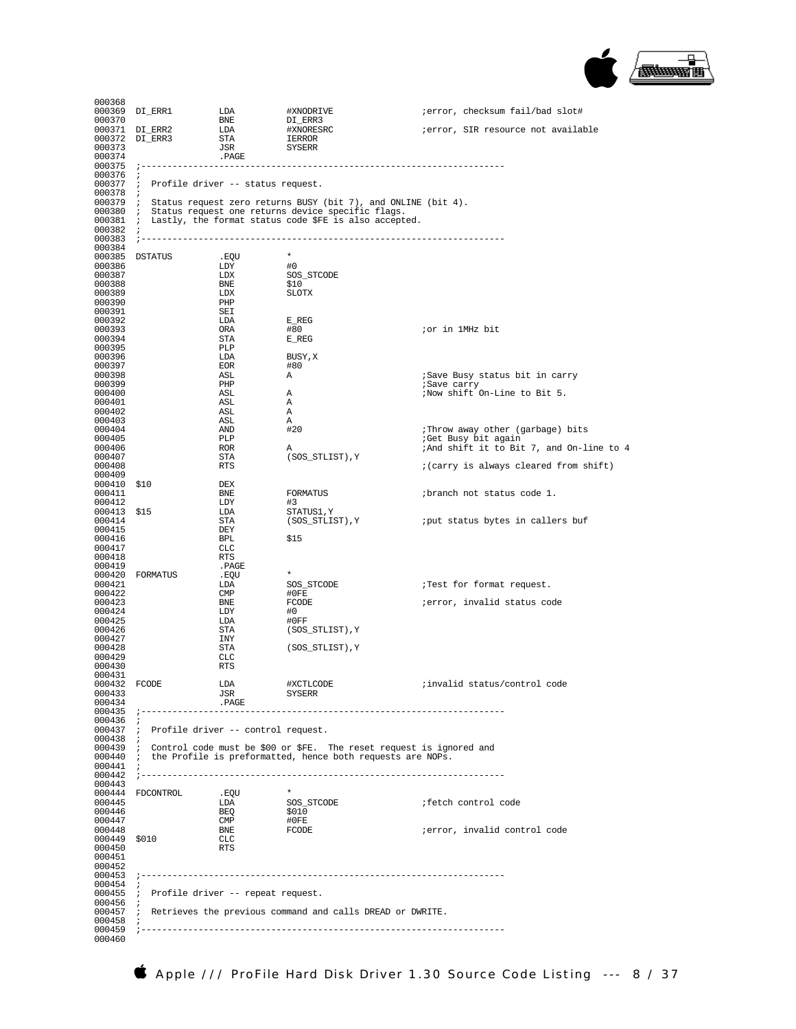```
000368
000369 DI_ERR1         LDA         #XNODRIVE                ;error, checksum fail/bad slot#
000370                 BNE         DI_ERR3
000371 DI_ERR2         LDA         #XNORESRC                ;error, SIR resource not available
000372 DI_ERR3         STA         IERROR
000373                 JSR         SYSERR
000374                 .PAGE
000375 ;--------------------------------------------------------------------
000376 ;
000377 ;  Profile driver -- status request.
000378 ;
000379 ;  Status request zero returns BUSY (bit 7), and ONLINE (bit 4).
000380 ;  Status request one returns device specific flags.
000381 ;  Lastly, the format status code $FE is also accepted.
000382 ;
000383 ;--------------------------------------------------------------------
000384
000385 DSTATUS         .EQU        *
000386                 LDY         #0
000387                 LDX         SOS_STCODE
000388                 BNE         $10
000389                 LDX         SLOTX
000390                 PHP
000391                 SEI
000392                 LDA         E_REG
000393                 ORA         #80                      ;or in 1MHz bit
000394                 STA         E_REG
000395                 PLP
000396                 LDA         BUSY,X
000397                 EOR         #80
000398                 ASL         A                        ;Save Busy status bit in carry
000399                 PHP                                  ;Save carry
000400                 ASL         A                        ;Now shift On-Line to Bit 5.
000401                 ASL         A
000402                 ASL         A
000403                 ASL         A
000404                 AND         #20                      ;Throw away other (garbage) bits
000405                 PLP                                  ;Get Busy bit again
000406                 ROR         A                        ;And shift it to Bit 7, and On-line to 4
000407                 STA         (SOS_STLIST),Y
000408                 RTS                                  ;(carry is always cleared from shift)
000409
000410 $10             DEX
000411                 BNE         FORMATUS                 ;branch not status code 1.
000412                 LDY         #3
000413 $15             LDA         STATUS1,Y
000414                 STA         (SOS_STLIST),Y           ;put status bytes in callers buf
000415                 DEY
000416                 BPL         $15
000417                 CLC
000418                 RTS
000419                 .PAGE
000420 FORMATUS        .EQU        *
000421                 LDA         SOS_STCODE               ;Test for format request.
000422                 CMP         #0FE
000423                 BNE         FCODE                    ;error, invalid status code
000424                 LDY         #0
000425                 LDA         #0FF
000426                 STA         (SOS_STLIST),Y
000427                 INY
000428                 STA         (SOS_STLIST),Y
000429                 CLC
000430                 RTS
000431
000432 FCODE           LDA         #XCTLCODE                ;invalid status/control code
000433                 JSR         SYSERR
000434                 .PAGE
000435 ;--------------------------------------------------------------------
000436 ;
000437 ;  Profile driver -- control request.
000438 ;
000439 ;  Control code must be $00 or $FE.  The reset request is ignored and
000440 ;  the Profile is preformatted, hence both requests are NOPs.
000441 ;
000442 ;--------------------------------------------------------------------
000443
000444 FDCONTROL       .EQU        *
000445                 LDA         SOS_STCODE               ;fetch control code
000446                 BEQ         $010
000447                 CMP         #0FE
000448                 BNE         FCODE                    ;error, invalid control code
000449 $010            CLC
000450                 RTS
000451
000452
000453 ;--------------------------------------------------------------------
000454 ;
000455 ;  Profile driver -- repeat request.
000456 ;
000457 ;  Retrieves the previous command and calls DREAD or DWRITE.
000458 ;
000459 ;--------------------------------------------------------------------
000460
```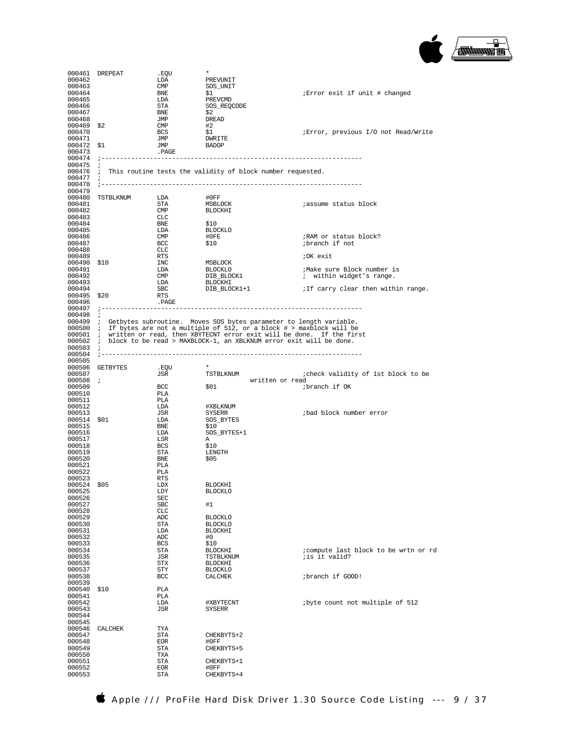```
000461 DREPEAT         .EQU        *
000462                 LDA         PREVUNIT
000463                 CMP         SOS_UNIT
000464                 BNE         $1                      ;Error exit if unit # changed
000465                 LDA         PREVCMD
000466                 STA         SOS_REQCODE
000467                 BNE         $2
000468                 JMP         DREAD
000469 $2              CMP         #2
000470                 BCS         $1                      ;Error, previous I/O not Read/Write
000471                 JMP         DWRITE
000472 $1              JMP         BADOP
000473                 .PAGE
000474 ;-------------------------------------------------------------------
000475 ;
000476 ;  This routine tests the validity of block number requested.
000477 ;
000478 ;-------------------------------------------------------------------
000479
000480 TSTBLKNUM       LDA         #0FF
000481                 STA         MSBLOCK                 ;assume status block
000482                 CMP         BLOCKHI
000483                 CLC
000484                 BNE         $10
000485                 LDA         BLOCKLO
000486                 CMP         #0FE                    ;RAM or status block?
000487                 BCC         $10                     ;branch if not
000488                 CLC
000489                 RTS                                 ;OK exit
000490 $10             INC         MSBLOCK
000491                 LDA         BLOCKLO                 ;Make sure Block number is
000492                 CMP         DIB_BLOCK1              ;  within widget's range.
000493                 LDA         BLOCKHI
000494                 SBC         DIB_BLOCK1+1            ;If carry clear then within range.
000495 $20             RTS
000496                 .PAGE
000497 ;-------------------------------------------------------------------
000498 ;
000499 ;  Getbytes subroutine.  Moves SOS bytes parameter to length variable.
000500 ;  If bytes are not a multiple of 512, or a block # > maxblock will be
000501 ;  written or read, then XBYTECNT error exit will be done.  If the first
000502 ;  block to be read > MAXBLOCK-1, an XBLKNUM error exit will be done.
000503 ;
000504 ;-------------------------------------------------------------------
000505
000506 GETBYTES        .EQU        *
000507                 JSR         TSTBLKNUM               ;check validity of 1st block to be
000508 ;                                       written or read
000509                 BCC         $01                     ;branch if OK
000510                 PLA
000511                 PLA
000512                 LDA         #XBLKNUM
000513                 JSR         SYSERR                  ;bad block number error
000514 $01             LDA         SOS_BYTES
000515                 BNE         $10
000516                 LDA         SOS_BYTES+1
000517                 LSR         A
000518                 BCS         $10
000519                 STA         LENGTH
000520                 BNE         $05
000521                 PLA
000522                 PLA
000523                 RTS
000524 $05             LDX         BLOCKHI
000525                 LDY         BLOCKLO
000526                 SEC
000527                 SBC         #1
000528                 CLC
000529                 ADC         BLOCKLO
000530                 STA         BLOCKLO
000531                 LDA         BLOCKHI
000532                 ADC         #0
000533                 BCS         $10
000534                 STA         BLOCKHI                 ;compute last block to be wrtn or rd
000535                 JSR         TSTBLKNUM               ;is it valid?
000536                 STX         BLOCKHI
000537                 STY         BLOCKLO
000538                 BCC         CALCHEK                 ;branch if GOOD!
000539
000540 $10             PLA
000541                 PLA
000542                 LDA         #XBYTECNT               ;byte count not multiple of 512
000543                 JSR         SYSERR
000544
000545
000546 CALCHEK         TYA
000547                 STA         CHEKBYTS+2
000548                 EOR         #0FF
000549                 STA         CHEKBYTS+5
000550                 TXA
000551                 STA         CHEKBYTS+1
000552                 EOR         #0FF
000553                 STA         CHEKBYTS+4
```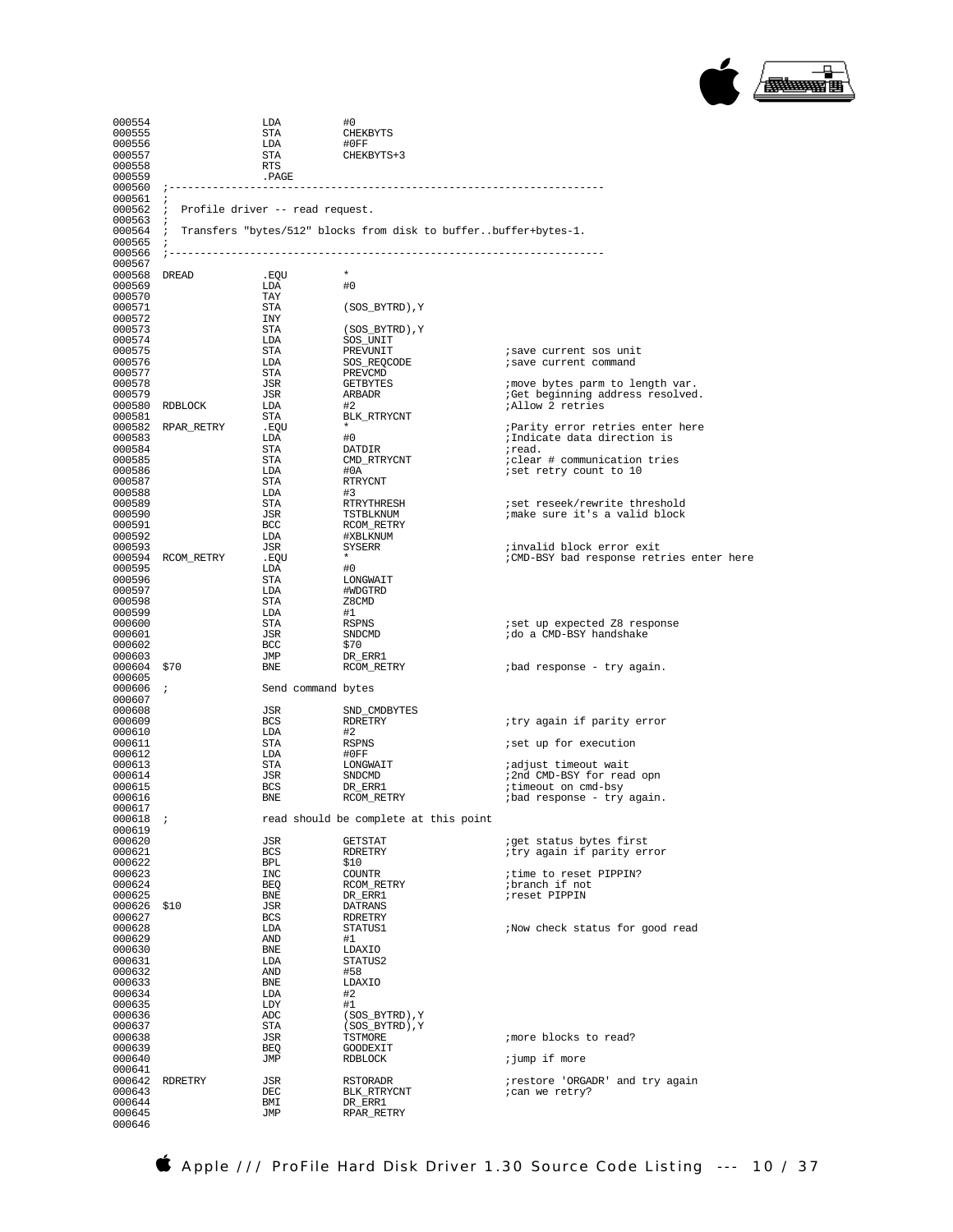```
000554                  LDA         #0
000555                  STA         CHEKBYTS
000556                  LDA         #0FF
000557                  STA         CHEKBYTS+3
000558                  RTS
000559                  .PAGE
000560  ;-----------------------------------------------------------------------
000561  ;
000562  ;  Profile driver -- read request.
000563  ;
000564  ;  Transfers "bytes/512" blocks from disk to buffer..buffer+bytes-1.
000565  ;
000566  ;-----------------------------------------------------------------------
000567
000568  DREAD           .EQU        *
000569                  LDA         #0
000570                  TAY
000571                  STA         (SOS_BYTRD),Y
000572                  INY
000573                  STA         (SOS_BYTRD),Y
000574                  LDA         SOS_UNIT
000575                  STA         PREVUNIT                ;save current sos unit
000576                  LDA         SOS_REQCODE             ;save current command
000577                  STA         PREVCMD
000578                  JSR         GETBYTES                ;move bytes parm to length var.
000579                  JSR         ARBADR                  ;Get beginning address resolved.
000580  RDBLOCK         LDA         #2                      ;Allow 2 retries
000581                  STA         BLK_RTRYCNT
000582  RPAR_RETRY      .EQU        *                       ;Parity error retries enter here
000583                  LDA         #0                      ;Indicate data direction is
000584                  STA         DATDIR                  ;read.
000585                  STA         CMD_RTRYCNT             ;clear # communication tries
000586                  LDA         #0A                     ;set retry count to 10
000587                  STA         RTRYCNT
000588                  LDA         #3
000589                  STA         RTRYTHRESH              ;set reseek/rewrite threshold
000590                  JSR         TSTBLKNUM               ;make sure it's a valid block
000591                  BCC         RCOM_RETRY
000592                  LDA         #XBLKNUM
000593                  JSR         SYSERR                  ;invalid block error exit
000594  RCOM_RETRY      .EQU        *                       ;CMD-BSY bad response retries enter here
000595                  LDA         #0
000596                  STA         LONGWAIT
000597                  LDA         #WDGTRD
000598                  STA         Z8CMD
000599                  LDA         #1
000600                  STA         RSPNS                   ;set up expected Z8 response
000601                  JSR         SNDCMD                  ;do a CMD-BSY handshake
000602                  BCC         $70
000603                  JMP         DR_ERR1
000604  $70             BNE         RCOM_RETRY              ;bad response - try again.
000605
000606  ;               Send command bytes
000607
000608                  JSR         SND_CMDBYTES
000609                  BCS         RDRETRY                 ;try again if parity error
000610                  LDA         #2
000611                  STA         RSPNS                   ;set up for execution
000612                  LDA         #0FF
000613                  STA         LONGWAIT                ;adjust timeout wait
000614                  JSR         SNDCMD                  ;2nd CMD-BSY for read opn
000615                  BCS         DR_ERR1                 ;timeout on cmd-bsy
000616                  BNE         RCOM_RETRY              ;bad response - try again.
000617
000618  ;               read should be complete at this point
000619
000620                  JSR         GETSTAT                 ;get status bytes first
000621                  BCS         RDRETRY                 ;try again if parity error
000622                  BPL         $10
000623                  INC         COUNTR                  ;time to reset PIPPIN?
000624                  BEQ         RCOM_RETRY              ;branch if not
000625                  BNE         DR_ERR1                 ;reset PIPPIN
000626  $10             JSR         DATRANS
000627                  BCS         RDRETRY
000628                  LDA         STATUS1                 ;Now check status for good read
000629                  AND         #1
000630                  BNE         LDAXIO
000631                  LDA         STATUS2
000632                  AND         #58
000633                  BNE         LDAXIO
000634                  LDA         #2
000635                  LDY         #1
000636                  ADC         (SOS_BYTRD),Y
000637                  STA         (SOS_BYTRD),Y
000638                  JSR         TSTMORE                 ;more blocks to read?
000639                  BEQ         GOODEXIT
000640                  JMP         RDBLOCK                 ;jump if more
000641
000642  RDRETRY         JSR         RSTORADR                ;restore 'ORGADR' and try again
000643                  DEC         BLK_RTRYCNT             ;can we retry?
000644                  BMI         DR_ERR1
000645                  JMP         RPAR_RETRY
000646
```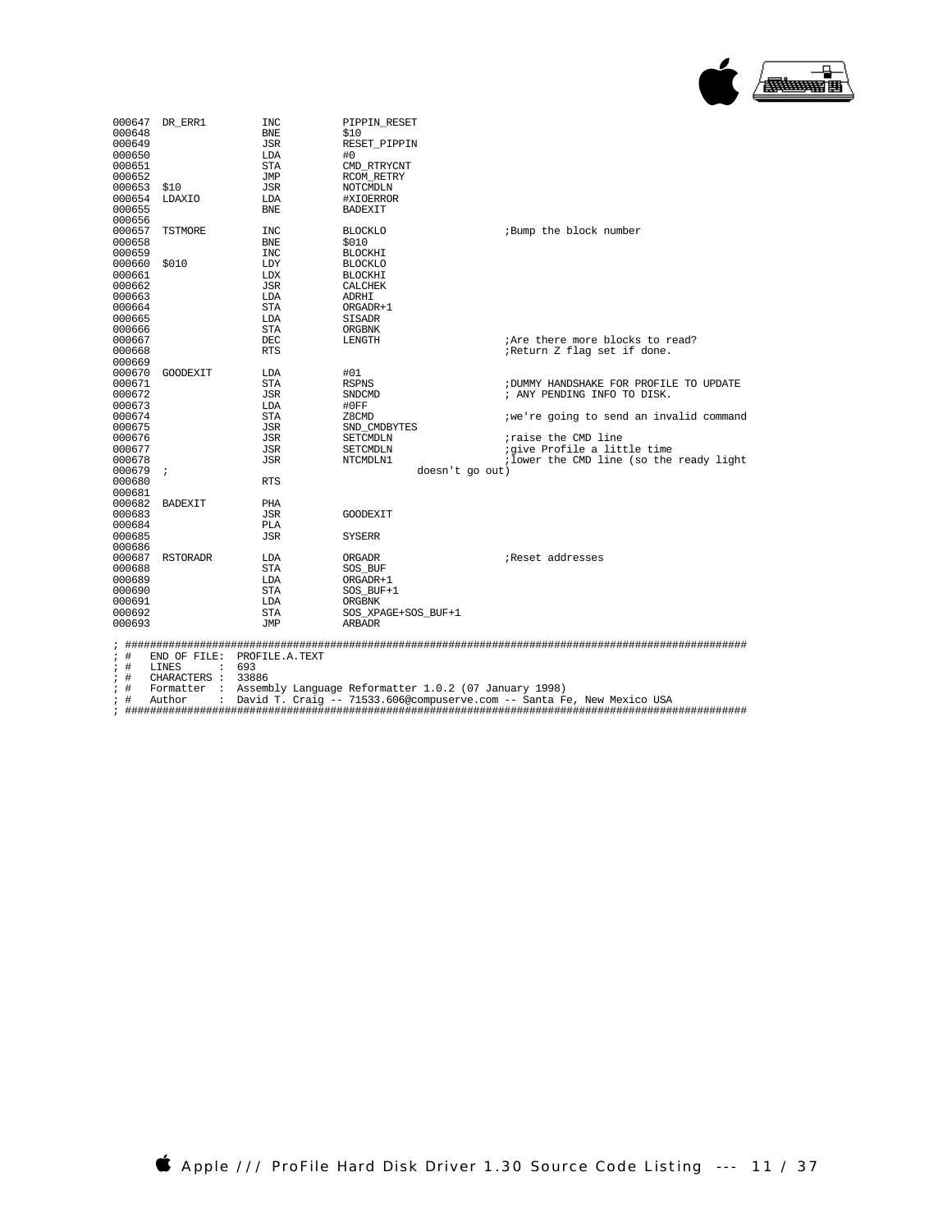```
000647  DR_ERR1         INC         PIPPIN_RESET
000648                  BNE         $10
000649                  JSR         RESET_PIPPIN
000650                  LDA         #0
000651                  STA         CMD_RTRYCNT
000652                  JMP         RCOM_RETRY
000653  $10             JSR         NOTCMDLN
000654  LDAXIO          LDA         #XIOERROR
000655                  BNE         BADEXIT
000656
000657  TSTMORE         INC         BLOCKLO                 ;Bump the block number
000658                  BNE         $010
000659                  INC         BLOCKHI
000660  $010            LDY         BLOCKLO
000661                  LDX         BLOCKHI
000662                  JSR         CALCHEK
000663                  LDA         ADRHI
000664                  STA         ORGADR+1
000665                  LDA         SISADR
000666                  STA         ORGBNK
000667                  DEC         LENGTH                  ;Are there more blocks to read?
000668                  RTS                                 ;Return Z flag set if done.
000669
000670  GOODEXIT        LDA         #01
000671                  STA         RSPNS                   ;DUMMY HANDSHAKE FOR PROFILE TO UPDATE
000672                  JSR         SNDCMD                  ; ANY PENDING INFO TO DISK.
000673                  LDA         #0FF
000674                  STA         Z8CMD                   ;we're going to send an invalid command
000675                  JSR         SND_CMDBYTES
000676                  JSR         SETCMDLN                ;raise the CMD line
000677                  JSR         SETCMDLN                ;give Profile a little time
000678                  JSR         NTCMDLN1                ;lower the CMD line (so the ready light
000679  ;                                   doesn't go out)
000680                  RTS
000681
000682  BADEXIT         PHA
000683                  JSR         GOODEXIT
000684                  PLA
000685                  JSR         SYSERR
000686
000687  RSTORADR        LDA         ORGADR                  ;Reset addresses
000688                  STA         SOS_BUF
000689                  LDA         ORGADR+1
000690                  STA         SOS_BUF+1
000691                  LDA         ORGBNK
000692                  STA         SOS_XPAGE+SOS_BUF+1
000693                  JMP         ARBADR

; ##########################################################################################################
; #   END OF FILE:  PROFILE.A.TEXT
; #   LINES       :  693
; #   CHARACTERS  :  33886
; #   Formatter   :  Assembly Language Reformatter 1.0.2 (07 January 1998)
; #   Author      :  David T. Craig -- 71533.606@compuserve.com -- Santa Fe, New Mexico USA
; ##########################################################################################################
```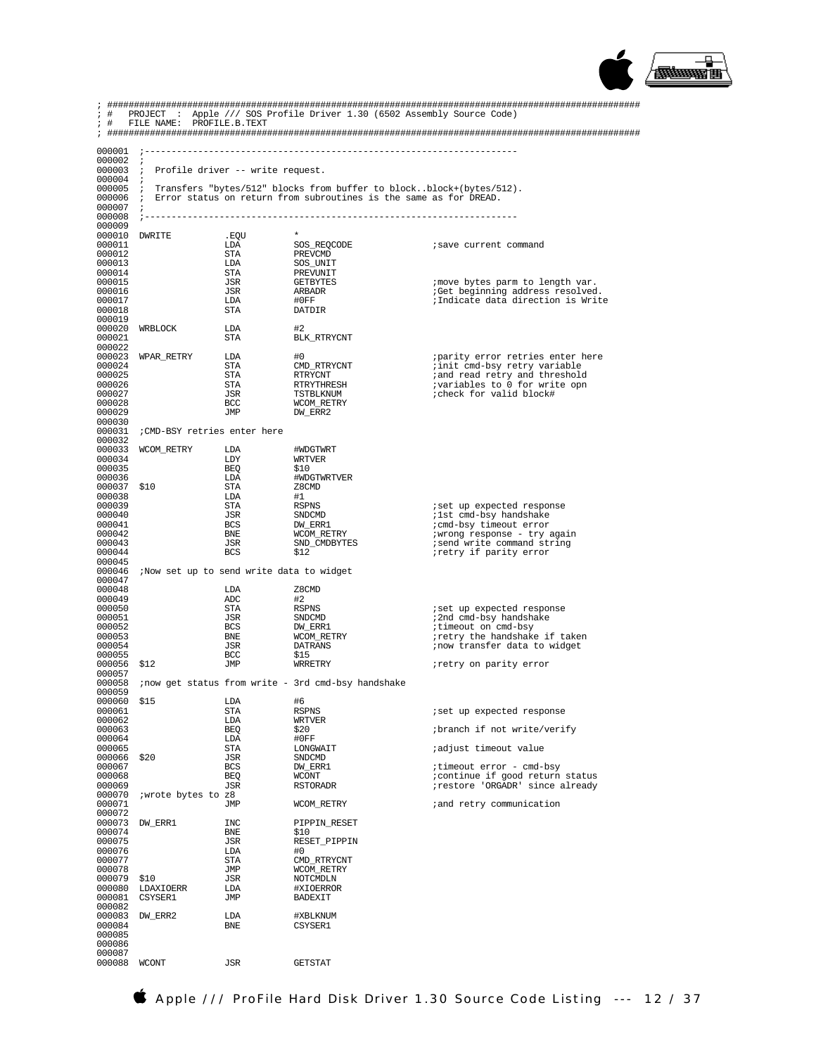```
; ##################################################################################################
; #   PROJECT  :  Apple /// SOS Profile Driver 1.30 (6502 Assembly Source Code)
; #   FILE NAME:  PROFILE.B.TEXT
; ##################################################################################################

000001  ;-----------------------------------------------------------------------
000002  ;
000003  ;  Profile driver -- write request.
000004  ;
000005  ;  Transfers "bytes/512" blocks from buffer to block..block+(bytes/512).
000006  ;  Error status on return from subroutines is the same as for DREAD.
000007  ;
000008  ;-----------------------------------------------------------------------
000009
000010  DWRITE          .EQU        *
000011                  LDA         SOS_REQCODE             ;save current command
000012                  STA         PREVCMD
000013                  LDA         SOS_UNIT
000014                  STA         PREVUNIT
000015                  JSR         GETBYTES                ;move bytes parm to length var.
000016                  JSR         ARBADR                  ;Get beginning address resolved.
000017                  LDA         #0FF                    ;Indicate data direction is Write
000018                  STA         DATDIR
000019
000020  WRBLOCK         LDA         #2
000021                  STA         BLK_RTRYCNT
000022
000023  WPAR_RETRY      LDA         #0                      ;parity error retries enter here
000024                  STA         CMD_RTRYCNT             ;init cmd-bsy retry variable
000025                  STA         RTRYCNT                 ;and read retry and threshold
000026                  STA         RTRYTHRESH              ;variables to 0 for write opn
000027                  JSR         TSTBLKNUM               ;check for valid block#
000028                  BCC         WCOM_RETRY
000029                  JMP         DW_ERR2
000030
000031  ;CMD-BSY retries enter here
000032
000033  WCOM_RETRY      LDA         #WDGTWRT
000034                  LDY         WRTVER
000035                  BEQ         $10
000036                  LDA         #WDGTWRTVER
000037  $10             STA         Z8CMD
000038                  LDA         #1
000039                  STA         RSPNS                   ;set up expected response
000040                  JSR         SNDCMD                  ;1st cmd-bsy handshake
000041                  BCS         DW_ERR1                 ;cmd-bsy timeout error
000042                  BNE         WCOM_RETRY              ;wrong response - try again
000043                  JSR         SND_CMDBYTES            ;send write command string
000044                  BCS         $12                     ;retry if parity error
000045
000046  ;Now set up to send write data to widget
000047
000048                  LDA         Z8CMD
000049                  ADC         #2
000050                  STA         RSPNS                   ;set up expected response
000051                  JSR         SNDCMD                  ;2nd cmd-bsy handshake
000052                  BCS         DW_ERR1                 ;timeout on cmd-bsy
000053                  BNE         WCOM_RETRY              ;retry the handshake if taken
000054                  JSR         DATRANS                 ;now transfer data to widget
000055                  BCC         $15
000056  $12             JMP         WRRETRY                 ;retry on parity error
000057
000058  ;now get status from write - 3rd cmd-bsy handshake
000059
000060  $15             LDA         #6
000061                  STA         RSPNS                   ;set up expected response
000062                  LDA         WRTVER
000063                  BEQ         $20                     ;branch if not write/verify
000064                  LDA         #0FF
000065                  STA         LONGWAIT                ;adjust timeout value
000066  $20             JSR         SNDCMD
000067                  BCS         DW_ERR1                 ;timeout error - cmd-bsy
000068                  BEQ         WCONT                   ;continue if good return status
000069                  JSR         RSTORADR                ;restore 'ORGADR' since already
000070  ;wrote bytes to z8
000071                  JMP         WCOM_RETRY              ;and retry communication
000072
000073  DW_ERR1         INC         PIPPIN_RESET
000074                  BNE         $10
000075                  JSR         RESET_PIPPIN
000076                  LDA         #0
000077                  STA         CMD_RTRYCNT
000078                  JMP         WCOM_RETRY
000079  $10             JSR         NOTCMDLN
000080  LDAXIOERR       LDA         #XIOERROR
000081  CSYSER1         JMP         BADEXIT
000082
000083  DW_ERR2         LDA         #XBLKNUM
000084                  BNE         CSYSER1
000085
000086
000087
000088  WCONT           JSR         GETSTAT
```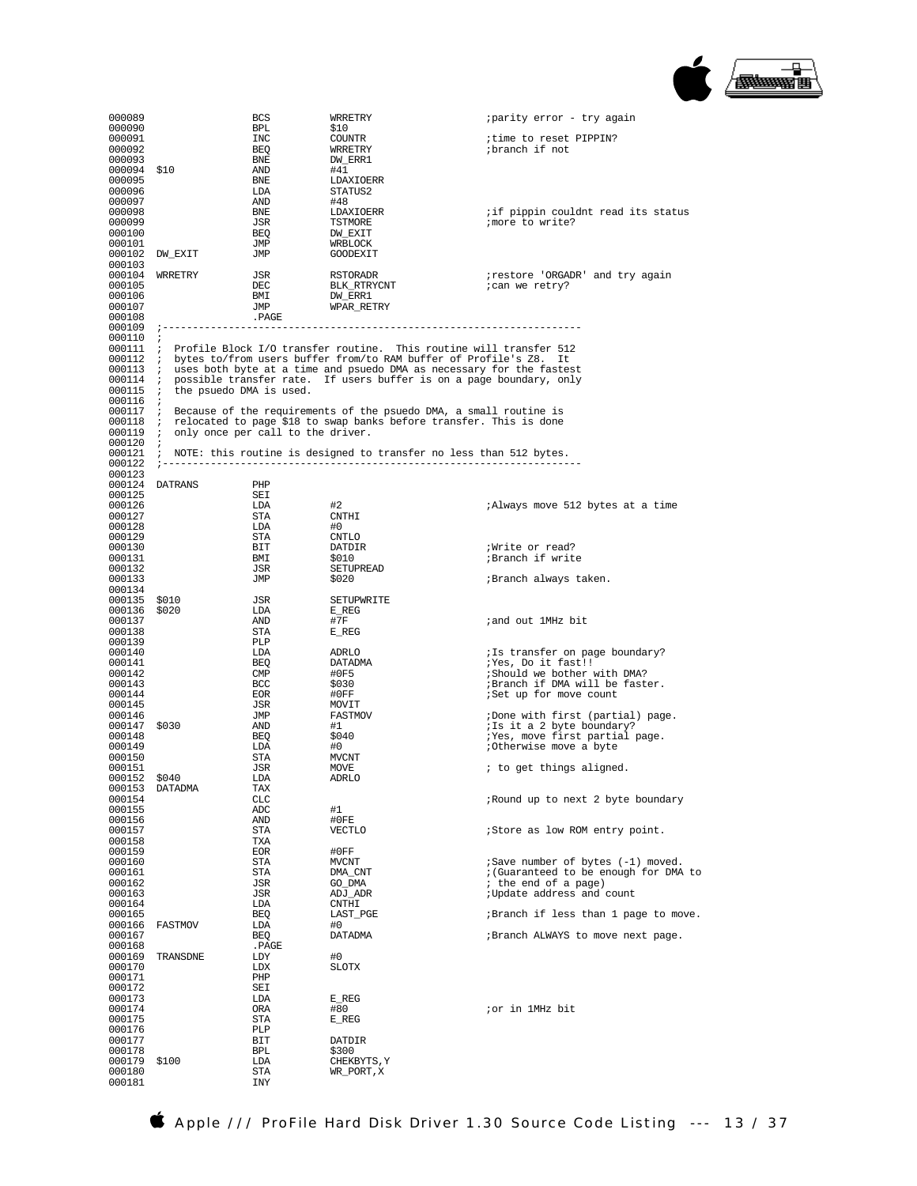```
000089                  BCS         WRRETRY                 ;parity error - try again
000090                  BPL         $10
000091                  INC         COUNTR                  ;time to reset PIPPIN?
000092                  BEQ         WRRETRY                 ;branch if not
000093                  BNE         DW_ERR1
000094  $10             AND         #41
000095                  BNE         LDAXIOERR
000096                  LDA         STATUS2
000097                  AND         #48
000098                  BNE         LDAXIOERR               ;if pippin couldnt read its status
000099                  JSR         TSTMORE                 ;more to write?
000100                  BEQ         DW_EXIT
000101                  JMP         WRBLOCK
000102  DW_EXIT         JMP         GOODEXIT
000103
000104  WRRETRY         JSR         RSTORADR                ;restore 'ORGADR' and try again
000105                  DEC         BLK_RTRYCNT             ;can we retry?
000106                  BMI         DW_ERR1
000107                  JMP         WPAR_RETRY
000108                  .PAGE
000109  ;--------------------------------------------------------------------
000110  ;
000111  ; Profile Block I/O transfer routine.  This routine will transfer 512
000112  ; bytes to/from users buffer from/to RAM buffer of Profile's Z8.  It
000113  ; uses both byte at a time and psuedo DMA as necessary for the fastest
000114  ; possible transfer rate.  If users buffer is on a page boundary, only
000115  ; the psuedo DMA is used.
000116  ;
000117  ; Because of the requirements of the psuedo DMA, a small routine is
000118  ; relocated to page $18 to swap banks before transfer. This is done
000119  ; only once per call to the driver.
000120  ;
000121  ; NOTE: this routine is designed to transfer no less than 512 bytes.
000122  ;--------------------------------------------------------------------
000123
000124  DATRANS         PHP
000125                  SEI
000126                  LDA         #2                      ;Always move 512 bytes at a time
000127                  STA         CNTHI
000128                  LDA         #0
000129                  STA         CNTLO
000130                  BIT         DATDIR                  ;Write or read?
000131                  BMI         $010                    ;Branch if write
000132                  JSR         SETUPREAD
000133                  JMP         $020                    ;Branch always taken.
000134
000135  $010            JSR         SETUPWRITE
000136  $020            LDA         E_REG
000137                  AND         #7F                     ;and out 1MHz bit
000138                  STA         E_REG
000139                  PLP
000140                  LDA         ADRLO                   ;Is transfer on page boundary?
000141                  BEQ         DATADMA                 ;Yes, Do it fast!!
000142                  CMP         #0F5                    ;Should we bother with DMA?
000143                  BCC         $030                    ;Branch if DMA will be faster.
000144                  EOR         #0FF                    ;Set up for move count
000145                  JSR         MOVIT
000146                  JMP         FASTMOV                 ;Done with first (partial) page.
000147  $030            AND         #1                      ;Is it a 2 byte boundary?
000148                  BEQ         $040                    ;Yes, move first partial page.
000149                  LDA         #0                      ;Otherwise move a byte
000150                  STA         MVCNT
000151                  JSR         MOVE                    ; to get things aligned.
000152  $040            LDA         ADRLO
000153  DATADMA         TAX
000154                  CLC                                 ;Round up to next 2 byte boundary
000155                  ADC         #1
000156                  AND         #0FE
000157                  STA         VECTLO                  ;Store as low ROM entry point.
000158                  TXA
000159                  EOR         #0FF
000160                  STA         MVCNT                   ;Save number of bytes (-1) moved.
000161                  STA         DMA_CNT                 ;(Guaranteed to be enough for DMA to
000162                  JSR         GO_DMA                  ; the end of a page)
000163                  JSR         ADJ_ADR                 ;Update address and count
000164                  LDA         CNTHI
000165                  BEQ         LAST_PGE                ;Branch if less than 1 page to move.
000166  FASTMOV         LDA         #0
000167                  BEQ         DATADMA                 ;Branch ALWAYS to move next page.
000168                  .PAGE
000169  TRANSDNE        LDY         #0
000170                  LDX         SLOTX
000171                  PHP
000172                  SEI
000173                  LDA         E_REG
000174                  ORA         #80                     ;or in 1MHz bit
000175                  STA         E_REG
000176                  PLP
000177                  BIT         DATDIR
000178                  BPL         $300
000179  $100            LDA         CHEKBYTS,Y
000180                  STA         WR_PORT,X
000181                  INY
```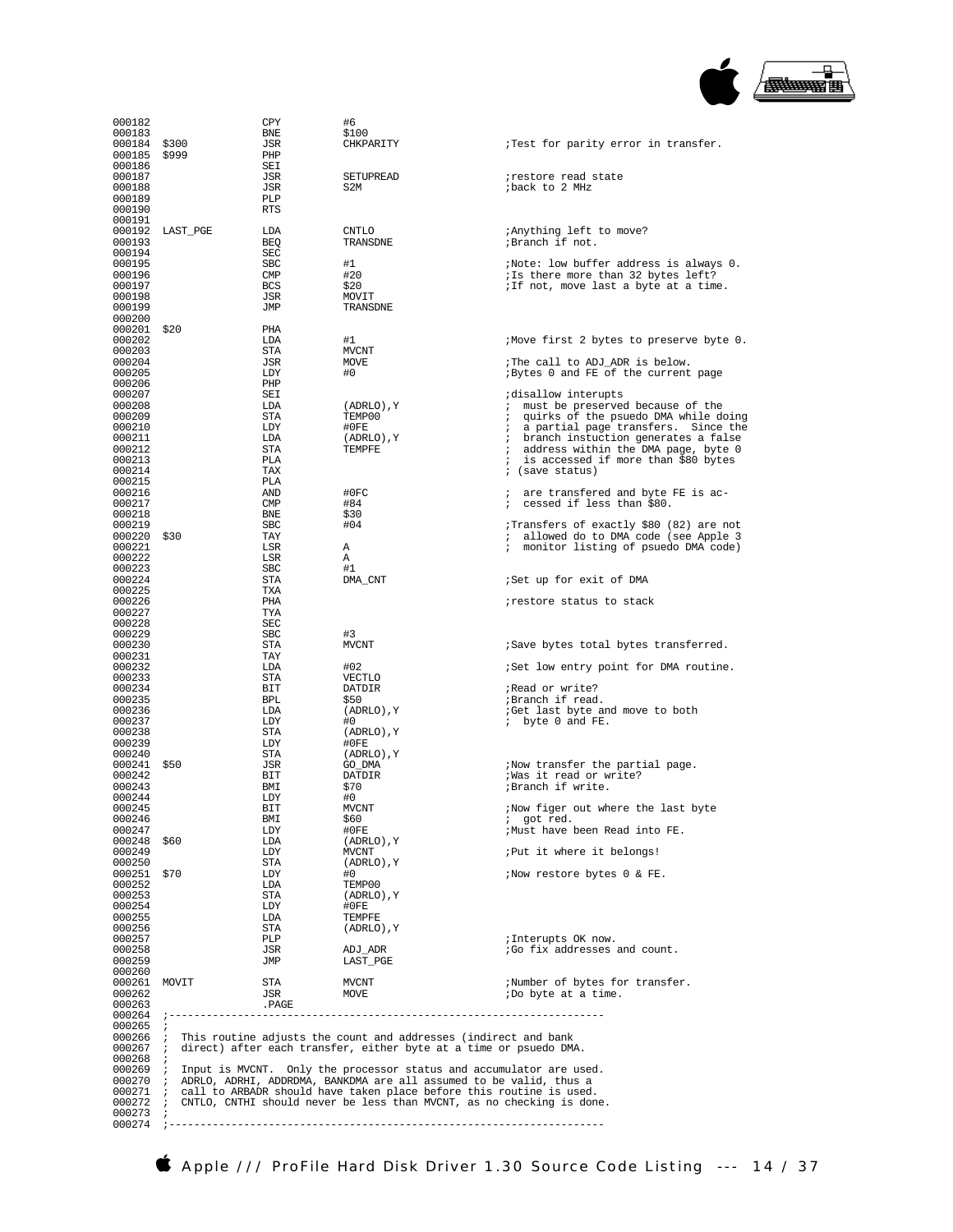```
000182              CPY         #6
000183              BNE         $100
000184  $300        JSR         CHKPARITY                   ;Test for parity error in transfer.
000185  $999        PHP
000186              SEI
000187              JSR         SETUPREAD                   ;restore read state
000188              JSR         S2M                         ;back to 2 MHz
000189              PLP
000190              RTS
000191
000192  LAST_PGE    LDA         CNTLO                       ;Anything left to move?
000193              BEQ         TRANSDNE                    ;Branch if not.
000194              SEC
000195              SBC         #1                          ;Note: low buffer address is always 0.
000196              CMP         #20                         ;Is there more than 32 bytes left?
000197              BCS         $20                         ;If not, move last a byte at a time.
000198              JSR         MOVIT
000199              JMP         TRANSDNE
000200
000201  $20         PHA
000202              LDA         #1                          ;Move first 2 bytes to preserve byte 0.
000203              STA         MVCNT
000204              JSR         MOVE                        ;The call to ADJ_ADR is below.
000205              LDY         #0                          ;Bytes 0 and FE of the current page
000206              PHP
000207              SEI                                     ;disallow interupts
000208              LDA         (ADRLO),Y                   ; must be preserved because of the
000209              STA         TEMP00                      ; quirks of the psuedo DMA while doing
000210              LDY         #0FE                        ; a partial page transfers.  Since the
000211              LDA         (ADRLO),Y                   ; branch instuction generates a false
000212              STA         TEMPFE                      ; address within the DMA page, byte 0
000213              PLA                                     ; is accessed if more than $80 bytes
000214              TAX                                     ; (save status)
000215              PLA
000216              AND         #0FC                        ; are transfered and byte FE is ac-
000217              CMP         #84                         ; cessed if less than $80.
000218              BNE         $30
000219              SBC         #04                         ;Transfers of exactly $80 (82) are not
000220  $30         TAY                                     ; allowed do to DMA code (see Apple 3
000221              LSR         A                           ; monitor listing of psuedo DMA code)
000222              LSR         A
000223              SBC         #1
000224              STA         DMA_CNT                     ;Set up for exit of DMA
000225              TXA
000226              PHA                                     ;restore status to stack
000227              TYA
000228              SEC
000229              SBC         #3
000230              STA         MVCNT                       ;Save bytes total bytes transferred.
000231              TAY
000232              LDA         #02                         ;Set low entry point for DMA routine.
000233              STA         VECTLO
000234              BIT         DATDIR                      ;Read or write?
000235              BPL         $50                         ;Branch if read.
000236              LDA         (ADRLO),Y                   ;Get last byte and move to both
000237              LDY         #0                          ; byte 0 and FE.
000238              STA         (ADRLO),Y
000239              LDY         #0FE
000240              STA         (ADRLO),Y
000241  $50         JSR         GO_DMA                      ;Now transfer the partial page.
000242              BIT         DATDIR                      ;Was it read or write?
000243              BMI         $70                         ;Branch if write.
000244              LDY         #0
000245              BIT         MVCNT                       ;Now figer out where the last byte
000246              BMI         $60                         ; got red.
000247              LDY         #0FE                        ;Must have been Read into FE.
000248  $60         LDA         (ADRLO),Y
000249              LDY         MVCNT                       ;Put it where it belongs!
000250              STA         (ADRLO),Y
000251  $70         LDY         #0                          ;Now restore bytes 0 & FE.
000252              LDA         TEMP00
000253              STA         (ADRLO),Y
000254              LDY         #0FE
000255              LDA         TEMPFE
000256              STA         (ADRLO),Y
000257              PLP                                     ;Interupts OK now.
000258              JSR         ADJ_ADR                     ;Go fix addresses and count.
000259              JMP         LAST_PGE
000260
000261  MOVIT       STA         MVCNT                       ;Number of bytes for transfer.
000262              JSR         MOVE                        ;Do byte at a time.
000263              .PAGE
000264  ;-------------------------------------------------------------------
000265  ;
000266  ;  This routine adjusts the count and addresses (indirect and bank
000267  ;  direct) after each transfer, either byte at a time or psuedo DMA.
000268  ;
000269  ;  Input is MVCNT.  Only the processor status and accumulator are used.
000270  ;  ADRLO, ADRHI, ADDRDMA, BANKDMA are all assumed to be valid, thus a
000271  ;  call to ARBADR should have taken place before this routine is used.
000272  ;  CNTLO, CNTHI should never be less than MVCNT, as no checking is done.
000273  ;
000274  ;-------------------------------------------------------------------
```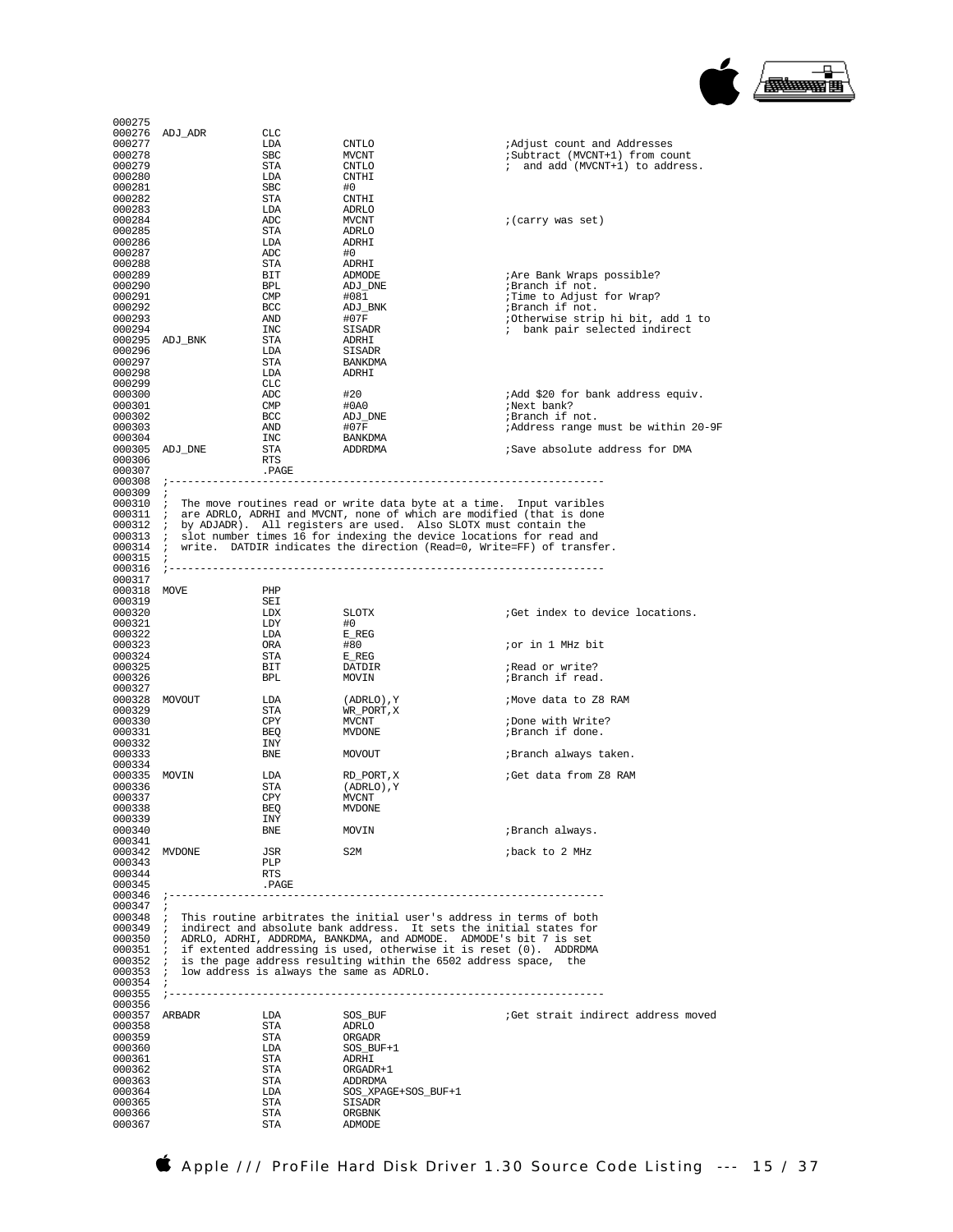```
000275
000276 ADJ_ADR         CLC
000277                 LDA         CNTLO                   ;Adjust count and Addresses
000278                 SBC         MVCNT                   ;Subtract (MVCNT+1) from count
000279                 STA         CNTLO                   ;  and add (MVCNT+1) to address.
000280                 LDA         CNTHI
000281                 SBC         #0
000282                 STA         CNTHI
000283                 LDA         ADRLO
000284                 ADC         MVCNT                   ;(carry was set)
000285                 STA         ADRLO
000286                 LDA         ADRHI
000287                 ADC         #0
000288                 STA         ADRHI
000289                 BIT         ADMODE                  ;Are Bank Wraps possible?
000290                 BPL         ADJ_DNE                 ;Branch if not.
000291                 CMP         #081                    ;Time to Adjust for Wrap?
000292                 BCC         ADJ_BNK                 ;Branch if not.
000293                 AND         #07F                    ;Otherwise strip hi bit, add 1 to
000294                 INC         SISADR                  ;  bank pair selected indirect
000295 ADJ_BNK         STA         ADRHI
000296                 LDA         SISADR
000297                 STA         BANKDMA
000298                 LDA         ADRHI
000299                 CLC
000300                 ADC         #20                     ;Add $20 for bank address equiv.
000301                 CMP         #0A0                    ;Next bank?
000302                 BCC         ADJ_DNE                 ;Branch if not.
000303                 AND         #07F                    ;Address range must be within 20-9F
000304                 INC         BANKDMA
000305 ADJ_DNE         STA         ADDRDMA                 ;Save absolute address for DMA
000306                 RTS
000307                 .PAGE
000308 ;-------------------------------------------------------------------
000309 ;
000310 ;  The move routines read or write data byte at a time.  Input varibles
000311 ;  are ADRLO, ADRHI and MVCNT, none of which are modified (that is done
000312 ;  by ADJADR).  All registers are used.  Also SLOTX must contain the
000313 ;  slot number times 16 for indexing the device locations for read and
000314 ;  write.  DATDIR indicates the direction (Read=0, Write=FF) of transfer.
000315 ;
000316 ;-------------------------------------------------------------------
000317
000318 MOVE            PHP
000319                 SEI
000320                 LDX         SLOTX                   ;Get index to device locations.
000321                 LDY         #0
000322                 LDA         E_REG
000323                 ORA         #80                     ;or in 1 MHz bit
000324                 STA         E_REG
000325                 BIT         DATDIR                  ;Read or write?
000326                 BPL         MOVIN                   ;Branch if read.
000327
000328 MOVOUT          LDA         (ADRLO),Y               ;Move data to Z8 RAM
000329                 STA         WR_PORT,X
000330                 CPY         MVCNT                   ;Done with Write?
000331                 BEQ         MVDONE                  ;Branch if done.
000332                 INY
000333                 BNE         MOVOUT                  ;Branch always taken.
000334
000335 MOVIN           LDA         RD_PORT,X               ;Get data from Z8 RAM
000336                 STA         (ADRLO),Y
000337                 CPY         MVCNT
000338                 BEQ         MVDONE
000339                 INY
000340                 BNE         MOVIN                   ;Branch always.
000341
000342 MVDONE          JSR         S2M                     ;back to 2 MHz
000343                 PLP
000344                 RTS
000345                 .PAGE
000346 ;-------------------------------------------------------------------
000347 ;
000348 ;  This routine arbitrates the initial user's address in terms of both
000349 ;  indirect and absolute bank address.  It sets the initial states for
000350 ;  ADRLO, ADRHI, ADDRDMA, BANKDMA, and ADMODE.  ADMODE's bit 7 is set
000351 ;  if extented addressing is used, otherwise it is reset (0).  ADDRDMA
000352 ;  is the page address resulting within the 6502 address space,  the
000353 ;  low address is always the same as ADRLO.
000354 ;
000355 ;-------------------------------------------------------------------
000356
000357 ARBADR          LDA         SOS_BUF                 ;Get strait indirect address moved
000358                 STA         ADRLO
000359                 STA         ORGADR
000360                 LDA         SOS_BUF+1
000361                 STA         ADRHI
000362                 STA         ORGADR+1
000363                 STA         ADDRDMA
000364                 LDA         SOS_XPAGE+SOS_BUF+1
000365                 STA         SISADR
000366                 STA         ORGBNK
000367                 STA         ADMODE
```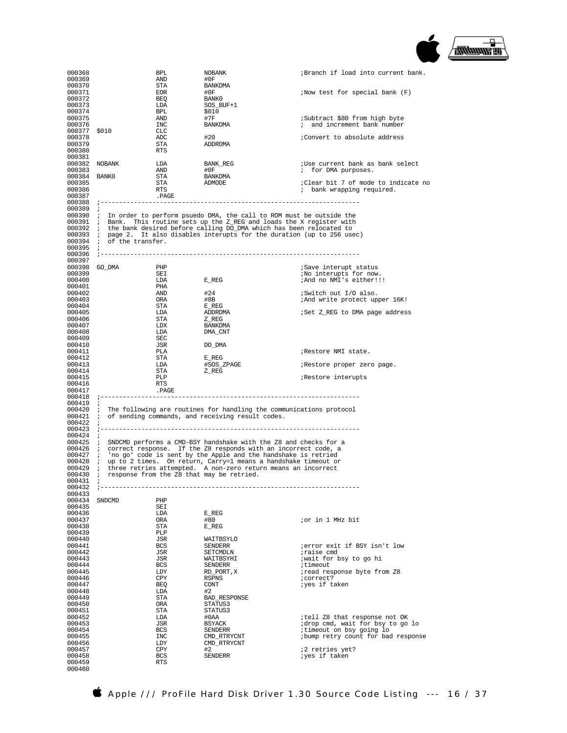```
000368                BPL         NOBANK                    ;Branch if load into current bank.
000369                AND         #0F
000370                STA         BANKDMA
000371                EOR         #0F                       ;Now test for special bank (F)
000372                BEQ         BANK0
000373                LDA         SOS_BUF+1
000374                BPL         $010
000375                AND         #7F                       ;Subtract $80 from high byte
000376                INC         BANKDMA                   ; and increment bank number
000377  $010          CLC
000378                ADC         #20                       ;Convert to absolute address
000379                STA         ADDRDMA
000380                RTS
000381
000382  NOBANK        LDA         BANK_REG                  ;Use current bank as bank select
000383                AND         #0F                       ; for DMA purposes.
000384  BANK0         STA         BANKDMA
000385                STA         ADMODE                    ;Clear bit 7 of mode to indicate no
000386                RTS                                   ; bank wrapping required.
000387                .PAGE
000388  ;-------------------------------------------------------------------
000389  ;
000390  ; In order to perform psuedo DMA, the call to ROM must be outside the
000391  ; Bank.  This routine sets up the Z_REG and loads the X register with
000392  ; the bank desired before calling DO_DMA which has been relocated to
000393  ; page 2.  It also disables interupts for the duration (up to 256 usec)
000394  ; of the transfer.
000395  ;
000396  ;-------------------------------------------------------------------
000397
000398  GO_DMA        PHP                                   ;Save interupt status
000399                SEI                                   ;No interupts for now.
000400                LDA         E_REG                     ;And no NMI's either!!!
000401                PHA
000402                AND         #24                       ;Switch out I/O also.
000403                ORA         #8B                       ;And write protect upper 16K!
000404                STA         E_REG
000405                LDA         ADDRDMA                   ;Set Z_REG to DMA page address
000406                STA         Z_REG
000407                LDX         BANKDMA
000408                LDA         DMA_CNT
000409                SEC
000410                JSR         DO_DMA
000411                PLA                                   ;Restore NMI state.
000412                STA         E_REG
000413                LDA         #SOS_ZPAGE                ;Restore proper zero page.
000414                STA         Z_REG
000415                PLP                                   ;Restore interupts
000416                RTS
000417                .PAGE
000418  ;-------------------------------------------------------------------
000419  ;
000420  ; The following are routines for handling the communications protocol
000421  ; of sending commands, and receiving result codes.
000422  ;
000423  ;-------------------------------------------------------------------
000424  ;
000425  ; SNDCMD performs a CMD-BSY handshake with the Z8 and checks for a
000426  ; correct response.  If the Z8 responds with an incorrect code, a
000427  ; 'no go' code is sent by the Apple and the handshake is retried
000428  ; up to 2 times.  On return, Carry=1 means a handshake timeout or
000429  ; three retries attempted.  A non-zero return means an incorrect
000430  ; response from the Z8 that may be retried.
000431  ;
000432  ;-------------------------------------------------------------------
000433
000434  SNDCMD        PHP
000435                SEI
000436                LDA         E_REG
000437                ORA         #80                       ;or in 1 MHz bit
000438                STA         E_REG
000439                PLP
000440                JSR         WAITBSYLO
000441                BCS         SENDERR                   ;error exit if BSY isn't low
000442                JSR         SETCMDLN                  ;raise cmd
000443                JSR         WAITBSYHI                 ;wait for bsy to go hi
000444                BCS         SENDERR                   ;timeout
000445                LDY         RD_PORT,X                 ;read response byte from Z8
000446                CPY         RSPNS                     ;correct?
000447                BEQ         CONT                      ;yes if taken
000448                LDA         #2
000449                STA         BAD_RESPONSE
000450                ORA         STATUS3
000451                STA         STATUS3
000452                LDA         #0AA                      ;tell Z8 that response not OK
000453                JSR         BSYACK                    ;drop cmd, wait for bsy to go lo
000454                BCS         SENDERR                   ;timeout on bsy going lo
000455                INC         CMD_RTRYCNT               ;bump retry count for bad response
000456                LDY         CMD_RTRYCNT
000457                CPY         #2                        ;2 retries yet?
000458                BCS         SENDERR                   ;yes if taken
000459                RTS
000460
```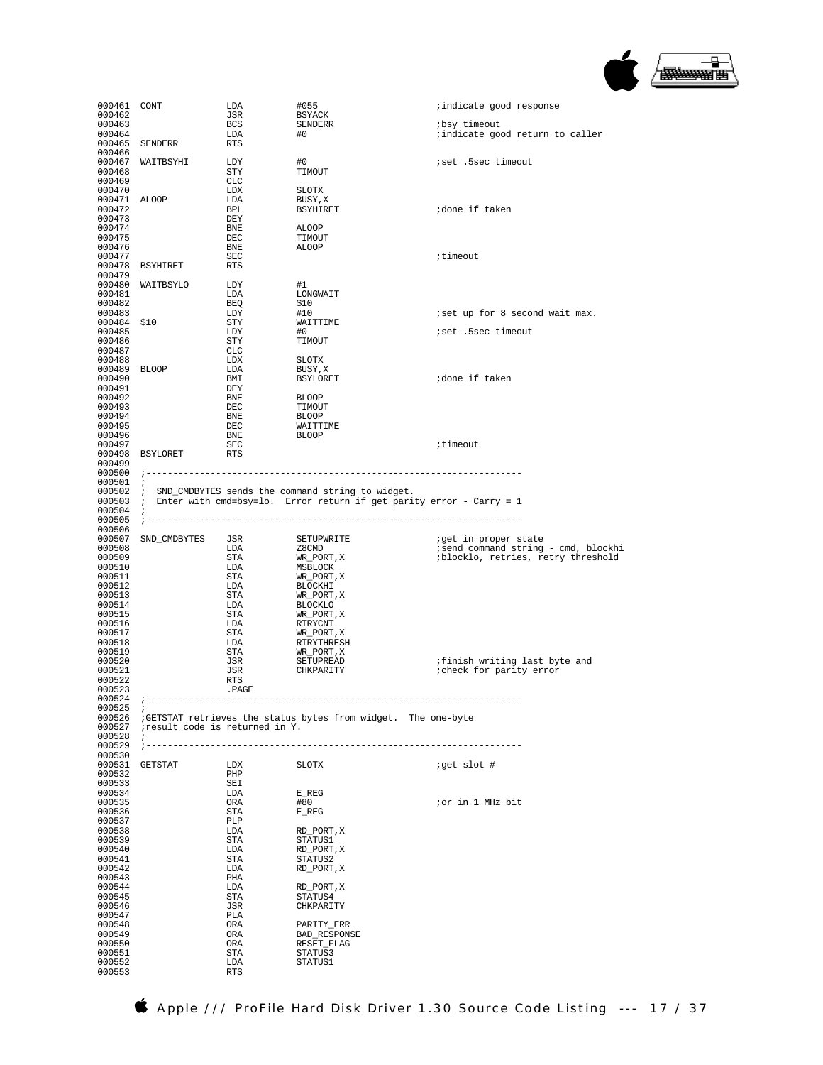```
000461  CONT            LDA         #055                    ;indicate good response
000462                  JSR         BSYACK
000463                  BCS         SENDERR                 ;bsy timeout
000464                  LDA         #0                      ;indicate good return to caller
000465  SENDERR         RTS
000466
000467  WAITBSYHI       LDY         #0                      ;set .5sec timeout
000468                  STY         TIMOUT
000469                  CLC
000470                  LDX         SLOTX
000471  ALOOP           LDA         BUSY,X
000472                  BPL         BSYHIRET                ;done if taken
000473                  DEY
000474                  BNE         ALOOP
000475                  DEC         TIMOUT
000476                  BNE         ALOOP
000477                  SEC                                 ;timeout
000478  BSYHIRET        RTS
000479
000480  WAITBSYLO       LDY         #1
000481                  LDA         LONGWAIT
000482                  BEQ         $10
000483                  LDY         #10                     ;set up for 8 second wait max.
000484  $10             STY         WAITTIME
000485                  LDY         #0                      ;set .5sec timeout
000486                  STY         TIMOUT
000487                  CLC
000488                  LDX         SLOTX
000489  BLOOP           LDA         BUSY,X
000490                  BMI         BSYLORET                ;done if taken
000491                  DEY
000492                  BNE         BLOOP
000493                  DEC         TIMOUT
000494                  BNE         BLOOP
000495                  DEC         WAITTIME
000496                  BNE         BLOOP
000497                  SEC                                 ;timeout
000498  BSYLORET        RTS
000499
000500  ;--------------------------------------------------------------------
000501  ;
000502  ;  SND_CMDBYTES sends the command string to widget.
000503  ;  Enter with cmd=bsy=lo.  Error return if get parity error - Carry = 1
000504  ;
000505  ;--------------------------------------------------------------------
000506
000507  SND_CMDBYTES    JSR         SETUPWRITE              ;get in proper state
000508                  LDA         Z8CMD                   ;send command string - cmd, blockhi
000509                  STA         WR_PORT,X               ;blocklo, retries, retry threshold
000510                  LDA         MSBLOCK
000511                  STA         WR_PORT,X
000512                  LDA         BLOCKHI
000513                  STA         WR_PORT,X
000514                  LDA         BLOCKLO
000515                  STA         WR_PORT,X
000516                  LDA         RTRYCNT
000517                  STA         WR_PORT,X
000518                  LDA         RTRYTHRESH
000519                  STA         WR_PORT,X
000520                  JSR         SETUPREAD               ;finish writing last byte and
000521                  JSR         CHKPARITY               ;check for parity error
000522                  RTS
000523                  .PAGE
000524  ;--------------------------------------------------------------------
000525  ;
000526  ;GETSTAT retrieves the status bytes from widget.  The one-byte
000527  ;result code is returned in Y.
000528  ;
000529  ;--------------------------------------------------------------------
000530
000531  GETSTAT         LDX         SLOTX                   ;get slot #
000532                  PHP
000533                  SEI
000534                  LDA         E_REG
000535                  ORA         #80                     ;or in 1 MHz bit
000536                  STA         E_REG
000537                  PLP
000538                  LDA         RD_PORT,X
000539                  STA         STATUS1
000540                  LDA         RD_PORT,X
000541                  STA         STATUS2
000542                  LDA         RD_PORT,X
000543                  PHA
000544                  LDA         RD_PORT,X
000545                  STA         STATUS4
000546                  JSR         CHKPARITY
000547                  PLA
000548                  ORA         PARITY_ERR
000549                  ORA         BAD_RESPONSE
000550                  ORA         RESET_FLAG
000551                  STA         STATUS3
000552                  LDA         STATUS1
000553                  RTS
```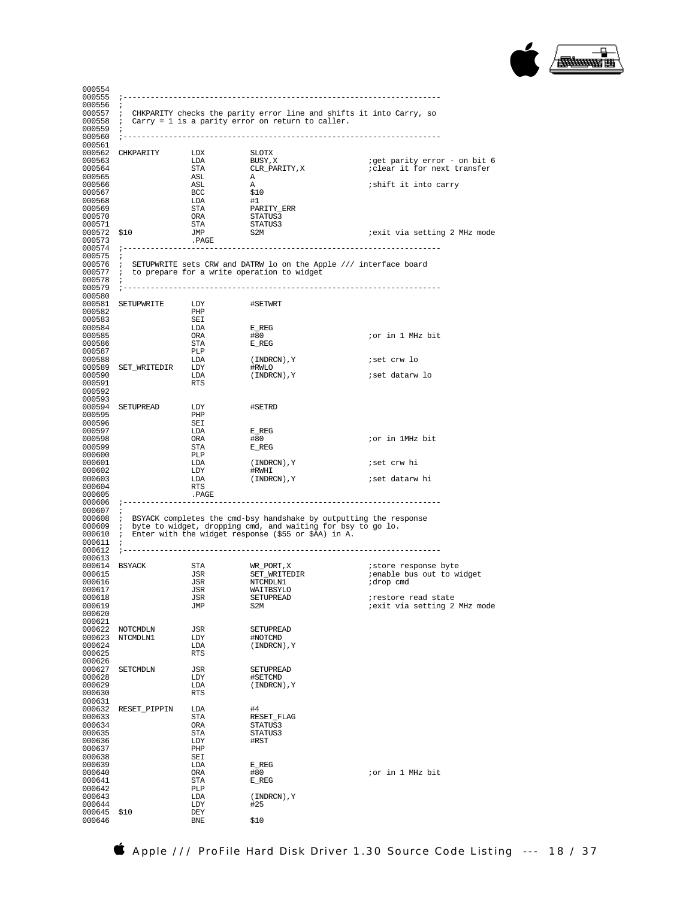```
000554
000555  ;---------------------------------------------------------------------
000556  ;
000557  ;  CHKPARITY checks the parity error line and shifts it into Carry, so
000558  ;  Carry = 1 is a parity error on return to caller.
000559  ;
000560  ;---------------------------------------------------------------------
000561
000562  CHKPARITY       LDX         SLOTX
000563                  LDA         BUSY,X                  ;get parity error - on bit 6
000564                  STA         CLR_PARITY,X            ;clear it for next transfer
000565                  ASL         A
000566                  ASL         A                       ;shift it into carry
000567                  BCC         $10
000568                  LDA         #1
000569                  STA         PARITY_ERR
000570                  ORA         STATUS3
000571                  STA         STATUS3
000572  $10             JMP         S2M                     ;exit via setting 2 MHz mode
000573                  .PAGE
000574  ;---------------------------------------------------------------------
000575  ;
000576  ;  SETUPWRITE sets CRW and DATRW lo on the Apple /// interface board
000577  ;  to prepare for a write operation to widget
000578  ;
000579  ;---------------------------------------------------------------------
000580
000581  SETUPWRITE      LDY         #SETWRT
000582                  PHP
000583                  SEI
000584                  LDA         E_REG
000585                  ORA         #80                     ;or in 1 MHz bit
000586                  STA         E_REG
000587                  PLP
000588                  LDA         (INDRCN),Y              ;set crw lo
000589  SET_WRITEDIR    LDY         #RWLO
000590                  LDA         (INDRCN),Y              ;set datarw lo
000591                  RTS
000592
000593
000594  SETUPREAD       LDY         #SETRD
000595                  PHP
000596                  SEI
000597                  LDA         E_REG
000598                  ORA         #80                     ;or in 1MHz bit
000599                  STA         E_REG
000600                  PLP
000601                  LDA         (INDRCN),Y              ;set crw hi
000602                  LDY         #RWHI
000603                  LDA         (INDRCN),Y              ;set datarw hi
000604                  RTS
000605                  .PAGE
000606  ;---------------------------------------------------------------------
000607  ;
000608  ;  BSYACK completes the cmd-bsy handshake by outputting the response
000609  ;  byte to widget, dropping cmd, and waiting for bsy to go lo.
000610  ;  Enter with the widget response ($55 or $AA) in A.
000611  ;
000612  ;---------------------------------------------------------------------
000613
000614  BSYACK          STA         WR_PORT,X               ;store response byte
000615                  JSR         SET_WRITEDIR            ;enable bus out to widget
000616                  JSR         NTCMDLN1                ;drop cmd
000617                  JSR         WAITBSYLO
000618                  JSR         SETUPREAD               ;restore read state
000619                  JMP         S2M                     ;exit via setting 2 MHz mode
000620
000621
000622  NOTCMDLN        JSR         SETUPREAD
000623  NTCMDLN1        LDY         #NOTCMD
000624                  LDA         (INDRCN),Y
000625                  RTS
000626
000627  SETCMDLN        JSR         SETUPREAD
000628                  LDY         #SETCMD
000629                  LDA         (INDRCN),Y
000630                  RTS
000631
000632  RESET_PIPPIN    LDA         #4
000633                  STA         RESET_FLAG
000634                  ORA         STATUS3
000635                  STA         STATUS3
000636                  LDY         #RST
000637                  PHP
000638                  SEI
000639                  LDA         E_REG
000640                  ORA         #80                     ;or in 1 MHz bit
000641                  STA         E_REG
000642                  PLP
000643                  LDA         (INDRCN),Y
000644                  LDY         #25
000645  $10             DEY
000646                  BNE         $10
```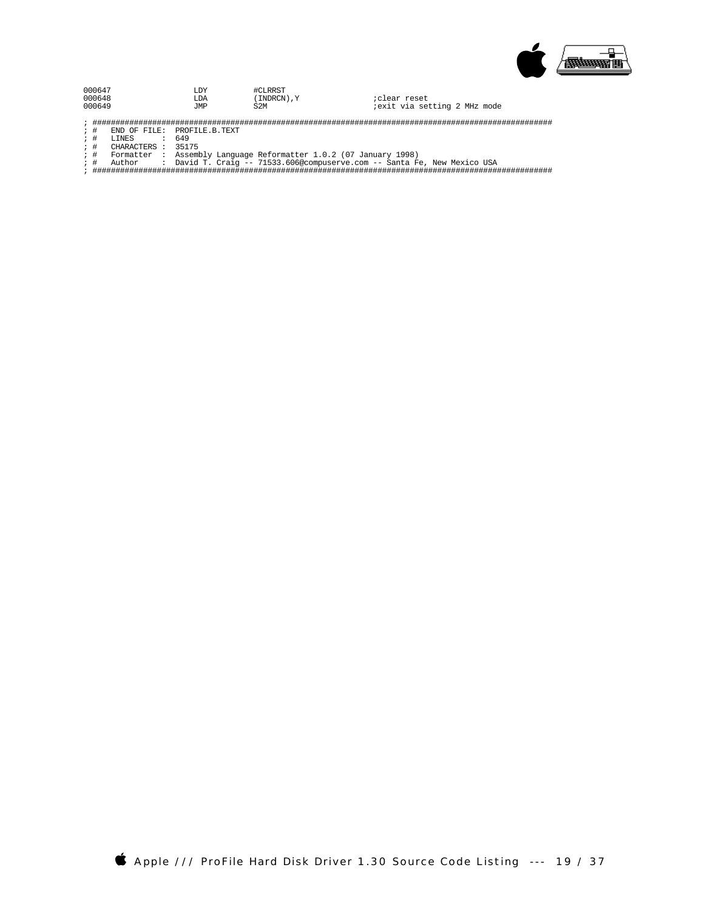```
000647                  LDY         #CLRRST
000648                  LDA         (INDRCN),Y              ;clear reset
000649                  JMP         S2M                     ;exit via setting 2 MHz mode

; ####################################################################################################
; #   END OF FILE:  PROFILE.B.TEXT
; #   LINES      :  649
; #   CHARACTERS :  35175
; #   Formatter  :  Assembly Language Reformatter 1.0.2 (07 January 1998)
; #   Author     :  David T. Craig -- 71533.606@compuserve.com -- Santa Fe, New Mexico USA
; ####################################################################################################
```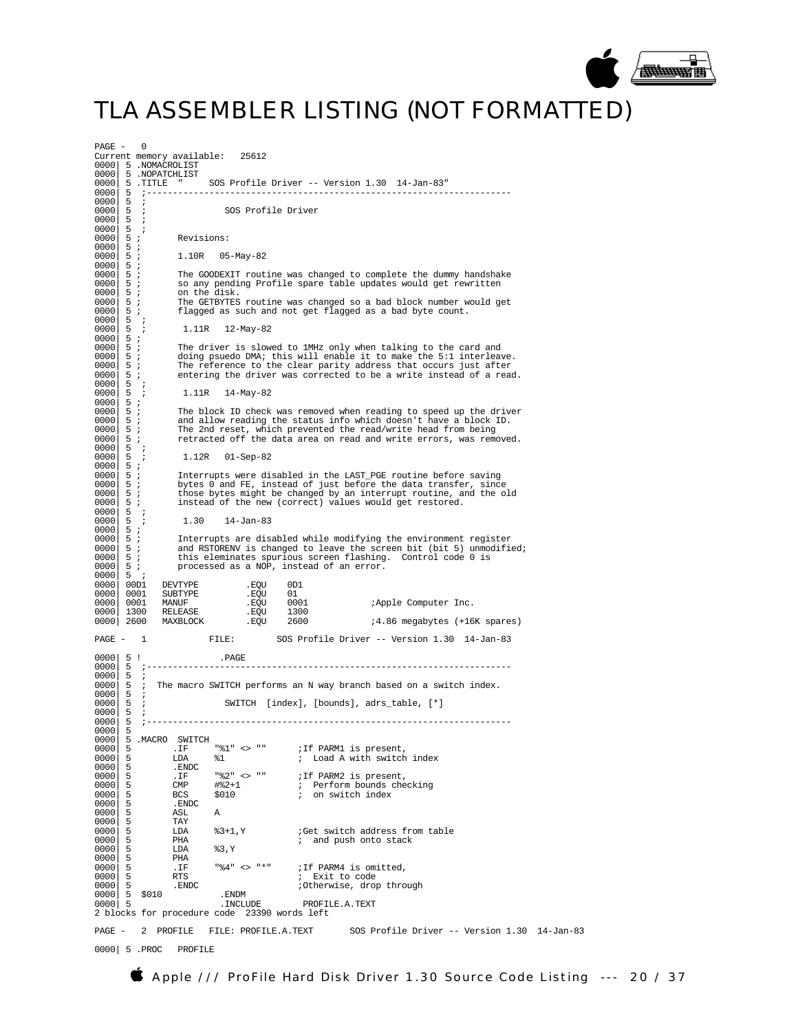# TLA ASSEMBLER LISTING (NOT FORMATTED)

```
PAGE -   0
Current memory available:   25612
0000| 5 .NOMACROLIST
0000| 5 .NOPATCHLIST
0000| 5 .TITLE  "     SOS Profile Driver -- Version 1.30  14-Jan-83"
0000| 5  ;-------------------------------------------------------------------
0000| 5  ;
0000| 5  ;              SOS Profile Driver
0000| 5  ;
0000| 5  ;
0000| 5 ;       Revisions:
0000| 5 ;
0000| 5 ;       1.10R   05-May-82
0000| 5 ;
0000| 5 ;       The GOODEXIT routine was changed to complete the dummy handshake
0000| 5 ;       so any pending Profile spare table updates would get rewritten
0000| 5 ;       on the disk.
0000| 5 ;       The GETBYTES routine was changed so a bad block number would get
0000| 5 ;       flagged as such and not get flagged as a bad byte count.
0000| 5  ;
0000| 5  ;       1.11R   12-May-82
0000| 5 ;
0000| 5 ;       The driver is slowed to 1MHz only when talking to the card and
0000| 5 ;       doing psuedo DMA; this will enable it to make the 5:1 interleave.
0000| 5 ;       The reference to the clear parity address that occurs just after
0000| 5 ;       entering the driver was corrected to be a write instead of a read.
0000| 5  ;
0000| 5  ;       1.11R   14-May-82
0000| 5 ;
0000| 5 ;       The block ID check was removed when reading to speed up the driver
0000| 5 ;       and allow reading the status info which doesn't have a block ID.
0000| 5 ;       The 2nd reset, which prevented the read/write head from being
0000| 5 ;       retracted off the data area on read and write errors, was removed.
0000| 5  ;
0000| 5  ;       1.12R   01-Sep-82
0000| 5 ;
0000| 5 ;       Interrupts were disabled in the LAST_PGE routine before saving
0000| 5 ;       bytes 0 and FE, instead of just before the data transfer, since
0000| 5 ;       those bytes might be changed by an interrupt routine, and the old
0000| 5 ;       instead of the new (correct) values would get restored.
0000| 5  ;
0000| 5  ;       1.30    14-Jan-83
0000| 5 ;
0000| 5 ;       Interrupts are disabled while modifying the environment register
0000| 5 ;       and RSTORENV is changed to leave the screen bit (bit 5) unmodified;
0000| 5 ;       this eleminates spurious screen flashing.  Control code 0 is
0000| 5 ;       processed as a NOP, instead of an error.
0000| 5  ;
0000| 00D1   DEVTYPE         .EQU    0D1
0000| 0001   SUBTYPE         .EQU    01
0000| 0001   MANUF           .EQU    0001            ;Apple Computer Inc.
0000| 1300   RELEASE         .EQU    1300
0000| 2600   MAXBLOCK        .EQU    2600            ;4.86 megabytes (+16K spares)

PAGE -   1            FILE:        SOS Profile Driver -- Version 1.30  14-Jan-83

0000| 5 !               .PAGE
0000| 5  ;-------------------------------------------------------------------
0000| 5  ;
0000| 5  ;  The macro SWITCH performs an N way branch based on a switch index.
0000| 5  ;
0000| 5  ;              SWITCH  [index], [bounds], adrs_table, [*]
0000| 5  ;
0000| 5  ;-------------------------------------------------------------------
0000| 5
0000| 5 .MACRO  SWITCH
0000| 5        .IF     "%1" <> ""      ;If PARM1 is present,
0000| 5        LDA     %1              ;  Load A with switch index
0000| 5        .ENDC
0000| 5        .IF     "%2" <> ""      ;If PARM2 is present,
0000| 5        CMP     #%2+1           ;  Perform bounds checking
0000| 5        BCS     $010            ;  on switch index
0000| 5        .ENDC
0000| 5        ASL     A
0000| 5        TAY
0000| 5        LDA     %3+1,Y          ;Get switch address from table
0000| 5        PHA                     ;  and push onto stack
0000| 5        LDA     %3,Y
0000| 5        PHA
0000| 5        .IF     "%4" <> "*"     ;If PARM4 is omitted,
0000| 5        RTS                     ;  Exit to code
0000| 5        .ENDC                   ;Otherwise, drop through
0000| 5  $010           .ENDM
0000| 5                 .INCLUDE        PROFILE.A.TEXT
2 blocks for procedure code  23390 words left

PAGE -   2  PROFILE   FILE: PROFILE.A.TEXT      SOS Profile Driver -- Version 1.30  14-Jan-83

0000| 5 .PROC   PROFILE
```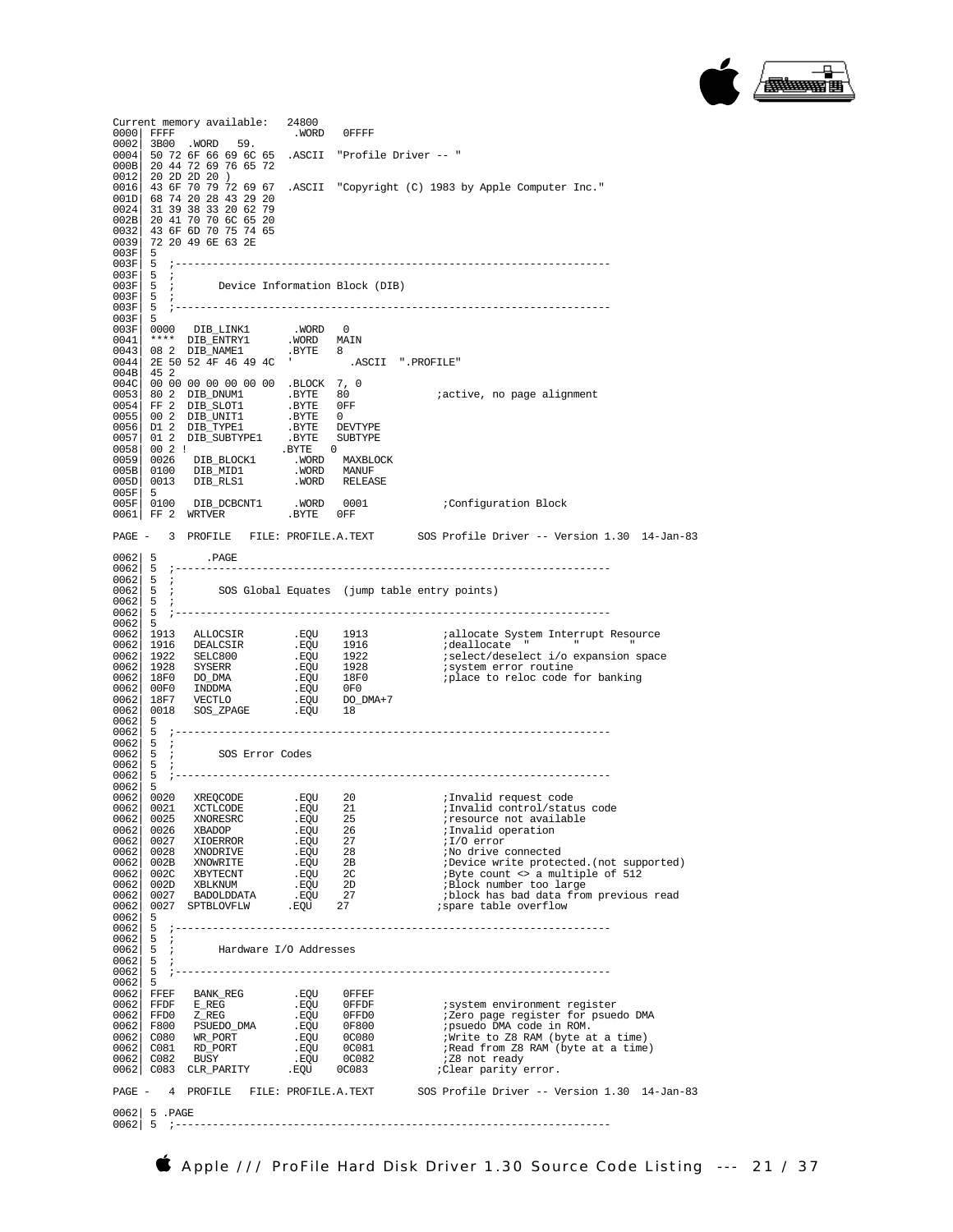```
Current memory available:   24800
0000| FFFF                      .WORD   0FFFF
0002| 3B00  .WORD   59.
0004| 50 72 6F 66 69 6C 65  .ASCII  "Profile Driver -- "
000B| 20 44 72 69 76 65 72
0012| 20 2D 2D 20 )
0016| 43 6F 70 79 72 69 67  .ASCII  "Copyright (C) 1983 by Apple Computer Inc."
001D| 68 74 20 28 43 29 20
0024| 31 39 38 33 20 62 79
002B| 20 41 70 70 6C 65 20
0032| 43 6F 6D 70 75 74 65
0039| 72 20 49 6E 63 2E
003F| 5
003F| 5  ;-------------------------------------------------------------------
003F| 5  ;
003F| 5  ;       Device Information Block (DIB)
003F| 5  ;
003F| 5  ;-------------------------------------------------------------------
003F| 5
003F| 0000   DIB_LINK1       .WORD   0
0041| ****  DIB_ENTRY1      .WORD   MAIN
0043| 08 2  DIB_NAME1       .BYTE   8
0044| 2E 50 52 4F 46 49 4C  '         .ASCII  ".PROFILE"
004B| 45 2
004C| 00 00 00 00 00 00 00  .BLOCK  7, 0
0053| 80 2  DIB_DNUM1       .BYTE   80              ;active, no page alignment
0054| FF 2  DIB_SLOT1       .BYTE   0FF
0055| 00 2  DIB_UNIT1       .BYTE   0
0056| D1 2  DIB_TYPE1       .BYTE   DEVTYPE
0057| 01 2  DIB_SUBTYPE1    .BYTE   SUBTYPE
0058| 00 2 !               .BYTE   0
0059| 0026   DIB_BLOCK1      .WORD   MAXBLOCK
005B| 0100   DIB_MID1        .WORD   MANUF
005D| 0013   DIB_RLS1        .WORD   RELEASE
005F| 5
005F| 0100   DIB_DCBCNT1     .WORD   0001            ;Configuration Block
0061| FF 2  WRTVER          .BYTE   0FF

PAGE -   3  PROFILE   FILE: PROFILE.A.TEXT       SOS Profile Driver -- Version 1.30  14-Jan-83

0062| 5        .PAGE
0062| 5  ;-------------------------------------------------------------------
0062| 5  ;
0062| 5  ;       SOS Global Equates  (jump table entry points)
0062| 5  ;
0062| 5  ;-------------------------------------------------------------------
0062| 5
0062| 1913   ALLOCSIR        .EQU    1913            ;allocate System Interrupt Resource
0062| 1916   DEALCSIR        .EQU    1916            ;deallocate  "        "        "
0062| 1922   SELC800         .EQU    1922            ;select/deselect i/o expansion space
0062| 1928   SYSERR          .EQU    1928            ;system error routine
0062| 18F0   DO_DMA          .EQU    18F0            ;place to reloc code for banking
0062| 00F0   INDDMA          .EQU    0F0
0062| 18F7   VECTLO          .EQU    DO_DMA+7
0062| 0018   SOS_ZPAGE       .EQU    18
0062| 5
0062| 5  ;-------------------------------------------------------------------
0062| 5  ;
0062| 5  ;       SOS Error Codes
0062| 5  ;
0062| 5  ;-------------------------------------------------------------------
0062| 5
0062| 0020   XREQCODE        .EQU    20              ;Invalid request code
0062| 0021   XCTLCODE        .EQU    21              ;Invalid control/status code
0062| 0025   XNORESRC        .EQU    25              ;resource not available
0062| 0026   XBADOP          .EQU    26              ;Invalid operation
0062| 0027   XIOERROR        .EQU    27              ;I/O error
0062| 0028   XNODRIVE        .EQU    28              ;No drive connected
0062| 002B   XNOWRITE        .EQU    2B              ;Device write protected.(not supported)
0062| 002C   XBYTECNT        .EQU    2C              ;Byte count <> a multiple of 512
0062| 002D   XBLKNUM         .EQU    2D              ;Block number too large
0062| 0027   BADOLDDATA      .EQU    27              ;block has bad data from previous read
0062| 0027  SPTBLOVFLW      .EQU    27              ;spare table overflow
0062| 5
0062| 5  ;-------------------------------------------------------------------
0062| 5  ;
0062| 5  ;       Hardware I/O Addresses
0062| 5  ;
0062| 5  ;-------------------------------------------------------------------
0062| 5
0062| FFEF   BANK_REG        .EQU    0FFEF
0062| FFDF   E_REG           .EQU    0FFDF           ;system environment register
0062| FFD0   Z_REG           .EQU    0FFD0           ;Zero page register for psuedo DMA
0062| F800   PSUEDO_DMA      .EQU    0F800           ;psuedo DMA code in ROM.
0062| C080   WR_PORT         .EQU    0C080           ;Write to Z8 RAM (byte at a time)
0062| C081   RD_PORT         .EQU    0C081           ;Read from Z8 RAM (byte at a time)
0062| C082   BUSY            .EQU    0C082           ;Z8 not ready
0062| C083  CLR_PARITY      .EQU    0C083           ;Clear parity error.

PAGE -   4  PROFILE   FILE: PROFILE.A.TEXT       SOS Profile Driver -- Version 1.30  14-Jan-83

0062| 5 .PAGE
0062| 5  ;-------------------------------------------------------------------
```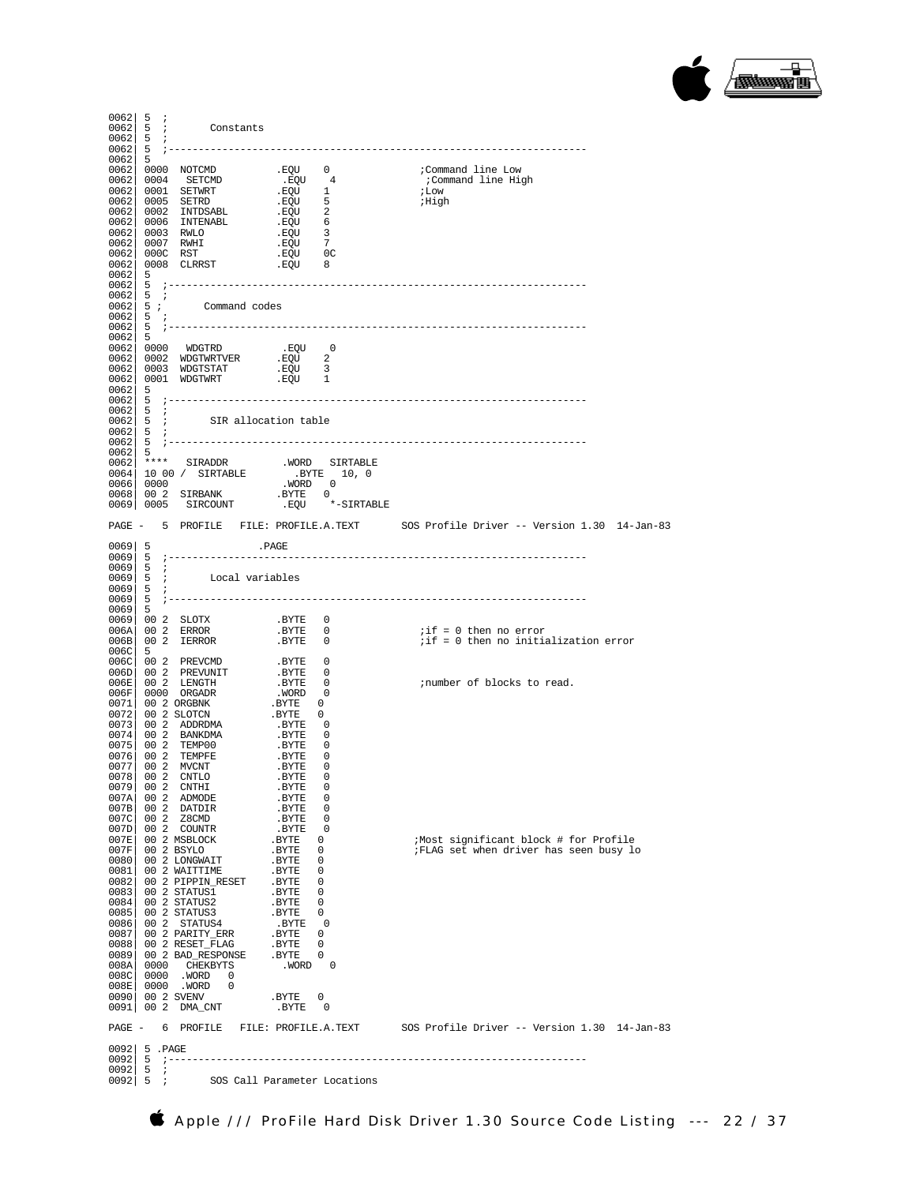```
0062| 5  ;
0062| 5  ;       Constants
0062| 5  ;
0062| 5  ;----------------------------------------------------------------------
0062| 5
0062| 0000  NOTCMD          .EQU    0               ;Command line Low
0062| 0004   SETCMD          .EQU    4               ;Command line High
0062| 0001  SETWRT          .EQU    1               ;Low
0062| 0005  SETRD           .EQU    5               ;High
0062| 0002  INTDSABL        .EQU    2
0062| 0006  INTENABL        .EQU    6
0062| 0003  RWLO            .EQU    3
0062| 0007  RWHI            .EQU    7
0062| 000C  RST             .EQU    0C
0062| 0008  CLRRST          .EQU    8
0062| 5
0062| 5  ;----------------------------------------------------------------------
0062| 5  ;
0062| 5 ;       Command codes
0062| 5  ;
0062| 5  ;----------------------------------------------------------------------
0062| 5
0062| 0000   WDGTRD          .EQU    0
0062| 0002  WDGTWRTVER      .EQU    2
0062| 0003  WDGTSTAT        .EQU    3
0062| 0001  WDGTWRT         .EQU    1
0062| 5
0062| 5  ;----------------------------------------------------------------------
0062| 5  ;
0062| 5  ;       SIR allocation table
0062| 5  ;
0062| 5  ;----------------------------------------------------------------------
0062| 5
0062| ****   SIRADDR         .WORD   SIRTABLE
0064| 10 00 /  SIRTABLE        .BYTE   10, 0
0066| 0000                    .WORD   0
0068| 00 2  SIRBANK         .BYTE   0
0069| 0005   SIRCOUNT        .EQU    *-SIRTABLE

PAGE -   5  PROFILE   FILE: PROFILE.A.TEXT       SOS Profile Driver -- Version 1.30  14-Jan-83

0069| 5                 .PAGE
0069| 5  ;----------------------------------------------------------------------
0069| 5  ;
0069| 5  ;       Local variables
0069| 5  ;
0069| 5  ;----------------------------------------------------------------------
0069| 5
0069| 00 2  SLOTX           .BYTE   0
006A| 00 2  ERROR           .BYTE   0               ;if = 0 then no error
006B| 00 2  IERROR          .BYTE   0               ;if = 0 then no initialization error
006C| 5
006C| 00 2  PREVCMD         .BYTE   0
006D| 00 2  PREVUNIT        .BYTE   0
006E| 00 2  LENGTH          .BYTE   0               ;number of blocks to read.
006F| 0000  ORGADR          .WORD   0
0071| 00 2 ORGBNK          .BYTE   0
0072| 00 2 SLOTCN          .BYTE   0
0073| 00 2  ADDRDMA         .BYTE   0
0074| 00 2  BANKDMA         .BYTE   0
0075| 00 2  TEMP00          .BYTE   0
0076| 00 2  TEMPFE          .BYTE   0
0077| 00 2  MVCNT           .BYTE   0
0078| 00 2  CNTLO           .BYTE   0
0079| 00 2  CNTHI           .BYTE   0
007A| 00 2  ADMODE          .BYTE   0
007B| 00 2  DATDIR          .BYTE   0
007C| 00 2  Z8CMD           .BYTE   0
007D| 00 2  COUNTR          .BYTE   0
007E| 00 2 MSBLOCK         .BYTE   0               ;Most significant block # for Profile
007F| 00 2 BSYLO           .BYTE   0               ;FLAG set when driver has seen busy lo
0080| 00 2 LONGWAIT        .BYTE   0
0081| 00 2 WAITTIME        .BYTE   0
0082| 00 2 PIPPIN_RESET    .BYTE   0
0083| 00 2 STATUS1         .BYTE   0
0084| 00 2 STATUS2         .BYTE   0
0085| 00 2 STATUS3         .BYTE   0
0086| 00 2  STATUS4         .BYTE   0
0087| 00 2 PARITY_ERR      .BYTE   0
0088| 00 2 RESET_FLAG      .BYTE   0
0089| 00 2 BAD_RESPONSE    .BYTE   0
008A| 0000   CHEKBYTS        .WORD   0
008C| 0000  .WORD   0
008E| 0000  .WORD   0
0090| 00 2 SVENV           .BYTE   0
0091| 00 2  DMA_CNT         .BYTE   0

PAGE -   6  PROFILE   FILE: PROFILE.A.TEXT       SOS Profile Driver -- Version 1.30  14-Jan-83

0092| 5 .PAGE
0092| 5  ;----------------------------------------------------------------------
0092| 5  ;
0092| 5  ;       SOS Call Parameter Locations
```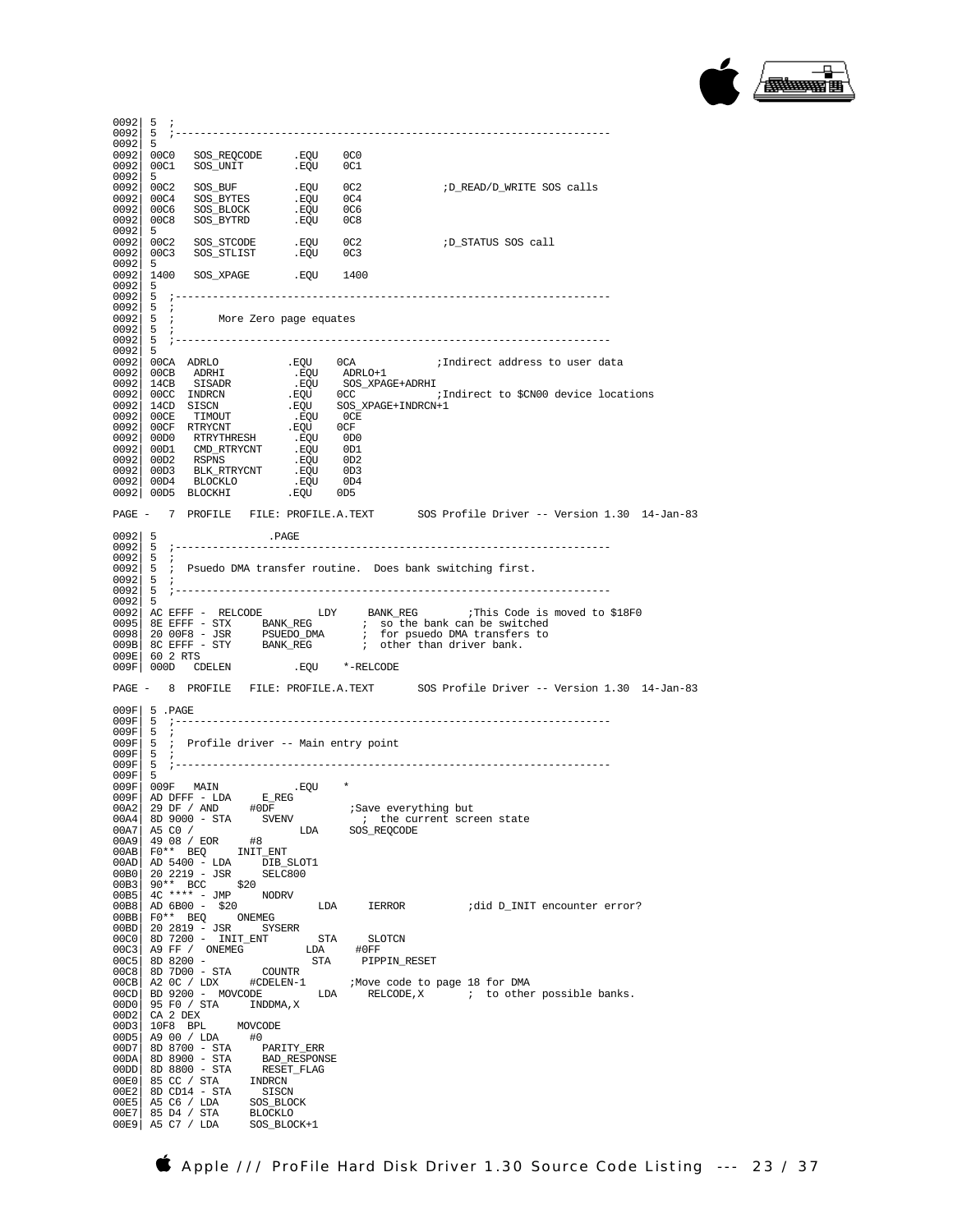```
0092| 5  ;
0092| 5  ;----------------------------------------------------------------------
0092| 5
0092| 00C0   SOS_REQCODE     .EQU    0C0
0092| 00C1   SOS_UNIT        .EQU    0C1
0092| 5
0092| 00C2   SOS_BUF         .EQU    0C2             ;D_READ/D_WRITE SOS calls
0092| 00C4   SOS_BYTES       .EQU    0C4
0092| 00C6   SOS_BLOCK       .EQU    0C6
0092| 00C8   SOS_BYTRD       .EQU    0C8
0092| 5
0092| 00C2   SOS_STCODE      .EQU    0C2             ;D_STATUS SOS call
0092| 00C3   SOS_STLIST      .EQU    0C3
0092| 5
0092| 1400   SOS_XPAGE       .EQU    1400
0092| 5
0092| 5  ;----------------------------------------------------------------------
0092| 5  ;
0092| 5  ;       More Zero page equates
0092| 5  ;
0092| 5  ;----------------------------------------------------------------------
0092| 5
0092| 00CA  ADRLO           .EQU    0CA             ;Indirect address to user data
0092| 00CB   ADRHI           .EQU    ADRLO+1
0092| 14CB   SISADR          .EQU    SOS_XPAGE+ADRHI
0092| 00CC  INDRCN          .EQU    0CC             ;Indirect to $CN00 device locations
0092| 14CD  SISCN           .EQU    SOS_XPAGE+INDRCN+1
0092| 00CE   TIMOUT          .EQU    0CE
0092| 00CF  RTRYCNT         .EQU    0CF
0092| 00D0   RTRYTHRESH      .EQU    0D0
0092| 00D1   CMD_RTRYCNT     .EQU    0D1
0092| 00D2   RSPNS           .EQU    0D2
0092| 00D3   BLK_RTRYCNT     .EQU    0D3
0092| 00D4   BLOCKLO         .EQU    0D4
0092| 00D5  BLOCKHI         .EQU    0D5

PAGE -   7  PROFILE   FILE: PROFILE.A.TEXT       SOS Profile Driver -- Version 1.30  14-Jan-83

0092| 5                 .PAGE
0092| 5  ;----------------------------------------------------------------------
0092| 5  ;
0092| 5  ; Psuedo DMA transfer routine.  Does bank switching first.
0092| 5  ;
0092| 5  ;----------------------------------------------------------------------
0092| 5
0092| AC EFFF -  RELCODE         LDY     BANK_REG        ;This Code is moved to $18F0
0095| 8E EFFF - STX     BANK_REG        ;  so the bank can be switched
0098| 20 00F8 - JSR     PSUEDO_DMA      ;  for psuedo DMA transfers to
009B| 8C EFFF - STY     BANK_REG        ;  other than driver bank.
009E| 60 2 RTS
009F| 000D   CDELEN          .EQU    *-RELCODE

PAGE -   8  PROFILE   FILE: PROFILE.A.TEXT       SOS Profile Driver -- Version 1.30  14-Jan-83

009F| 5 .PAGE
009F| 5  ;----------------------------------------------------------------------
009F| 5  ;
009F| 5  ; Profile driver -- Main entry point
009F| 5  ;
009F| 5  ;----------------------------------------------------------------------
009F| 5
009F| 009F   MAIN            .EQU    *
009F| AD DFFF - LDA     E_REG
00A2| 29 DF / AND     #0DF            ;Save everything but
00A4| 8D 9000 - STA     SVENV           ;  the current screen state
00A7| A5 C0 /                 LDA     SOS_REQCODE
00A9| 49 08 / EOR     #8
00AB| F0** BEQ     INIT_ENT
00AD| AD 5400 - LDA     DIB_SLOT1
00B0| 20 2219 - JSR     SELC800
00B3| 90** BCC     $20
00B5| 4C **** - JMP     NODRV
00B8| AD 6B00 -  $20             LDA     IERROR          ;did D_INIT encounter error?
00BB| F0** BEQ     ONEMEG
00BD| 20 2819 - JSR     SYSERR
00C0| 8D 7200 -  INIT_ENT        STA     SLOTCN
00C3| A9 FF /  ONEMEG          LDA     #0FF
00C5| 8D 8200 -                 STA     PIPPIN_RESET
00C8| 8D 7D00 - STA     COUNTR
00CB| A2 0C / LDX     #CDELEN-1       ;Move code to page 18 for DMA
00CD| BD 9200 -  MOVCODE         LDA     RELCODE,X       ;  to other possible banks.
00D0| 95 F0 / STA     INDDMA,X
00D2| CA 2 DEX
00D3| 10F8 BPL     MOVCODE
00D5| A9 00 / LDA     #0
00D7| 8D 8700 - STA     PARITY_ERR
00DA| 8D 8900 - STA     BAD_RESPONSE
00DD| 8D 8800 - STA     RESET_FLAG
00E0| 85 CC / STA     INDRCN
00E2| 8D CD14 - STA     SISCN
00E5| A5 C6 / LDA     SOS_BLOCK
00E7| 85 D4 / STA     BLOCKLO
00E9| A5 C7 / LDA     SOS_BLOCK+1
```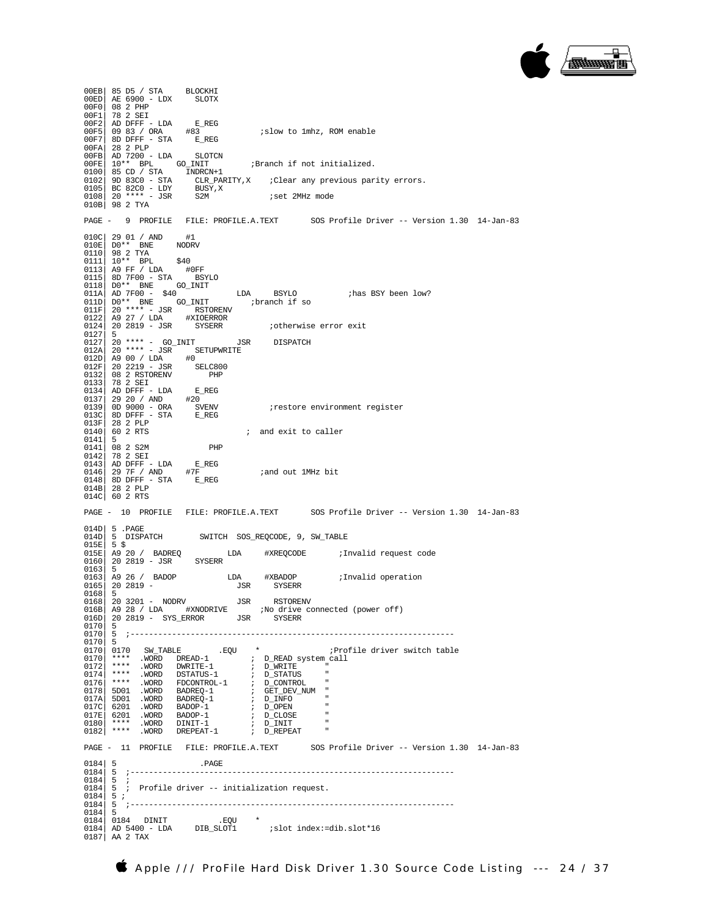```
00EB| 85 D5 / STA     BLOCKHI
00ED| AE 6900 - LDX     SLOTX
00F0| 08 2 PHP
00F1| 78 2 SEI
00F2| AD DFFF - LDA     E_REG
00F5| 09 83 / ORA     #83              ;slow to 1mhz, ROM enable
00F7| 8D DFFF - STA     E_REG
00FA| 28 2 PLP
00FB| AD 7200 - LDA     SLOTCN
00FE| 10** BPL     GO_INIT          ;Branch if not initialized.
0100| 85 CD / STA     INDRCN+1
0102| 9D 83C0 - STA     CLR_PARITY,X    ;Clear any previous parity errors.
0105| BC 82C0 - LDY     BUSY,X
0108| 20 **** - JSR     S2M              ;set 2MHz mode
010B| 98 2 TYA
```

PAGE -   9  PROFILE   FILE: PROFILE.A.TEXT       SOS Profile Driver -- Version 1.30  14-Jan-83

```
010C| 29 01 / AND     #1
010E| D0** BNE     NODRV
0110| 98 2 TYA
0111| 10** BPL     $40
0113| A9 FF / LDA     #0FF
0115| 8D 7F00 - STA     BSYLO
0118| D0** BNE     GO_INIT
011A| AD 7F00 -  $40            LDA     BSYLO           ;has BSY been low?
011D| D0** BNE     GO_INIT          ;branch if so
011F| 20 **** - JSR     RSTORENV
0122| A9 27 / LDA     #XIOERROR
0124| 20 2819 - JSR     SYSERR          ;otherwise error exit
0127| 5
0127| 20 **** -  GO_INIT         JSR     DISPATCH
012A| 20 **** - JSR     SETUPWRITE
012D| A9 00 / LDA     #0
012F| 20 2219 - JSR     SELC800
0132| 08 2 RSTORENV        PHP
0133| 78 2 SEI
0134| AD DFFF - LDA     E_REG
0137| 29 20 / AND     #20
0139| 0D 9000 - ORA     SVENV           ;restore environment register
013C| 8D DFFF - STA     E_REG
013F| 28 2 PLP
0140| 60 2 RTS                      ;  and exit to caller
0141| 5
0141| 08 2 S2M             PHP
0142| 78 2 SEI
0143| AD DFFF - LDA     E_REG
0146| 29 7F / AND     #7F             ;and out 1MHz bit
0148| 8D DFFF - STA     E_REG
014B| 28 2 PLP
014C| 60 2 RTS
```

PAGE -  10  PROFILE   FILE: PROFILE.A.TEXT       SOS Profile Driver -- Version 1.30  14-Jan-83

```
014D| 5 .PAGE
014D| 5  DISPATCH        SWITCH  SOS_REQCODE, 9, SW_TABLE
015E| 5 $
015E| A9 20 /  BADREQ          LDA     #XREQCODE       ;Invalid request code
0160| 20 2819 - JSR     SYSERR
0163| 5
0163| A9 26 /  BADOP           LDA     #XBADOP         ;Invalid operation
0165| 20 2819 -                JSR     SYSERR
0168| 5
0168| 20 3201 -  NODRV           JSR     RSTORENV
016B| A9 28 / LDA     #XNODRIVE       ;No drive connected (power off)
016D| 20 2819 -  SYS_ERROR       JSR     SYSERR
0170| 5
0170| 5  ;----------------------------------------------------------------------
0170| 5
0170| 0170   SW_TABLE        .EQU    *               ;Profile driver switch table
0170| ****  .WORD   DREAD-1         ;  D_READ system call
0172| ****  .WORD   DWRITE-1        ;  D_WRITE      "
0174| ****  .WORD   DSTATUS-1       ;  D_STATUS     "
0176| ****  .WORD   FDCONTROL-1     ;  D_CONTROL    "
0178| 5D01  .WORD   BADREQ-1        ;  GET_DEV_NUM  "
017A| 5D01  .WORD   BADREQ-1        ;  D_INFO       "
017C| 6201  .WORD   BADOP-1         ;  D_OPEN       "
017E| 6201  .WORD   BADOP-1         ;  D_CLOSE      "
0180| ****  .WORD   DINIT-1         ;  D_INIT       "
0182| ****  .WORD   DREPEAT-1       ;  D_REPEAT     "
```

PAGE -  11  PROFILE   FILE: PROFILE.A.TEXT       SOS Profile Driver -- Version 1.30  14-Jan-83

```
0184| 5                 .PAGE
0184| 5  ;----------------------------------------------------------------------
0184| 5  ;
0184| 5  ;  Profile driver -- initialization request.
0184| 5 ;
0184| 5  ;----------------------------------------------------------------------
0184| 5
0184| 0184   DINIT           .EQU    *
0184| AD 5400 - LDA     DIB_SLOT1       ;slot index:=dib.slot*16
0187| AA 2 TAX
```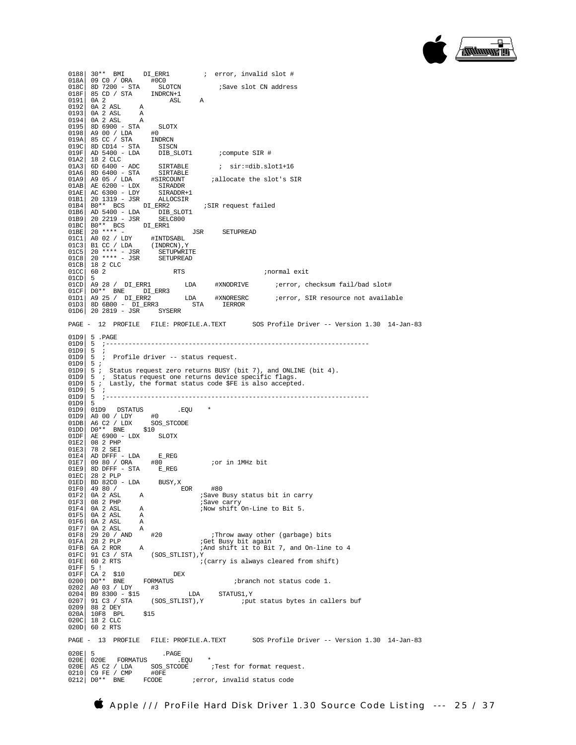```
0188| 30** BMI     DI_ERR1         ;  error, invalid slot #
018A| 09 C0 / ORA     #0C0
018C| 8D 7200 - STA     SLOTCN          ;Save slot CN address
018F| 85 CD / STA     INDRCN+1
0191| 0A 2                ASL     A
0192| 0A 2 ASL     A
0193| 0A 2 ASL     A
0194| 0A 2 ASL     A
0195| 8D 6900 - STA     SLOTX
0198| A9 00 / LDA     #0
019A| 85 CC / STA     INDRCN
019C| 8D CD14 - STA     SISCN
019F| AD 5400 - LDA     DIB_SLOT1       ;compute SIR #
01A2| 18 2 CLC
01A3| 6D 6400 - ADC     SIRTABLE        ;  sir:=dib.slot1+16
01A6| 8D 6400 - STA     SIRTABLE
01A9| A9 05 / LDA     #SIRCOUNT       ;allocate the slot's SIR
01AB| AE 6200 - LDX     SIRADDR
01AE| AC 6300 - LDY     SIRADDR+1
01B1| 20 1319 - JSR     ALLOCSIR
01B4| B0** BCS     DI_ERR2         ;SIR request failed
01B6| AD 5400 - LDA     DIB_SLOT1
01B9| 20 2219 - JSR     SELC800
01BC| B0** BCS     DI_ERR1
01BE| 20 **** -                 JSR     SETUPREAD
01C1| A0 02 / LDY     #INTDSABL
01C3| B1 CC / LDA     (INDRCN),Y
01C5| 20 **** - JSR     SETUPWRITE
01C8| 20 **** - JSR     SETUPREAD
01CB| 18 2 CLC
01CC| 60 2                  RTS                     ;normal exit
01CD| 5
01CD| A9 28 /  DI_ERR1         LDA     #XNODRIVE       ;error, checksum fail/bad slot#
01CF| D0** BNE     DI_ERR3
01D1| A9 25 /  DI_ERR2         LDA     #XNORESRC       ;error, SIR resource not available
01D3| 8D 6B00 -  DI_ERR3        STA     IERROR
01D6| 20 2819 - JSR     SYSERR

PAGE -  12  PROFILE   FILE: PROFILE.A.TEXT       SOS Profile Driver -- Version 1.30  14-Jan-83

01D9| 5 .PAGE
01D9| 5  ;--------------------------------------------------------------------
01D9| 5  ;
01D9| 5  ;  Profile driver -- status request.
01D9| 5 ;
01D9| 5 ;  Status request zero returns BUSY (bit 7), and ONLINE (bit 4).
01D9| 5  ;  Status request one returns device specific flags.
01D9| 5 ;  Lastly, the format status code $FE is also accepted.
01D9| 5  ;
01D9| 5  ;--------------------------------------------------------------------
01D9| 5
01D9| 01D9   DSTATUS         .EQU    *
01D9| A0 00 / LDY     #0
01DB| A6 C2 / LDX     SOS_STCODE
01DD| D0** BNE     $10
01DF| AE 6900 - LDX     SLOTX
01E2| 08 2 PHP
01E3| 78 2 SEI
01E4| AD DFFF - LDA     E_REG
01E7| 09 80 / ORA     #80             ;or in 1MHz bit
01E9| 8D DFFF - STA     E_REG
01EC| 28 2 PLP
01ED| BD 82C0 - LDA     BUSY,X
01F0| 49 80 /                 EOR     #80
01F2| 0A 2 ASL     A               ;Save Busy status bit in carry
01F3| 08 2 PHP                     ;Save carry
01F4| 0A 2 ASL     A               ;Now shift On-Line to Bit 5.
01F5| 0A 2 ASL     A
01F6| 0A 2 ASL     A
01F7| 0A 2 ASL     A
01F8| 29 20 / AND     #20             ;Throw away other (garbage) bits
01FA| 28 2 PLP                     ;Get Busy bit again
01FB| 6A 2 ROR     A               ;And shift it to Bit 7, and On-line to 4
01FC| 91 C3 / STA     (SOS_STLIST),Y
01FE| 60 2 RTS                     ;(carry is always cleared from shift)
01FF| 5 !
01FF| CA 2  $10                 DEX
0200| D0** BNE     FORMATUS                ;branch not status code 1.
0202| A0 03 / LDY     #3
0204| B9 8300 - $15             LDA     STATUS1,Y
0207| 91 C3 / STA     (SOS_STLIST),Y          ;put status bytes in callers buf
0209| 88 2 DEY
020A| 10F8  BPL     $15
020C| 18 2 CLC
020D| 60 2 RTS

PAGE -  13  PROFILE   FILE: PROFILE.A.TEXT       SOS Profile Driver -- Version 1.30  14-Jan-83

020E| 5                 .PAGE
020E| 020E   FORMATUS        .EQU    *
020E| A5 C2 / LDA     SOS_STCODE      ;Test for format request.
0210| C9 FE / CMP     #0FE
0212| D0** BNE     FCODE        ;error, invalid status code
```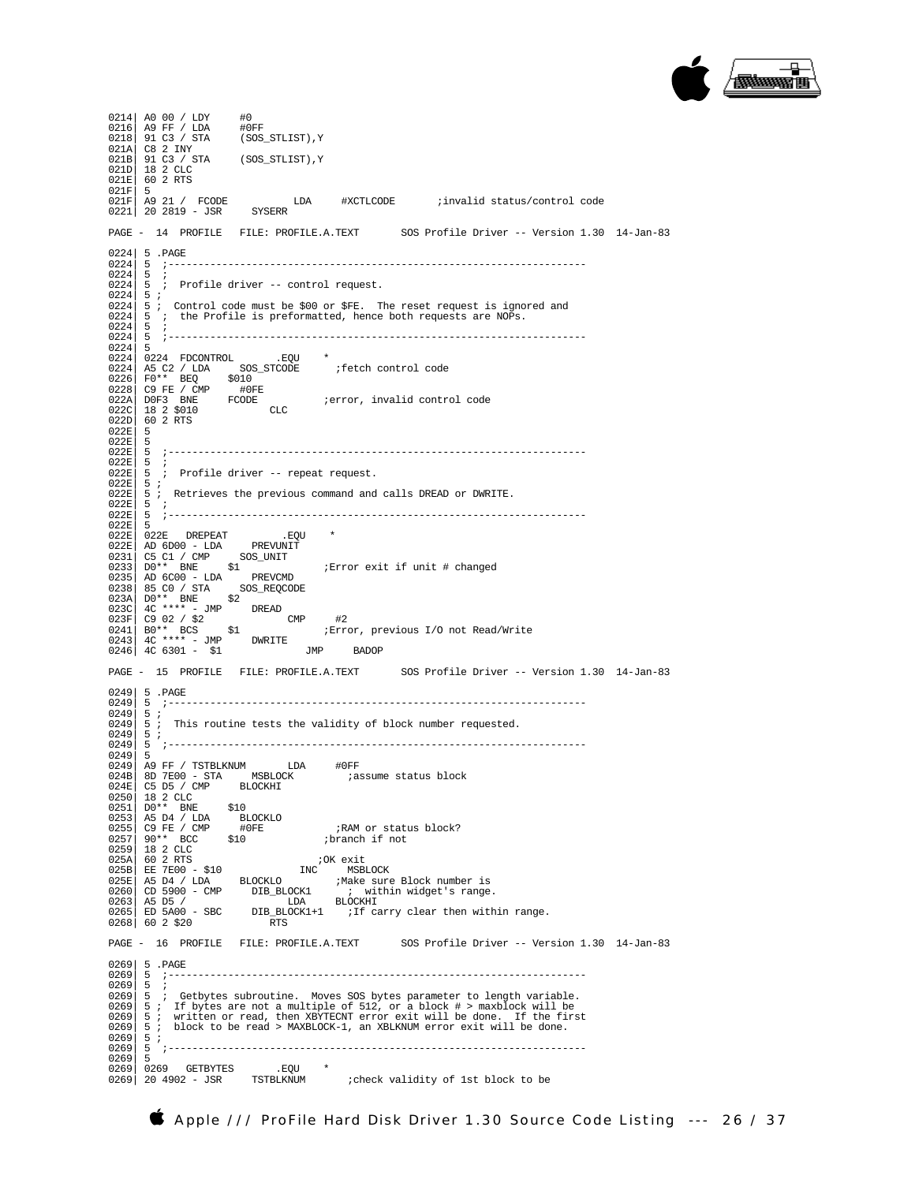```
0214| A0 00 / LDY     #0
0216| A9 FF / LDA     #0FF
0218| 91 C3 / STA     (SOS_STLIST),Y
021A| C8 2 INY
021B| 91 C3 / STA     (SOS_STLIST),Y
021D| 18 2 CLC
021E| 60 2 RTS
021F| 5
021F| A9 21 /  FCODE           LDA     #XCTLCODE       ;invalid status/control code
0221| 20 2819 - JSR     SYSERR
```

PAGE - 14 PROFILE FILE: PROFILE.A.TEXT SOS Profile Driver -- Version 1.30 14-Jan-83

```
0224| 5 .PAGE
0224| 5  ;----------------------------------------------------------------------
0224| 5  ;
0224| 5  ;  Profile driver -- control request.
0224| 5 ;
0224| 5 ;  Control code must be $00 or $FE.  The reset request is ignored and
0224| 5  ;  the Profile is preformatted, hence both requests are NOPs.
0224| 5  ;
0224| 5  ;----------------------------------------------------------------------
0224| 5
0224| 0224  FDCONTROL       .EQU    *
0224| A5 C2 / LDA     SOS_STCODE      ;fetch control code
0226| F0** BEQ     $010
0228| C9 FE / CMP     #0FE
022A| D0F3  BNE     FCODE           ;error, invalid control code
022C| 18 2 $010           CLC
022D| 60 2 RTS
022E| 5
022E| 5
022E| 5  ;----------------------------------------------------------------------
022E| 5  ;
022E| 5  ;  Profile driver -- repeat request.
022E| 5 ;
022E| 5 ;  Retrieves the previous command and calls DREAD or DWRITE.
022E| 5  ;
022E| 5  ;----------------------------------------------------------------------
022E| 5
022E| 022E   DREPEAT         .EQU    *
022E| AD 6D00 - LDA     PREVUNIT
0231| C5 C1 / CMP     SOS_UNIT
0233| D0** BNE     $1              ;Error exit if unit # changed
0235| AD 6C00 - LDA     PREVCMD
0238| 85 C0 / STA     SOS_REQCODE
023A| D0** BNE     $2
023C| 4C **** - JMP     DREAD
023F| C9 02 / $2             CMP     #2
0241| B0** BCS     $1              ;Error, previous I/O not Read/Write
0243| 4C **** - JMP     DWRITE
0246| 4C 6301 -  $1             JMP     BADOP
```

PAGE - 15 PROFILE FILE: PROFILE.A.TEXT SOS Profile Driver -- Version 1.30 14-Jan-83

```
0249| 5 .PAGE
0249| 5  ;----------------------------------------------------------------------
0249| 5 ;
0249| 5 ;  This routine tests the validity of block number requested.
0249| 5 ;
0249| 5  ;----------------------------------------------------------------------
0249| 5
0249| A9 FF / TSTBLKNUM       LDA     #0FF
024B| 8D 7E00 - STA     MSBLOCK         ;assume status block
024E| C5 D5 / CMP     BLOCKHI
0250| 18 2 CLC
0251| D0** BNE     $10
0253| A5 D4 / LDA     BLOCKLO
0255| C9 FE / CMP     #0FE            ;RAM or status block?
0257| 90** BCC     $10             ;branch if not
0259| 18 2 CLC
025A| 60 2 RTS                     ;OK exit
025B| EE 7E00 - $10             INC     MSBLOCK
025E| A5 D4 / LDA     BLOCKLO         ;Make sure Block number is
0260| CD 5900 - CMP     DIB_BLOCK1      ;  within widget's range.
0263| A5 D5 /                 LDA     BLOCKHI
0265| ED 5A00 - SBC     DIB_BLOCK1+1    ;If carry clear then within range.
0268| 60 2 $20             RTS
```

PAGE - 16 PROFILE FILE: PROFILE.A.TEXT SOS Profile Driver -- Version 1.30 14-Jan-83

```
0269| 5 .PAGE
0269| 5  ;----------------------------------------------------------------------
0269| 5  ;
0269| 5  ;  Getbytes subroutine.  Moves SOS bytes parameter to length variable.
0269| 5 ;  If bytes are not a multiple of 512, or a block # > maxblock will be
0269| 5 ;  written or read, then XBYTECNT error exit will be done.  If the first
0269| 5 ;  block to be read > MAXBLOCK-1, an XBLKNUM error exit will be done.
0269| 5 ;
0269| 5  ;----------------------------------------------------------------------
0269| 5
0269| 0269   GETBYTES        .EQU    *
0269| 20 4902 - JSR     TSTBLKNUM       ;check validity of 1st block to be
```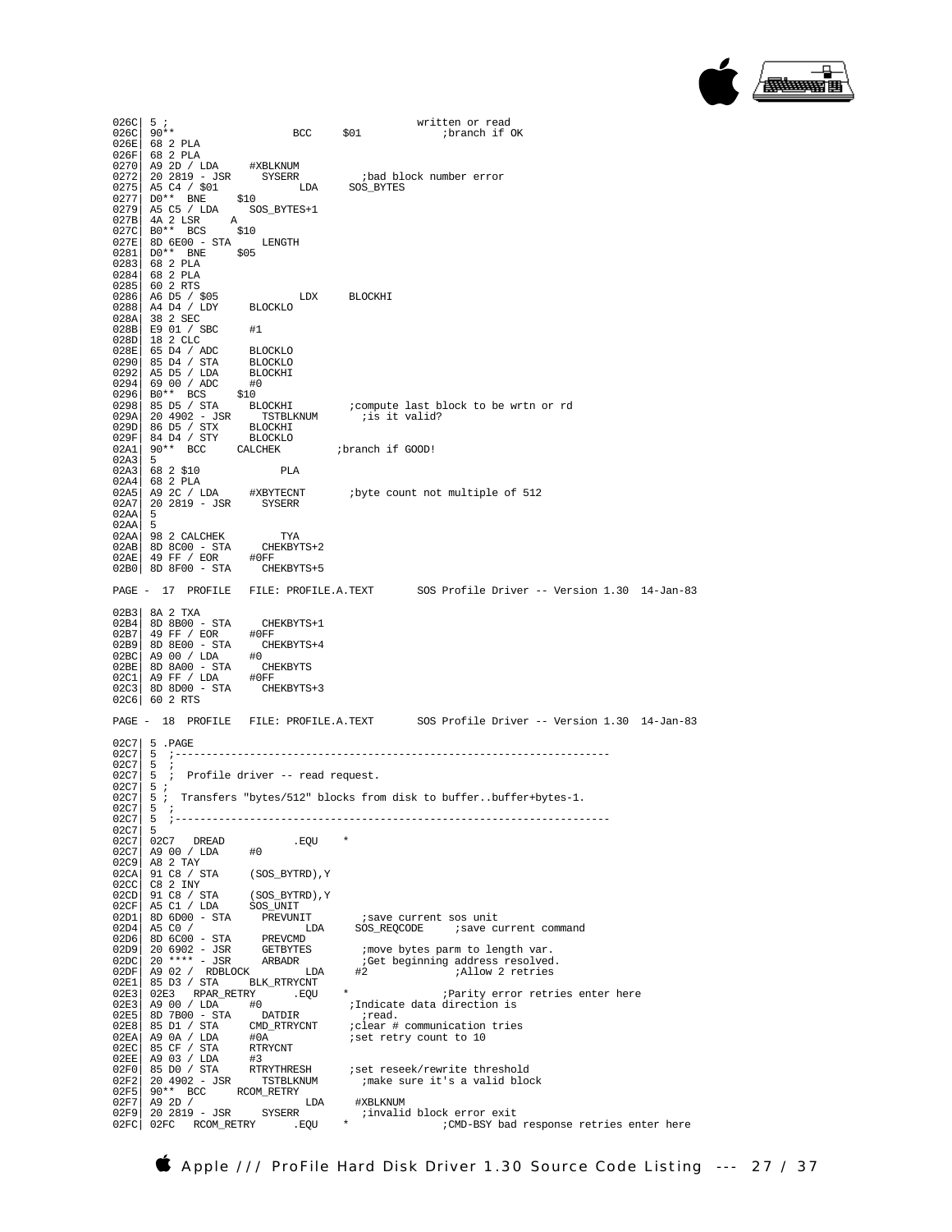```
026C| 5 ;                                             written or read
026C| 90**                   BCC     $01             ;branch if OK
026E| 68 2 PLA
026F| 68 2 PLA
0270| A9 2D / LDA     #XBLKNUM
0272| 20 2819 - JSR     SYSERR           ;bad block number error
0275| A5 C4 / $01             LDA     SOS_BYTES
0277| D0** BNE     $10
0279| A5 C5 / LDA     SOS_BYTES+1
027B| 4A 2 LSR     A
027C| B0** BCS     $10
027E| 8D 6E00 - STA     LENGTH
0281| D0** BNE     $05
0283| 68 2 PLA
0284| 68 2 PLA
0285| 60 2 RTS
0286| A6 D5 / $05             LDX     BLOCKHI
0288| A4 D4 / LDY     BLOCKLO
028A| 38 2 SEC
028B| E9 01 / SBC     #1
028D| 18 2 CLC
028E| 65 D4 / ADC     BLOCKLO
0290| 85 D4 / STA     BLOCKLO
0292| A5 D5 / LDA     BLOCKHI
0294| 69 00 / ADC     #0
0296| B0** BCS     $10
0298| 85 D5 / STA     BLOCKHI          ;compute last block to be wrtn or rd
029A| 20 4902 - JSR     TSTBLKNUM        ;is it valid?
029D| 86 D5 / STX     BLOCKHI
029F| 84 D4 / STY     BLOCKLO
02A1| 90** BCC     CALCHEK          ;branch if GOOD!
02A3| 5
02A3| 68 2 $10             PLA
02A4| 68 2 PLA
02A5| A9 2C / LDA     #XBYTECNT        ;byte count not multiple of 512
02A7| 20 2819 - JSR     SYSERR
02AA| 5
02AA| 5
02AA| 98 2 CALCHEK         TYA
02AB| 8D 8C00 - STA     CHEKBYTS+2
02AE| 49 FF / EOR     #0FF
02B0| 8D 8F00 - STA     CHEKBYTS+5

PAGE -  17  PROFILE   FILE: PROFILE.A.TEXT       SOS Profile Driver -- Version 1.30  14-Jan-83

02B3| 8A 2 TXA
02B4| 8D 8B00 - STA     CHEKBYTS+1
02B7| 49 FF / EOR     #0FF
02B9| 8D 8E00 - STA     CHEKBYTS+4
02BC| A9 00 / LDA     #0
02BE| 8D 8A00 - STA     CHEKBYTS
02C1| A9 FF / LDA     #0FF
02C3| 8D 8D00 - STA     CHEKBYTS+3
02C6| 60 2 RTS

PAGE -  18  PROFILE   FILE: PROFILE.A.TEXT       SOS Profile Driver -- Version 1.30  14-Jan-83

02C7| 5 .PAGE
02C7| 5  ;-------------------------------------------------------------------
02C7| 5  ;
02C7| 5  ;  Profile driver -- read request.
02C7| 5 ;
02C7| 5 ;  Transfers "bytes/512" blocks from disk to buffer..buffer+bytes-1.
02C7| 5  ;
02C7| 5  ;-------------------------------------------------------------------
02C7| 5
02C7| 02C7   DREAD           .EQU    *
02C7| A9 00 / LDA     #0
02C9| A8 2 TAY
02CA| 91 C8 / STA     (SOS_BYTRD),Y
02CC| C8 2 INY
02CD| 91 C8 / STA     (SOS_BYTRD),Y
02CF| A5 C1 / LDA     SOS_UNIT
02D1| 8D 6D00 - STA     PREVUNIT         ;save current sos unit
02D4| A5 C0 /                   LDA     SOS_REQCODE     ;save current command
02D6| 8D 6C00 - STA     PREVCMD
02D9| 20 6902 - JSR     GETBYTES         ;move bytes parm to length var.
02DC| 20 **** - JSR     ARBADR           ;Get beginning address resolved.
02DF| A9 02 /  RDBLOCK         LDA     #2              ;Allow 2 retries
02E1| 85 D3 / STA     BLK_RTRYCNT
02E3| 02E3   RPAR_RETRY      .EQU    *               ;Parity error retries enter here
02E3| A9 00 / LDA     #0               ;Indicate data direction is
02E5| 8D 7B00 - STA     DATDIR           ;read.
02E8| 85 D1 / STA     CMD_RTRYCNT      ;clear # communication tries
02EA| A9 0A / LDA     #0A              ;set retry count to 10
02EC| 85 CF / STA     RTRYCNT
02EE| A9 03 / LDA     #3
02F0| 85 D0 / STA     RTRYTHRESH       ;set reseek/rewrite threshold
02F2| 20 4902 - JSR     TSTBLKNUM        ;make sure it's a valid block
02F5| 90** BCC     RCOM_RETRY
02F7| A9 2D /                   LDA     #XBLKNUM
02F9| 20 2819 - JSR     SYSERR           ;invalid block error exit
02FC| 02FC   RCOM_RETRY      .EQU    *               ;CMD-BSY bad response retries enter here
```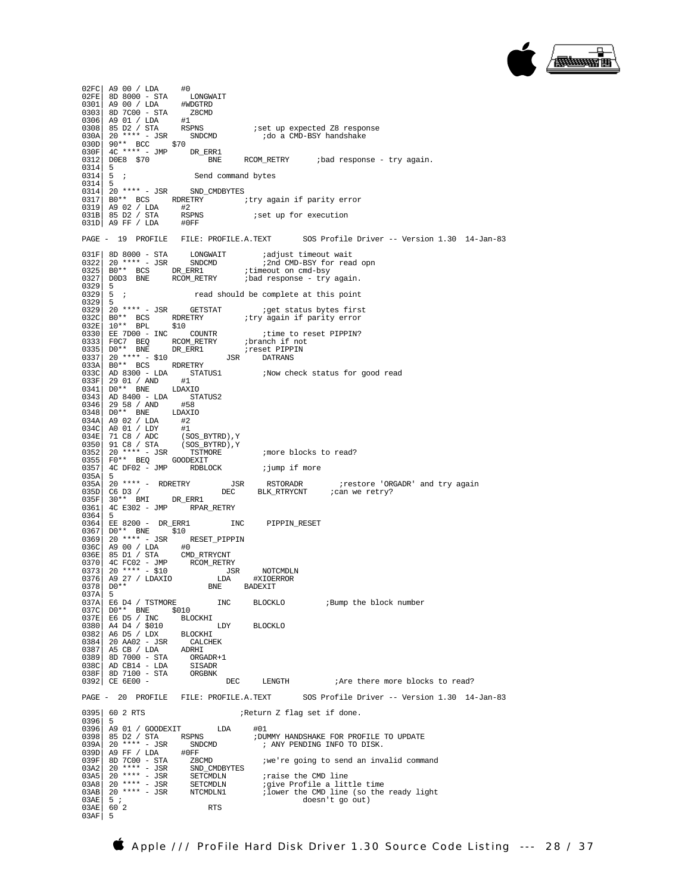```
02FC| A9 00 / LDA     #0
02FE| 8D 8000 - STA     LONGWAIT
0301| A9 00 / LDA     #WDGTRD
0303| 8D 7C00 - STA     Z8CMD
0306| A9 01 / LDA     #1
0308| 85 D2 / STA     RSPNS           ;set up expected Z8 response
030A| 20 **** - JSR     SNDCMD          ;do a CMD-BSY handshake
030D| 90** BCC     $70
030F| 4C **** - JMP     DR_ERR1
0312| D0E8 $70            BNE     RCOM_RETRY      ;bad response - try again.
0314| 5
0314| 5 ;              Send command bytes
0314| 5
0314| 20 **** - JSR     SND_CMDBYTES
0317| B0** BCS     RDRETRY         ;try again if parity error
0319| A9 02 / LDA     #2
031B| 85 D2 / STA     RSPNS           ;set up for execution
031D| A9 FF / LDA     #0FF

PAGE -  19  PROFILE   FILE: PROFILE.A.TEXT       SOS Profile Driver -- Version 1.30  14-Jan-83

031F| 8D 8000 - STA     LONGWAIT        ;adjust timeout wait
0322| 20 **** - JSR     SNDCMD          ;2nd CMD-BSY for read opn
0325| B0** BCS     DR_ERR1         ;timeout on cmd-bsy
0327| D0D3 BNE     RCOM_RETRY      ;bad response - try again.
0329| 5
0329| 5 ;              read should be complete at this point
0329| 5
0329| 20 **** - JSR     GETSTAT         ;get status bytes first
032C| B0** BCS     RDRETRY         ;try again if parity error
032E| 10** BPL     $10
0330| EE 7D00 - INC     COUNTR          ;time to reset PIPPIN?
0333| F0C7 BEQ     RCOM_RETRY      ;branch if not
0335| D0** BNE     DR_ERR1         ;reset PIPPIN
0337| 20 **** - $10            JSR     DATRANS
033A| B0** BCS     RDRETRY
033C| AD 8300 - LDA     STATUS1         ;Now check status for good read
033F| 29 01 / AND     #1
0341| D0** BNE     LDAXIO
0343| AD 8400 - LDA     STATUS2
0346| 29 58 / AND     #58
0348| D0** BNE     LDAXIO
034A| A9 02 / LDA     #2
034C| A0 01 / LDY     #1
034E| 71 C8 / ADC     (SOS_BYTRD),Y
0350| 91 C8 / STA     (SOS_BYTRD),Y
0352| 20 **** - JSR     TSTMORE         ;more blocks to read?
0355| F0** BEQ     GOODEXIT
0357| 4C DF02 - JMP     RDBLOCK         ;jump if more
035A| 5
035A| 20 **** -  RDRETRY         JSR     RSTORADR        ;restore 'ORGADR' and try again
035D| C6 D3 /              DEC     BLK_RTRYCNT     ;can we retry?
035F| 30** BMI     DR_ERR1
0361| 4C E302 - JMP     RPAR_RETRY
0364| 5
0364| EE 8200 -  DR_ERR1         INC     PIPPIN_RESET
0367| D0** BNE     $10
0369| 20 **** - JSR     RESET_PIPPIN
036C| A9 00 / LDA     #0
036E| 85 D1 / STA     CMD_RTRYCNT
0370| 4C FC02 - JMP     RCOM_RETRY
0373| 20 **** - $10            JSR     NOTCMDLN
0376| A9 27 / LDAXIO          LDA     #XIOERROR
0378| D0**                BNE     BADEXIT
037A| 5
037A| E6 D4 / TSTMORE         INC     BLOCKLO         ;Bump the block number
037C| D0** BNE     $010
037E| E6 D5 / INC     BLOCKHI
0380| A4 D4 / $010            LDY     BLOCKLO
0382| A6 D5 / LDX     BLOCKHI
0384| 20 AA02 - JSR     CALCHEK
0387| A5 CB / LDA     ADRHI
0389| 8D 7000 - STA     ORGADR+1
038C| AD CB14 - LDA     SISADR
038F| 8D 7100 - STA     ORGBNK
0392| CE 6E00 -              DEC     LENGTH          ;Are there more blocks to read?

PAGE -  20  PROFILE   FILE: PROFILE.A.TEXT       SOS Profile Driver -- Version 1.30  14-Jan-83

0395| 60 2 RTS                   ;Return Z flag set if done.
0396| 5
0396| A9 01 / GOODEXIT        LDA     #01
0398| 85 D2 / STA     RSPNS           ;DUMMY HANDSHAKE FOR PROFILE TO UPDATE
039A| 20 **** - JSR     SNDCMD          ; ANY PENDING INFO TO DISK.
039D| A9 FF / LDA     #0FF
039F| 8D 7C00 - STA     Z8CMD           ;we're going to send an invalid command
03A2| 20 **** - JSR     SND_CMDBYTES
03A5| 20 **** - JSR     SETCMDLN        ;raise the CMD line
03A8| 20 **** - JSR     SETCMDLN        ;give Profile a little time
03AB| 20 **** - JSR     NTCMDLN1        ;lower the CMD line (so the ready light
03AE| 5 ;                                    doesn't go out)
03AE| 60 2                RTS
03AF| 5
```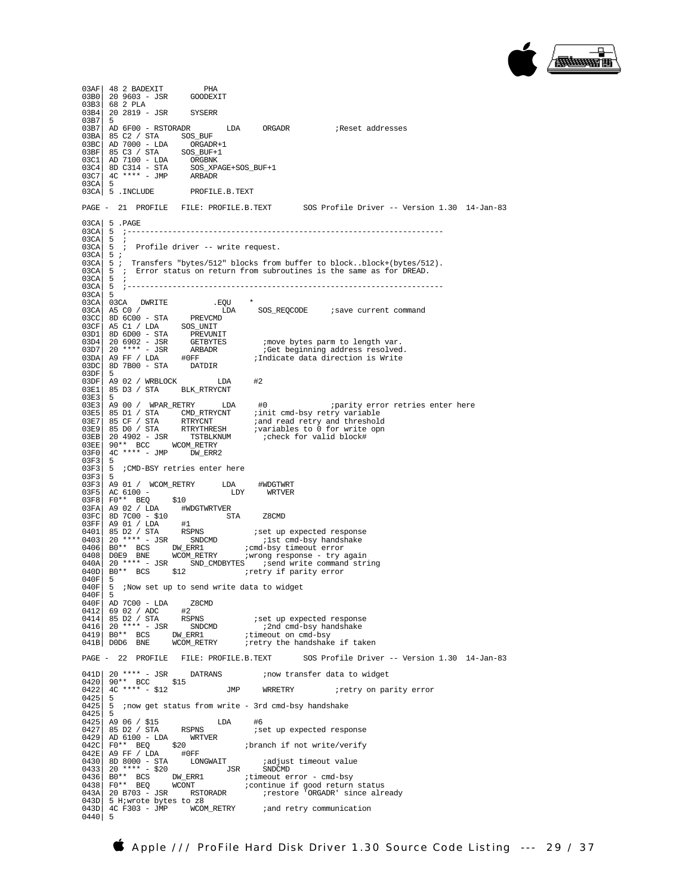```
03AF| 48 2 BADEXIT         PHA
03B0| 20 9603 - JSR     GOODEXIT
03B3| 68 2 PLA
03B4| 20 2819 - JSR     SYSERR
03B7| 5
03B7| AD 6F00 - RSTORADR        LDA     ORGADR          ;Reset addresses
03BA| 85 C2 / STA     SOS_BUF
03BC| AD 7000 - LDA     ORGADR+1
03BF| 85 C3 / STA     SOS_BUF+1
03C1| AD 7100 - LDA     ORGBNK
03C4| 8D C314 - STA     SOS_XPAGE+SOS_BUF+1
03C7| 4C **** - JMP     ARBADR
03CA| 5
03CA| 5 .INCLUDE        PROFILE.B.TEXT

PAGE -  21  PROFILE   FILE: PROFILE.B.TEXT       SOS Profile Driver -- Version 1.30  14-Jan-83

03CA| 5 .PAGE
03CA| 5  ;-------------------------------------------------------------------
03CA| 5  ;
03CA| 5  ;  Profile driver -- write request.
03CA| 5 ;
03CA| 5 ;  Transfers "bytes/512" blocks from buffer to block..block+(bytes/512).
03CA| 5  ;  Error status on return from subroutines is the same as for DREAD.
03CA| 5  ;
03CA| 5  ;-------------------------------------------------------------------
03CA| 5
03CA| 03CA   DWRITE          .EQU    *
03CA| A5 C0 /                 LDA     SOS_REQCODE     ;save current command
03CC| 8D 6C00 - STA     PREVCMD
03CF| A5 C1 / LDA     SOS_UNIT
03D1| 8D 6D00 - STA     PREVUNIT
03D4| 20 6902 - JSR     GETBYTES        ;move bytes parm to length var.
03D7| 20 **** - JSR     ARBADR          ;Get beginning address resolved.
03DA| A9 FF / LDA     #0FF           ;Indicate data direction is Write
03DC| 8D 7B00 - STA     DATDIR
03DF| 5
03DF| A9 02 / WRBLOCK         LDA     #2
03E1| 85 D3 / STA     BLK_RTRYCNT
03E3| 5
03E3| A9 00 /  WPAR_RETRY      LDA     #0              ;parity error retries enter here
03E5| 85 D1 / STA     CMD_RTRYCNT     ;init cmd-bsy retry variable
03E7| 85 CF / STA     RTRYCNT         ;and read retry and threshold
03E9| 85 D0 / STA     RTRYTHRESH      ;variables to 0 for write opn
03EB| 20 4902 - JSR     TSTBLKNUM       ;check for valid block#
03EE| 90** BCC     WCOM_RETRY
03F0| 4C **** - JMP     DW_ERR2
03F3| 5
03F3| 5  ;CMD-BSY retries enter here
03F3| 5
03F3| A9 01 /  WCOM_RETRY      LDA     #WDGTWRT
03F5| AC 6100 -                LDY     WRTVER
03F8| F0** BEQ     $10
03FA| A9 02 / LDA     #WDGTWRTVER
03FC| 8D 7C00 - $10           STA     Z8CMD
03FF| A9 01 / LDA     #1
0401| 85 D2 / STA     RSPNS           ;set up expected response
0403| 20 **** - JSR     SNDCMD          ;1st cmd-bsy handshake
0406| B0** BCS     DW_ERR1         ;cmd-bsy timeout error
0408| D0E9 BNE     WCOM_RETRY      ;wrong response - try again
040A| 20 **** - JSR     SND_CMDBYTES    ;send write command string
040D| B0** BCS     $12             ;retry if parity error
040F| 5
040F| 5  ;Now set up to send write data to widget
040F| 5
040F| AD 7C00 - LDA     Z8CMD
0412| 69 02 / ADC     #2
0414| 85 D2 / STA     RSPNS           ;set up expected response
0416| 20 **** - JSR     SNDCMD          ;2nd cmd-bsy handshake
0419| B0** BCS     DW_ERR1         ;timeout on cmd-bsy
041B| D0D6 BNE     WCOM_RETRY      ;retry the handshake if taken

PAGE -  22  PROFILE   FILE: PROFILE.B.TEXT       SOS Profile Driver -- Version 1.30  14-Jan-83

041D| 20 **** - JSR     DATRANS         ;now transfer data to widget
0420| 90** BCC     $15
0422| 4C **** - $12             JMP     WRRETRY         ;retry on parity error
0425| 5
0425| 5  ;now get status from write - 3rd cmd-bsy handshake
0425| 5
0425| A9 06 / $15             LDA     #6
0427| 85 D2 / STA     RSPNS           ;set up expected response
0429| AD 6100 - LDA     WRTVER
042C| F0** BEQ     $20             ;branch if not write/verify
042E| A9 FF / LDA     #0FF
0430| 8D 8000 - STA     LONGWAIT        ;adjust timeout value
0433| 20 **** - $20             JSR     SNDCMD
0436| B0** BCS     DW_ERR1         ;timeout error - cmd-bsy
0438| F0** BEQ     WCONT           ;continue if good return status
043A| 20 B703 - JSR     RSTORADR        ;restore 'ORGADR' since already
043D| 5 H;wrote bytes to z8
043D| 4C F303 - JMP     WCOM_RETRY      ;and retry communication
0440| 5
```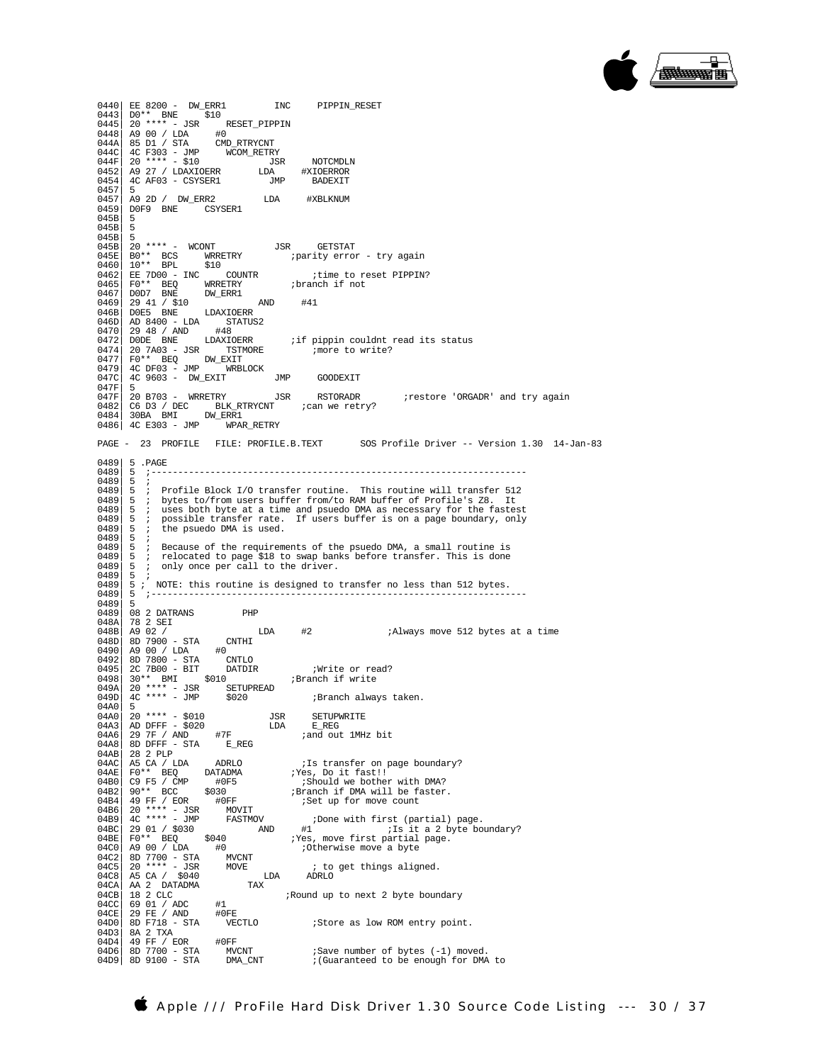```
0440| EE 8200 -  DW_ERR1         INC     PIPPIN_RESET
0443| D0** BNE     $10
0445| 20 **** - JSR     RESET_PIPPIN
0448| A9 00 / LDA     #0
044A| 85 D1 / STA     CMD_RTRYCNT
044C| 4C F303 - JMP     WCOM_RETRY
044F| 20 **** - $10             JSR     NOTCMDLN
0452| A9 27 / LDAXIOERR       LDA     #XIOERROR
0454| 4C AF03 - CSYSER1        JMP     BADEXIT
0457| 5
0457| A9 2D /  DW_ERR2         LDA     #XBLKNUM
0459| D0F9  BNE     CSYSER1
045B| 5
045B| 5
045B| 5
045B| 20 **** -  WCONT           JSR     GETSTAT
045E| B0** BCS     WRRETRY         ;parity error - try again
0460| 10** BPL     $10
0462| EE 7D00 - INC     COUNTR          ;time to reset PIPPIN?
0465| F0** BEQ     WRRETRY         ;branch if not
0467| D0D7  BNE     DW_ERR1
0469| 29 41 / $10             AND     #41
046B| D0E5  BNE     LDAXIOERR
046D| AD 8400 - LDA     STATUS2
0470| 29 48 / AND     #48
0472| D0DE  BNE     LDAXIOERR       ;if pippin couldnt read its status
0474| 20 7A03 - JSR     TSTMORE         ;more to write?
0477| F0** BEQ     DW_EXIT
0479| 4C DF03 - JMP     WRBLOCK
047C| 4C 9603 -  DW_EXIT         JMP     GOODEXIT
047F| 5
047F| 20 B703 -  WRRETRY         JSR     RSTORADR        ;restore 'ORGADR' and try again
0482| C6 D3 / DEC     BLK_RTRYCNT     ;can we retry?
0484| 30BA  BMI     DW_ERR1
0486| 4C E303 - JMP     WPAR_RETRY

PAGE -  23  PROFILE   FILE: PROFILE.B.TEXT       SOS Profile Driver -- Version 1.30  14-Jan-83

0489| 5 .PAGE
0489| 5  ;----------------------------------------------------------------------
0489| 5  ;
0489| 5  ;  Profile Block I/O transfer routine.  This routine will transfer 512
0489| 5  ;  bytes to/from users buffer from/to RAM buffer of Profile's Z8.  It
0489| 5  ;  uses both byte at a time and psuedo DMA as necessary for the fastest
0489| 5  ;  possible transfer rate.  If users buffer is on a page boundary, only
0489| 5  ;  the psuedo DMA is used.
0489| 5  ;
0489| 5  ;  Because of the requirements of the psuedo DMA, a small routine is
0489| 5  ;  relocated to page $18 to swap banks before transfer. This is done
0489| 5  ;  only once per call to the driver.
0489| 5  ;
0489| 5 ;  NOTE: this routine is designed to transfer no less than 512 bytes.
0489| 5  ;----------------------------------------------------------------------
0489| 5
0489| 08 2 DATRANS         PHP
048A| 78 2 SEI
048B| A9 02 /                 LDA     #2              ;Always move 512 bytes at a time
048D| 8D 7900 - STA     CNTHI
0490| A9 00 / LDA     #0
0492| 8D 7800 - STA     CNTLO
0495| 2C 7B00 - BIT     DATDIR          ;Write or read?
0498| 30** BMI     $010            ;Branch if write
049A| 20 **** - JSR     SETUPREAD
049D| 4C **** - JMP     $020            ;Branch always taken.
04A0| 5
04A0| 20 **** - $010            JSR     SETUPWRITE
04A3| AD DFFF - $020            LDA     E_REG
04A6| 29 7F / AND     #7F             ;and out 1MHz bit
04A8| 8D DFFF - STA     E_REG
04AB| 28 2 PLP
04AC| A5 CA / LDA     ADRLO           ;Is transfer on page boundary?
04AE| F0** BEQ     DATADMA         ;Yes, Do it fast!!
04B0| C9 F5 / CMP     #0F5            ;Should we bother with DMA?
04B2| 90** BCC     $030            ;Branch if DMA will be faster.
04B4| 49 FF / EOR     #0FF            ;Set up for move count
04B6| 20 **** - JSR     MOVIT
04B9| 4C **** - JMP     FASTMOV         ;Done with first (partial) page.
04BC| 29 01 / $030            AND     #1              ;Is it a 2 byte boundary?
04BE| F0** BEQ     $040            ;Yes, move first partial page.
04C0| A9 00 / LDA     #0              ;Otherwise move a byte
04C2| 8D 7700 - STA     MVCNT
04C5| 20 **** - JSR     MOVE            ; to get things aligned.
04C8| A5 CA /  $040            LDA     ADRLO
04CA| AA 2  DATADMA         TAX
04CB| 18 2 CLC                        ;Round up to next 2 byte boundary
04CC| 69 01 / ADC     #1
04CE| 29 FE / AND     #0FE
04D0| 8D F718 - STA     VECTLO          ;Store as low ROM entry point.
04D3| 8A 2 TXA
04D4| 49 FF / EOR     #0FF
04D6| 8D 7700 - STA     MVCNT           ;Save number of bytes (-1) moved.
04D9| 8D 9100 - STA     DMA_CNT         ;(Guaranteed to be enough for DMA to
```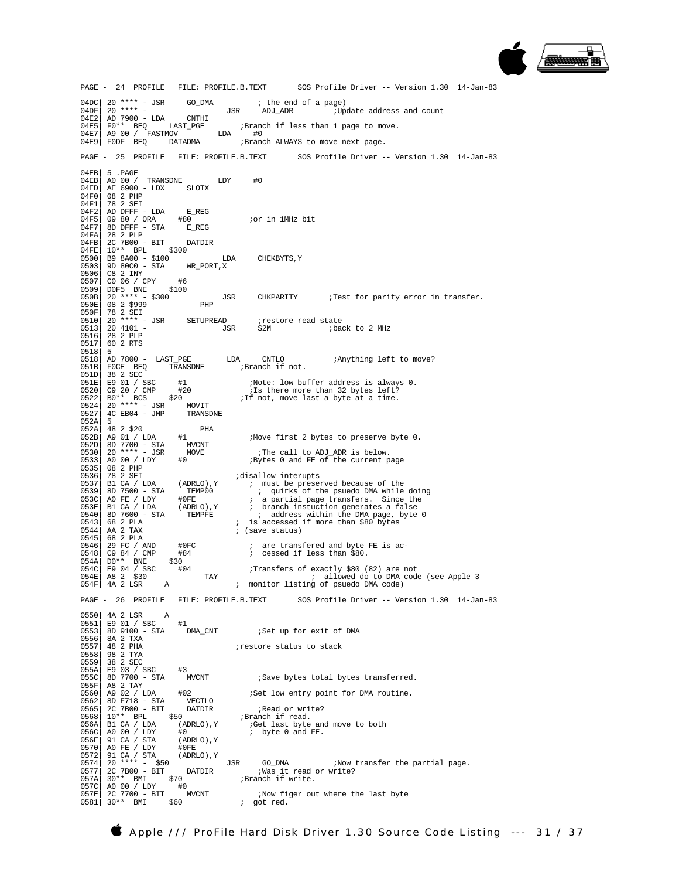```
PAGE -  24  PROFILE   FILE: PROFILE.B.TEXT       SOS Profile Driver -- Version 1.30  14-Jan-83

04DC| 20 **** - JSR     GO_DMA          ; the end of a page)
04DF| 20 **** -                   JSR     ADJ_ADR         ;Update address and count
04E2| AD 7900 - LDA     CNTHI
04E5| F0** BEQ     LAST_PGE        ;Branch if less than 1 page to move.
04E7| A9 00 /  FASTMOV          LDA     #0
04E9| F0DF BEQ     DATADMA         ;Branch ALWAYS to move next page.

PAGE -  25  PROFILE   FILE: PROFILE.B.TEXT       SOS Profile Driver -- Version 1.30  14-Jan-83

04EB| 5 .PAGE
04EB| A0 00 /  TRANSDNE         LDY     #0
04ED| AE 6900 - LDX     SLOTX
04F0| 08 2 PHP
04F1| 78 2 SEI
04F2| AD DFFF - LDA     E_REG
04F5| 09 80 / ORA     #80             ;or in 1MHz bit
04F7| 8D DFFF - STA     E_REG
04FA| 28 2 PLP
04FB| 2C 7B00 - BIT     DATDIR
04FE| 10** BPL     $300
0500| B9 8A00 - $100            LDA     CHEKBYTS,Y
0503| 9D 80C0 - STA     WR_PORT,X
0506| C8 2 INY
0507| C0 06 / CPY     #6
0509| D0F5 BNE     $100
050B| 20 **** - $300            JSR     CHKPARITY       ;Test for parity error in transfer.
050E| 08 2 $999           PHP
050F| 78 2 SEI
0510| 20 **** - JSR     SETUPREAD       ;restore read state
0513| 20 4101 -                 JSR     S2M             ;back to 2 MHz
0516| 28 2 PLP
0517| 60 2 RTS
0518| 5
0518| AD 7800 -  LAST_PGE        LDA     CNTLO           ;Anything left to move?
051B| F0CE BEQ     TRANSDNE        ;Branch if not.
051D| 38 2 SEC
051E| E9 01 / SBC     #1              ;Note: low buffer address is always 0.
0520| C9 20 / CMP     #20             ;Is there more than 32 bytes left?
0522| B0** BCS     $20             ;If not, move last a byte at a time.
0524| 20 **** - JSR     MOVIT
0527| 4C EB04 - JMP     TRANSDNE
052A| 5
052A| 48 2 $20                  PHA
052B| A9 01 / LDA     #1              ;Move first 2 bytes to preserve byte 0.
052D| 8D 7700 - STA     MVCNT
0530| 20 **** - JSR     MOVE            ;The call to ADJ_ADR is below.
0533| A0 00 / LDY     #0              ;Bytes 0 and FE of the current page
0535| 08 2 PHP
0536| 78 2 SEI                      ;disallow interupts
0537| B1 CA / LDA     (ADRLO),Y       ;  must be preserved because of the
0539| 8D 7500 - STA     TEMP00          ;  quirks of the psuedo DMA while doing
053C| A0 FE / LDY     #0FE            ;  a partial page transfers.  Since the
053E| B1 CA / LDA     (ADRLO),Y       ;  branch instuction generates a false
0540| 8D 7600 - STA     TEMPFE          ;  address within the DMA page, byte 0
0543| 68 2 PLA                      ;  is accessed if more than $80 bytes
0544| AA 2 TAX                      ; (save status)
0545| 68 2 PLA
0546| 29 FC / AND     #0FC            ;  are transfered and byte FE is ac-
0548| C9 84 / CMP     #84             ;  cessed if less than $80.
054A| D0** BNE     $30
054C| E9 04 / SBC     #04             ;Transfers of exactly $80 (82) are not
054E| A8 2  $30               TAY                     ;  allowed do to DMA code (see Apple 3
054F| 4A 2 LSR     A               ;  monitor listing of psuedo DMA code)

PAGE -  26  PROFILE   FILE: PROFILE.B.TEXT       SOS Profile Driver -- Version 1.30  14-Jan-83

0550| 4A 2 LSR     A
0551| E9 01 / SBC     #1
0553| 8D 9100 - STA     DMA_CNT         ;Set up for exit of DMA
0556| 8A 2 TXA
0557| 48 2 PHA                      ;restore status to stack
0558| 98 2 TYA
0559| 38 2 SEC
055A| E9 03 / SBC     #3
055C| 8D 7700 - STA     MVCNT           ;Save bytes total bytes transferred.
055F| A8 2 TAY
0560| A9 02 / LDA     #02             ;Set low entry point for DMA routine.
0562| 8D F718 - STA     VECTLO
0565| 2C 7B00 - BIT     DATDIR          ;Read or write?
0568| 10** BPL     $50             ;Branch if read.
056A| B1 CA / LDA     (ADRLO),Y       ;Get last byte and move to both
056C| A0 00 / LDY     #0              ;  byte 0 and FE.
056E| 91 CA / STA     (ADRLO),Y
0570| A0 FE / LDY     #0FE
0572| 91 CA / STA     (ADRLO),Y
0574| 20 **** - $50             JSR     GO_DMA          ;Now transfer the partial page.
0577| 2C 7B00 - BIT     DATDIR          ;Was it read or write?
057A| 30** BMI     $70             ;Branch if write.
057C| A0 00 / LDY     #0
057E| 2C 7700 - BIT     MVCNT           ;Now figer out where the last byte
0581| 30** BMI     $60             ;  got red.
```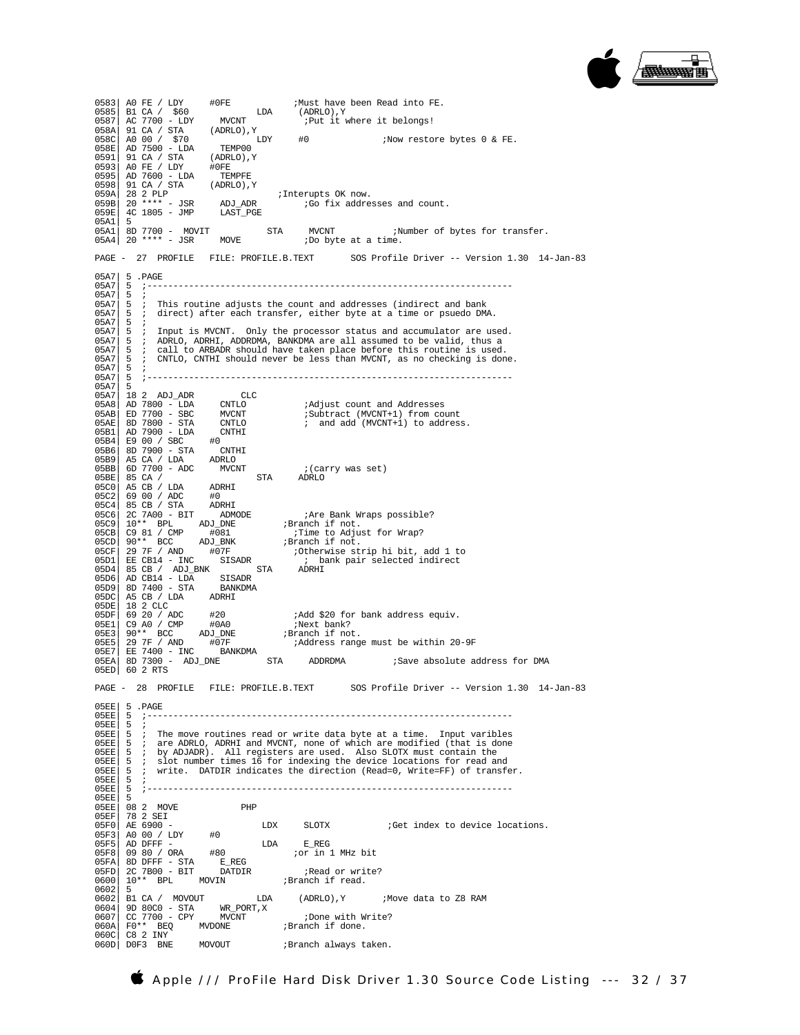```
0583| A0 FE / LDY     #0FE            ;Must have been Read into FE.
0585| B1 CA /  $60            LDA     (ADRLO),Y
0587| AC 7700 - LDY    MVCNT           ;Put it where it belongs!
058A| 91 CA / STA     (ADRLO),Y
058C| A0 00 /  $70            LDY     #0              ;Now restore bytes 0 & FE.
058E| AD 7500 - LDA    TEMP00
0591| 91 CA / STA     (ADRLO),Y
0593| A0 FE / LDY     #0FE
0595| AD 7600 - LDA    TEMPFE
0598| 91 CA / STA     (ADRLO),Y
059A| 28 2 PLP                         ;Interupts OK now.
059B| 20 **** - JSR    ADJ_ADR         ;Go fix addresses and count.
059E| 4C 1805 - JMP    LAST_PGE
05A1| 5
05A1| 8D 7700 -  MOVIT          STA     MVCNT           ;Number of bytes for transfer.
05A4| 20 **** - JSR    MOVE            ;Do byte at a time.

PAGE -  27  PROFILE   FILE: PROFILE.B.TEXT       SOS Profile Driver -- Version 1.30  14-Jan-83

05A7| 5 .PAGE
05A7| 5  ;---------------------------------------------------------------------
05A7| 5  ;
05A7| 5  ;  This routine adjusts the count and addresses (indirect and bank
05A7| 5  ;  direct) after each transfer, either byte at a time or psuedo DMA.
05A7| 5  ;
05A7| 5  ;  Input is MVCNT.  Only the processor status and accumulator are used.
05A7| 5  ;  ADRLO, ADRHI, ADDRDMA, BANKDMA are all assumed to be valid, thus a
05A7| 5  ;  call to ARBADR should have taken place before this routine is used.
05A7| 5  ;  CNTLO, CNTHI should never be less than MVCNT, as no checking is done.
05A7| 5  ;
05A7| 5  ;---------------------------------------------------------------------
05A7| 5
05A7| 18 2  ADJ_ADR         CLC
05A8| AD 7800 - LDA    CNTLO           ;Adjust count and Addresses
05AB| ED 7700 - SBC    MVCNT           ;Subtract (MVCNT+1) from count
05AE| 8D 7800 - STA    CNTLO           ;  and add (MVCNT+1) to address.
05B1| AD 7900 - LDA    CNTHI
05B4| E9 00 / SBC     #0
05B6| 8D 7900 - STA    CNTHI
05B9| A5 CA / LDA     ADRLO
05BB| 6D 7700 - ADC    MVCNT           ;(carry was set)
05BE| 85 CA /                 STA     ADRLO
05C0| A5 CB / LDA     ADRHI
05C2| 69 00 / ADC     #0
05C4| 85 CB / STA     ADRHI
05C6| 2C 7A00 - BIT    ADMODE          ;Are Bank Wraps possible?
05C9| 10**  BPL     ADJ_DNE         ;Branch if not.
05CB| C9 81 / CMP     #081            ;Time to Adjust for Wrap?
05CD| 90**  BCC     ADJ_BNK         ;Branch if not.
05CF| 29 7F / AND     #07F            ;Otherwise strip hi bit, add 1 to
05D1| EE CB14 - INC    SISADR          ;  bank pair selected indirect
05D4| 85 CB /  ADJ_BNK        STA     ADRHI
05D6| AD CB14 - LDA    SISADR
05D9| 8D 7400 - STA    BANKDMA
05DC| A5 CB / LDA     ADRHI
05DE| 18 2 CLC
05DF| 69 20 / ADC     #20             ;Add $20 for bank address equiv.
05E1| C9 A0 / CMP     #0A0            ;Next bank?
05E3| 90**  BCC     ADJ_DNE         ;Branch if not.
05E5| 29 7F / AND     #07F            ;Address range must be within 20-9F
05E7| EE 7400 - INC    BANKDMA
05EA| 8D 7300 -  ADJ_DNE        STA     ADDRDMA         ;Save absolute address for DMA
05ED| 60 2 RTS

PAGE -  28  PROFILE   FILE: PROFILE.B.TEXT       SOS Profile Driver -- Version 1.30  14-Jan-83

05EE| 5 .PAGE
05EE| 5  ;---------------------------------------------------------------------
05EE| 5  ;
05EE| 5  ;  The move routines read or write data byte at a time.  Input varibles
05EE| 5  ;  are ADRLO, ADRHI and MVCNT, none of which are modified (that is done
05EE| 5  ;  by ADJADR).  All registers are used.  Also SLOTX must contain the
05EE| 5  ;  slot number times 16 for indexing the device locations for read and
05EE| 5  ;  write.  DATDIR indicates the direction (Read=0, Write=FF) of transfer.
05EE| 5  ;
05EE| 5  ;---------------------------------------------------------------------
05EE| 5
05EE| 08 2  MOVE            PHP
05EF| 78 2 SEI
05F0| AE 6900 -               LDX     SLOTX           ;Get index to device locations.
05F3| A0 00 / LDY     #0
05F5| AD DFFF -               LDA     E_REG
05F8| 09 80 / ORA     #80             ;or in 1 MHz bit
05FA| 8D DFFF - STA    E_REG
05FD| 2C 7B00 - BIT    DATDIR          ;Read or write?
0600| 10**  BPL     MOVIN           ;Branch if read.
0602| 5
0602| B1 CA /  MOVOUT         LDA     (ADRLO),Y       ;Move data to Z8 RAM
0604| 9D 80C0 - STA    WR_PORT,X
0607| CC 7700 - CPY    MVCNT           ;Done with Write?
060A| F0**  BEQ     MVDONE          ;Branch if done.
060C| C8 2 INY
060D| D0F3  BNE     MOVOUT          ;Branch always taken.
```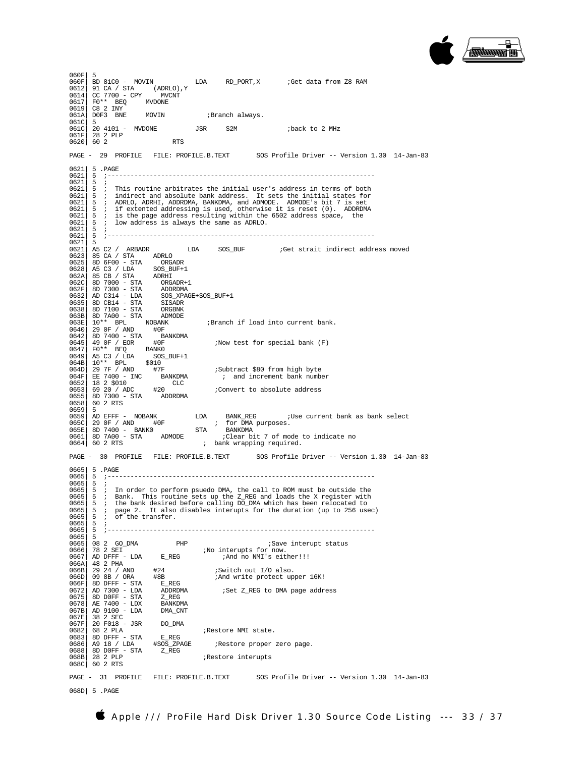```
060F| 5
060F| BD 81C0 -  MOVIN           LDA     RD_PORT,X       ;Get data from Z8 RAM
0612| 91 CA / STA     (ADRLO),Y
0614| CC 7700 - CPY     MVCNT
0617| F0** BEQ     MVDONE
0619| C8 2 INY
061A| D0F3 BNE     MOVIN           ;Branch always.
061C| 5
061C| 20 4101 -  MVDONE          JSR     S2M             ;back to 2 MHz
061F| 28 2 PLP
0620| 60 2                RTS
```

PAGE - 29 PROFILE FILE: PROFILE.B.TEXT SOS Profile Driver -- Version 1.30 14-Jan-83

```
0621| 5 .PAGE
0621| 5  ;---------------------------------------------------------------------
0621| 5  ;
0621| 5  ;  This routine arbitrates the initial user's address in terms of both
0621| 5  ;  indirect and absolute bank address.  It sets the initial states for
0621| 5  ;  ADRLO, ADRHI, ADDRDMA, BANKDMA, and ADMODE.  ADMODE's bit 7 is set
0621| 5  ;  if extented addressing is used, otherwise it is reset (0).  ADDRDMA
0621| 5  ;  is the page address resulting within the 6502 address space,  the
0621| 5  ;  low address is always the same as ADRLO.
0621| 5  ;
0621| 5  ;---------------------------------------------------------------------
0621| 5
0621| A5 C2 /  ARBADR          LDA     SOS_BUF         ;Get strait indirect address moved
0623| 85 CA / STA     ADRLO
0625| 8D 6F00 - STA     ORGADR
0628| A5 C3 / LDA     SOS_BUF+1
062A| 85 CB / STA     ADRHI
062C| 8D 7000 - STA     ORGADR+1
062F| 8D 7300 - STA     ADDRDMA
0632| AD C314 - LDA     SOS_XPAGE+SOS_BUF+1
0635| 8D CB14 - STA     SISADR
0638| 8D 7100 - STA     ORGBNK
063B| 8D 7A00 - STA     ADMODE
063E| 10** BPL     NOBANK          ;Branch if load into current bank.
0640| 29 0F / AND     #0F
0642| 8D 7400 - STA     BANKDMA
0645| 49 0F / EOR     #0F             ;Now test for special bank (F)
0647| F0** BEQ     BANK0
0649| A5 C3 / LDA     SOS_BUF+1
064B| 10** BPL     $010
064D| 29 7F / AND     #7F             ;Subtract $80 from high byte
064F| EE 7400 - INC     BANKDMA         ;  and increment bank number
0652| 18 2 $010           CLC
0653| 69 20 / ADC     #20             ;Convert to absolute address
0655| 8D 7300 - STA     ADDRDMA
0658| 60 2 RTS
0659| 5
0659| AD EFFF -  NOBANK          LDA     BANK_REG        ;Use current bank as bank select
065C| 29 0F / AND     #0F             ;  for DMA purposes.
065E| 8D 7400 -  BANK0           STA     BANKDMA
0661| 8D 7A00 - STA     ADMODE          ;Clear bit 7 of mode to indicate no
0664| 60 2 RTS                         ;  bank wrapping required.
```

PAGE - 30 PROFILE FILE: PROFILE.B.TEXT SOS Profile Driver -- Version 1.30 14-Jan-83

```
0665| 5 .PAGE
0665| 5  ;---------------------------------------------------------------------
0665| 5  ;
0665| 5  ;  In order to perform psuedo DMA, the call to ROM must be outside the
0665| 5  ;  Bank.  This routine sets up the Z_REG and loads the X register with
0665| 5  ;  the bank desired before calling DO_DMA which has been relocated to
0665| 5  ;  page 2.  It also disables interupts for the duration (up to 256 usec)
0665| 5  ;  of the transfer.
0665| 5  ;
0665| 5  ;---------------------------------------------------------------------
0665| 5
0665| 08 2  GO_DMA          PHP                     ;Save interupt status
0666| 78 2 SEI                     ;No interupts for now.
0667| AD DFFF - LDA     E_REG           ;And no NMI's either!!!
066A| 48 2 PHA
066B| 29 24 / AND     #24             ;Switch out I/O also.
066D| 09 8B / ORA     #8B             ;And write protect upper 16K!
066F| 8D DFFF - STA     E_REG
0672| AD 7300 - LDA     ADDRDMA         ;Set Z_REG to DMA page address
0675| 8D D0FF - STA     Z_REG
0678| AE 7400 - LDX     BANKDMA
067B| AD 9100 - LDA     DMA_CNT
067E| 38 2 SEC
067F| 20 F018 - JSR     DO_DMA
0682| 68 2 PLA                     ;Restore NMI state.
0683| 8D DFFF - STA     E_REG
0686| A9 18 / LDA     #SOS_ZPAGE      ;Restore proper zero page.
0688| 8D D0FF - STA     Z_REG
068B| 28 2 PLP                     ;Restore interupts
068C| 60 2 RTS
```

PAGE - 31 PROFILE FILE: PROFILE.B.TEXT SOS Profile Driver -- Version 1.30 14-Jan-83

```
068D| 5 .PAGE
```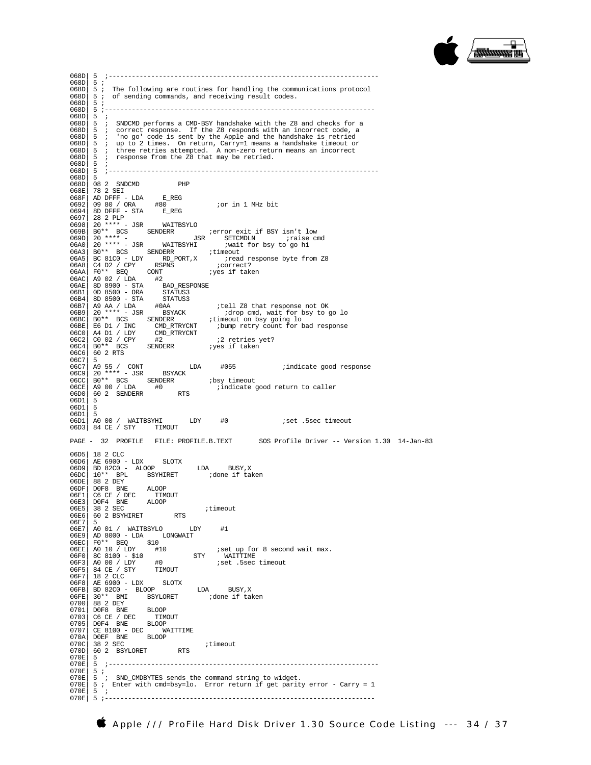```
068D| 5  ;----------------------------------------------------------------------
068D| 5 ;
068D| 5 ;  The following are routines for handling the communications protocol
068D| 5 ;  of sending commands, and receiving result codes.
068D| 5 ;
068D| 5 ;---------------------------------------------------------------------
068D| 5  ;
068D| 5  ;  SNDCMD performs a CMD-BSY handshake with the Z8 and checks for a
068D| 5  ;  correct response.  If the Z8 responds with an incorrect code, a
068D| 5  ;  'no go' code is sent by the Apple and the handshake is retried
068D| 5  ;  up to 2 times.  On return, Carry=1 means a handshake timeout or
068D| 5  ;  three retries attempted.  A non-zero return means an incorrect
068D| 5  ;  response from the Z8 that may be retried.
068D| 5  ;
068D| 5  ;----------------------------------------------------------------------
068D| 5
068D| 08 2  SNDCMD          PHP
068E| 78 2 SEI
068F| AD DFFF - LDA     E_REG
0692| 09 80 / ORA     #80             ;or in 1 MHz bit
0694| 8D DFFF - STA     E_REG
0697| 28 2 PLP
0698| 20 **** - JSR     WAITBSYLO
069B| B0** BCS     SENDERR         ;error exit if BSY isn't low
069D| 20 **** -                 JSR     SETCMDLN        ;raise cmd
06A0| 20 **** - JSR     WAITBSYHI       ;wait for bsy to go hi
06A3| B0** BCS     SENDERR         ;timeout
06A5| BC 81C0 - LDY     RD_PORT,X       ;read response byte from Z8
06A8| C4 D2 / CPY     RSPNS           ;correct?
06AA| F0** BEQ     CONT            ;yes if taken
06AC| A9 02 / LDA     #2
06AE| 8D 8900 - STA     BAD_RESPONSE
06B1| 0D 8500 - ORA     STATUS3
06B4| 8D 8500 - STA     STATUS3
06B7| A9 AA / LDA     #0AA            ;tell Z8 that response not OK
06B9| 20 **** - JSR     BSYACK          ;drop cmd, wait for bsy to go lo
06BC| B0** BCS     SENDERR         ;timeout on bsy going lo
06BE| E6 D1 / INC     CMD_RTRYCNT     ;bump retry count for bad response
06C0| A4 D1 / LDY     CMD_RTRYCNT
06C2| C0 02 / CPY     #2              ;2 retries yet?
06C4| B0** BCS     SENDERR         ;yes if taken
06C6| 60 2 RTS
06C7| 5
06C7| A9 55 /  CONT            LDA     #055            ;indicate good response
06C9| 20 **** - JSR     BSYACK
06CC| B0** BCS     SENDERR         ;bsy timeout
06CE| A9 00 / LDA     #0              ;indicate good return to caller
06D0| 60 2  SENDERR         RTS
06D1| 5
06D1| 5
06D1| 5
06D1| A0 00 /  WAITBSYHI       LDY     #0              ;set .5sec timeout
06D3| 84 CE / STY     TIMOUT

PAGE -  32  PROFILE   FILE: PROFILE.B.TEXT       SOS Profile Driver -- Version 1.30  14-Jan-83

06D5| 18 2 CLC
06D6| AE 6900 - LDX     SLOTX
06D9| BD 82C0 -  ALOOP           LDA     BUSY,X
06DC| 10** BPL     BSYHIRET        ;done if taken
06DE| 88 2 DEY
06DF| D0F8  BNE     ALOOP
06E1| C6 CE / DEC     TIMOUT
06E3| D0F4  BNE     ALOOP
06E5| 38 2 SEC                     ;timeout
06E6| 60 2 BSYHIRET        RTS
06E7| 5
06E7| A0 01 /  WAITBSYLO       LDY     #1
06E9| AD 8000 - LDA     LONGWAIT
06EC| F0** BEQ     $10
06EE| A0 10 / LDY     #10             ;set up for 8 second wait max.
06F0| 8C 8100 - $10             STY     WAITTIME
06F3| A0 00 / LDY     #0              ;set .5sec timeout
06F5| 84 CE / STY     TIMOUT
06F7| 18 2 CLC
06F8| AE 6900 - LDX     SLOTX
06FB| BD 82C0 -  BLOOP           LDA     BUSY,X
06FE| 30** BMI     BSYLORET        ;done if taken
0700| 88 2 DEY
0701| D0F8  BNE     BLOOP
0703| C6 CE / DEC     TIMOUT
0705| D0F4  BNE     BLOOP
0707| CE 8100 - DEC     WAITTIME
070A| D0EF  BNE     BLOOP
070C| 38 2 SEC                     ;timeout
070D| 60 2  BSYLORET        RTS
070E| 5
070E| 5  ;----------------------------------------------------------------------
070E| 5 ;
070E| 5  ;  SND_CMDBYTES sends the command string to widget.
070E| 5 ;  Enter with cmd=bsy=lo.  Error return if get parity error - Carry = 1
070E| 5  ;
070E| 5 ;---------------------------------------------------------------------
```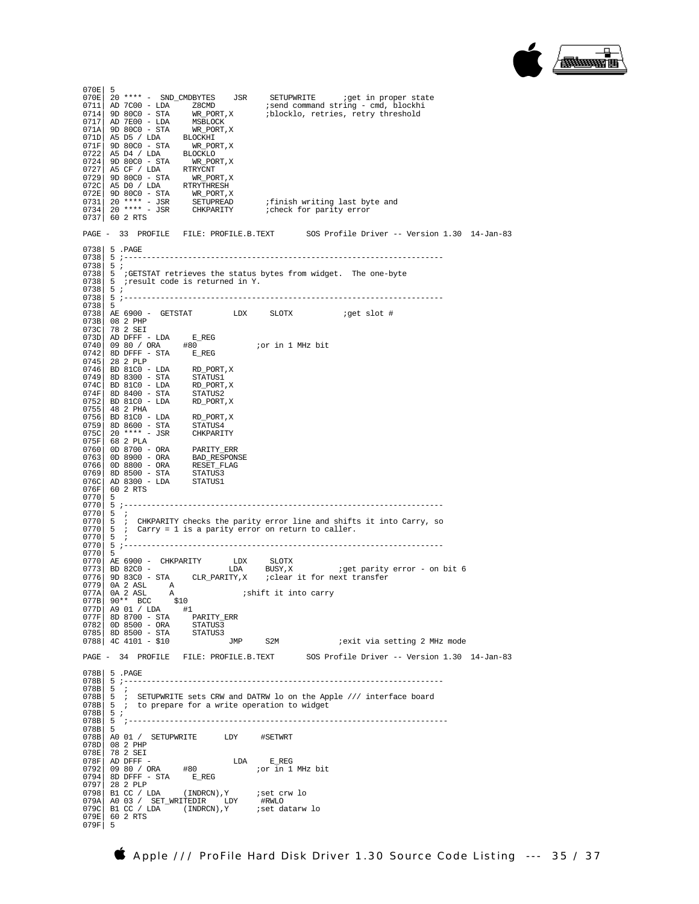```
070E| 5
070E| 20 **** -  SND_CMDBYTES    JSR     SETUPWRITE      ;get in proper state
0711| AD 7C00 - LDA     Z8CMD           ;send command string - cmd, blockhi
0714| 9D 80C0 - STA     WR_PORT,X       ;blocklo, retries, retry threshold
0717| AD 7E00 - LDA     MSBLOCK
071A| 9D 80C0 - STA     WR_PORT,X
071D| A5 D5 / LDA     BLOCKHI
071F| 9D 80C0 - STA     WR_PORT,X
0722| A5 D4 / LDA     BLOCKLO
0724| 9D 80C0 - STA     WR_PORT,X
0727| A5 CF / LDA     RTRYCNT
0729| 9D 80C0 - STA     WR_PORT,X
072C| A5 D0 / LDA     RTRYTHRESH
072E| 9D 80C0 - STA     WR_PORT,X
0731| 20 **** - JSR     SETUPREAD       ;finish writing last byte and
0734| 20 **** - JSR     CHKPARITY       ;check for parity error
0737| 60 2 RTS
```

PAGE - 33 PROFILE FILE: PROFILE.B.TEXT SOS Profile Driver -- Version 1.30 14-Jan-83

```
0738| 5 .PAGE
0738| 5 ;-------------------------------------------------------------------
0738| 5 ;
0738| 5  ;GETSTAT retrieves the status bytes from widget.  The one-byte
0738| 5  ;result code is returned in Y.
0738| 5 ;
0738| 5 ;-------------------------------------------------------------------
0738| 5
0738| AE 6900 -  GETSTAT         LDX     SLOTX           ;get slot #
073B| 08 2 PHP
073C| 78 2 SEI
073D| AD DFFF - LDA     E_REG
0740| 09 80 / ORA     #80             ;or in 1 MHz bit
0742| 8D DFFF - STA     E_REG
0745| 28 2 PLP
0746| BD 81C0 - LDA     RD_PORT,X
0749| 8D 8300 - STA     STATUS1
074C| BD 81C0 - LDA     RD_PORT,X
074F| 8D 8400 - STA     STATUS2
0752| BD 81C0 - LDA     RD_PORT,X
0755| 48 2 PHA
0756| BD 81C0 - LDA     RD_PORT,X
0759| 8D 8600 - STA     STATUS4
075C| 20 **** - JSR     CHKPARITY
075F| 68 2 PLA
0760| 0D 8700 - ORA     PARITY_ERR
0763| 0D 8900 - ORA     BAD_RESPONSE
0766| 0D 8800 - ORA     RESET_FLAG
0769| 8D 8500 - STA     STATUS3
076C| AD 8300 - LDA     STATUS1
076F| 60 2 RTS
0770| 5
0770| 5 ;-------------------------------------------------------------------
0770| 5  ;
0770| 5  ;  CHKPARITY checks the parity error line and shifts it into Carry, so
0770| 5  ;  Carry = 1 is a parity error on return to caller.
0770| 5  ;
0770| 5 ;-------------------------------------------------------------------
0770| 5
0770| AE 6900 -  CHKPARITY       LDX     SLOTX
0773| BD 82C0 -                 LDA     BUSY,X          ;get parity error - on bit 6
0776| 9D 83C0 - STA     CLR_PARITY,X    ;clear it for next transfer
0779| 0A 2 ASL     A
077A| 0A 2 ASL     A               ;shift it into carry
077B| 90** BCC     $10
077D| A9 01 / LDA     #1
077F| 8D 8700 - STA     PARITY_ERR
0782| 0D 8500 - ORA     STATUS3
0785| 8D 8500 - STA     STATUS3
0788| 4C 4101 - $10             JMP     S2M             ;exit via setting 2 MHz mode
```

PAGE - 34 PROFILE FILE: PROFILE.B.TEXT SOS Profile Driver -- Version 1.30 14-Jan-83

```
078B| 5 .PAGE
078B| 5 ;-------------------------------------------------------------------
078B| 5  ;
078B| 5  ;  SETUPWRITE sets CRW and DATRW lo on the Apple /// interface board
078B| 5  ;  to prepare for a write operation to widget
078B| 5 ;
078B| 5  ;-------------------------------------------------------------------
078B| 5
078B| A0 01 /  SETUPWRITE      LDY     #SETWRT
078D| 08 2 PHP
078E| 78 2 SEI
078F| AD DFFF -                 LDA     E_REG
0792| 09 80 / ORA     #80             ;or in 1 MHz bit
0794| 8D DFFF - STA     E_REG
0797| 28 2 PLP
0798| B1 CC / LDA     (INDRCN),Y      ;set crw lo
079A| A0 03 /  SET_WRITEDIR    LDY     #RWLO
079C| B1 CC / LDA     (INDRCN),Y      ;set datarw lo
079E| 60 2 RTS
079F| 5
```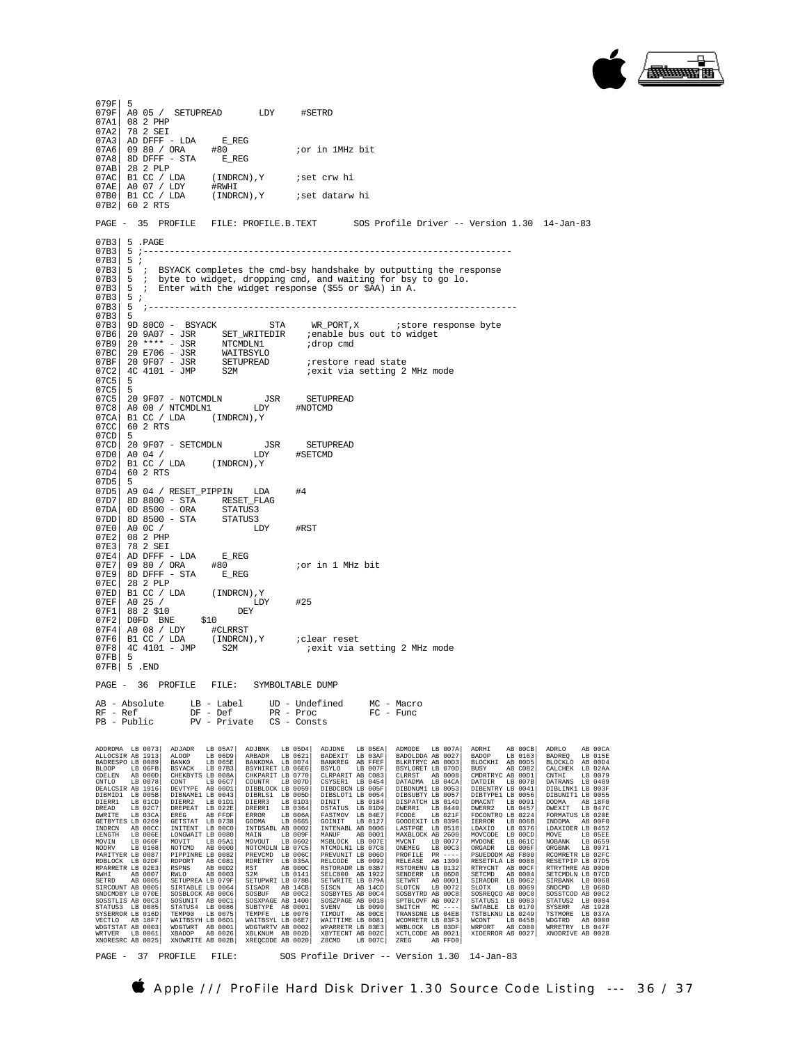```
079F| 5
079F| A0 05 /  SETUPREAD       LDY     #SETRD
07A1| 08 2 PHP
07A2| 78 2 SEI
07A3| AD DFFF - LDA     E_REG
07A6| 09 80 / ORA     #80            ;or in 1MHz bit
07A8| 8D DFFF - STA     E_REG
07AB| 28 2 PLP
07AC| B1 CC / LDA     (INDRCN),Y     ;set crw hi
07AE| A0 07 / LDY     #RWHI
07B0| B1 CC / LDA     (INDRCN),Y     ;set datarw hi
07B2| 60 2 RTS
```

PAGE - 35 PROFILE FILE: PROFILE.B.TEXT SOS Profile Driver -- Version 1.30 14-Jan-83

```
07B3| 5 .PAGE
07B3| 5 ;---------------------------------------------------------------------
07B3| 5 ;
07B3| 5  ;  BSYACK completes the cmd-bsy handshake by outputting the response
07B3| 5  ;  byte to widget, dropping cmd, and waiting for bsy to go lo.
07B3| 5  ;  Enter with the widget response ($55 or $AA) in A.
07B3| 5 ;
07B3| 5  ;---------------------------------------------------------------------
07B3| 5
07B3| 9D 80C0 -  BSYACK         STA     WR_PORT,X       ;store response byte
07B6| 20 9A07 - JSR     SET_WRITEDIR    ;enable bus out to widget
07B9| 20 **** - JSR     NTCMDLN1        ;drop cmd
07BC| 20 E706 - JSR     WAITBSYLO
07BF| 20 9F07 - JSR     SETUPREAD       ;restore read state
07C2| 4C 4101 - JMP     S2M             ;exit via setting 2 MHz mode
07C5| 5
07C5| 5
07C5| 20 9F07 - NOTCMDLN        JSR     SETUPREAD
07C8| A0 00 / NTCMDLN1        LDY     #NOTCMD
07CA| B1 CC / LDA     (INDRCN),Y
07CC| 60 2 RTS
07CD| 5
07CD| 20 9F07 - SETCMDLN        JSR     SETUPREAD
07D0| A0 04 /                 LDY     #SETCMD
07D2| B1 CC / LDA     (INDRCN),Y
07D4| 60 2 RTS
07D5| 5
07D5| A9 04 / RESET_PIPPIN    LDA     #4
07D7| 8D 8800 - STA     RESET_FLAG
07DA| 0D 8500 - ORA     STATUS3
07DD| 8D 8500 - STA     STATUS3
07E0| A0 0C /                 LDY     #RST
07E2| 08 2 PHP
07E3| 78 2 SEI
07E4| AD DFFF - LDA     E_REG
07E7| 09 80 / ORA     #80            ;or in 1 MHz bit
07E9| 8D DFFF - STA     E_REG
07EC| 28 2 PLP
07ED| B1 CC / LDA     (INDRCN),Y
07EF| A0 25 /                 LDY     #25
07F1| 88 2 $10                DEY
07F2| D0FD BNE     $10
07F4| A0 08 / LDY     #CLRRST
07F6| B1 CC / LDA     (INDRCN),Y     ;clear reset
07F8| 4C 4101 - JMP     S2M             ;exit via setting 2 MHz mode
07FB| 5
07FB| 5 .END
```

PAGE - 36 PROFILE FILE: SYMBOLTABLE DUMP

```
AB - Absolute     LB - Label     UD - Undefined     MC - Macro
RF - Ref          DF - Def       PR - Proc          FC - Func
PB - Public       PV - Private   CS - Consts
```

```
ADDRDMA  LB 0073| ADJADR   LB 05A7| ADJBNK   LB 05D4| ADJDNE   LB 05EA| ADMODE   LB 007A| ADRHI    AB 00CB| ADRLO    AB 00CA
ALLOCSIR AB 1913| ALOOP    LB 06D9| ARBADR   LB 0621| BADEXIT  LB 03AF| BADOLDDA AB 0027| BADOP    LB 0163| BADREQ   LB 015E
BADRESPO LB 0089| BANK0    LB 065E| BANKDMA  LB 0074| BANKREG  AB FFEF| BLKRTRYC AB 00D3| BLOCKHI  AB 00D5| BLOCKLO  AB 00D4
BLOOP    LB 06FB| BSYACK   LB 07B3| BSYHIRET LB 06E6| BSYLO    LB 007F| BSYLORET LB 070D| BUSY     AB C082| CALCHEK  LB 02AA
CDELEN   AB 000D| CHEKBYTS LB 008A| CHKPARIT LB 0770| CLRPARIT AB C083| CLRRST   AB 0008| CMDRTRYC AB 00D1| CNTHI    LB 0079
CNTLO    LB 0078| CONT     LB 06C7| COUNTR   LB 007D| CSYSER1  LB 0454| DATADMA  LB 04CA| DATDIR   LB 007B| DATRANS  LB 0489
DEALCSIR AB 1916| DEVTYPE  AB 00D1| DIBBLOCK LB 0059| DIBDCBCN LB 005F| DIBDNUM1 LB 0053| DIBENTRY LB 0041| DIBLINK1 LB 003F
DIBMID1  LB 005B| DIBNAME1 LB 0043| DIBRLS1  LB 005D| DIBSLOT1 LB 0054| DIBSUBTY LB 0057| DIBTYPE1 LB 0056| DIBUNIT1 LB 0055
DIERR1   LB 01CD| DIERR2   LB 01D1| DIERR3   LB 01D3| DINIT    LB 0184| DISPATCH LB 014D| DMACNT   LB 0091| DODMA    AB 18F0
DREAD    LB 02C7| DREPEAT  LB 022E| DRERR1   LB 0364| DSTATUS  LB 01D9| DWERR1   LB 0440| DWERR2   LB 0457| DWEXIT   LB 047C
DWRITE   LB 03CA| EREG     AB FFDF| ERROR    LB 006A| FASTMOV  LB 04E7| FCODE    LB 021F| FDCONTRO LB 0224| FORMATUS LB 020E
GETBYTES LB 0269| GETSTAT  LB 0738| GODMA    LB 0665| GOINIT   LB 0127| GOODEXIT LB 0396| IERROR   LB 006B| INDDMA   AB 00F0
INDRCN   AB 00CC| INITENT  LB 00C0| INTDSABL AB 0002| INTENABL AB 0006| LASTPGE  LB 0518| LDAXIO   LB 0376| LDAXIOER LB 0452
LENGTH   LB 006E| LONGWAIT LB 0080| MAIN     LB 009F| MANUF    AB 0001| MAXBLOCK AB 2600| MOVCODE  LB 00CD| MOVE     LB 05EE
MOVIN    LB 060F| MOVIT    LB 05A1| MOVOUT   LB 0602| MSBLOCK  LB 007E| MVCNT    LB 0077| MVDONE   LB 061C| NOBANK   LB 0659
NODRV    LB 0168| NOTCMD   AB 0000| NOTCMDLN LB 07C5| NTCMDLN1 LB 07C8| ONEMEG   LB 00C3| ORGADR   LB 006F| ORGBNK   LB 0071
PARITYER LB 0087| PIPPINRE LB 0082| PREVCMD  LB 006C| PREVUNIT LB 006D| PROFILE  PR ----| PSUEDODM AB F800| RCOMRETR LB 02FC
RDBLOCK  LB 02DF| RDPORT   AB C081| RDRETRY  LB 035A| RELCODE  LB 0092| RELEASE  AB 1300| RESETFLA LB 0088| RESETPIP LB 07D5
RPARRETR LB 02E3| RSPNS    AB 00D2| RST      AB 000C| RSTORADR LB 03B7| RSTORENV LB 0132| RTRYCNT  AB 00CF| RTRYTHRE AB 00D0
RWHI     AB 0007| RWLO     AB 0003| S2M      LB 0141| SELC800  AB 1922| SENDERR  LB 06D0| SETCMD   AB 0004| SETCMDLN LB 07CD
SETRD    AB 0005| SETUPREA LB 079F| SETUPWRI LB 078B| SETWRITE LB 079A| SETWRT   AB 0001| SIRADDR  LB 0062| SIRBANK  LB 0068
SIRCOUNT AB 0005| SIRTABLE LB 0064| SISADR   AB 14CB| SISCN    AB 14CD| SLOTCN   LB 0072| SLOTX    LB 0069| SNDCMD   LB 068D
SNDCMDBY LB 070E| SOSBLOCK AB 00C6| SOSBUF   AB 00C2| SOSBYTES AB 00C4| SOSBYTRD AB 00C8| SOSREQCO AB 00C0| SOSSTCOD AB 00C2
SOSSTLIS AB 00C3| SOSUNIT  AB 00C1| SOSXPAGE AB 1400| SOSZPAGE AB 0018| SPTBLOVF AB 0027| STATUS1  LB 0083| STATUS2  LB 0084
STATUS3  LB 0085| STATUS4  LB 0086| SUBTYPE  AB 0001| SVENV    LB 0090| SWITCH   MC ----| SWTABLE  LB 0170| SYSERR   AB 1928
SYSERROR LB 016D| TEMP00   LB 0075| TEMPFE   LB 0076| TIMOUT   AB 00CE| TRANSDNE LB 04EB| TSTBLKNU LB 0249| TSTMORE  LB 037A
VECTLO   AB 18F7| WAITBSYH LB 06D1| WAITBSYL LB 06E7| WAITTIME LB 0081| WCOMRETR LB 03F3| WCONT    LB 045B| WDGTRD   AB 0000
WDGTSTAT AB 0003| WDGTWRT  AB 0001| WDGTWRTV AB 0002| WPARRETR LB 03E3| WRBLOCK  LB 03DF| WRPORT   AB C080| WRRETRY  LB 047F
WRTVER   LB 0061| XBADOP   AB 0026| XBLKNUM  AB 002D| XBYTECNT AB 002C| XCTLCODE AB 0021| XIOERROR AB 0027| XNODRIVE AB 0028
XNORESRC AB 0025| XNOWRITE AB 002B| XREQCODE AB 0020| Z8CMD    LB 007C| ZREG     AB FFD0|
```

PAGE - 37 PROFILE FILE: SOS Profile Driver -- Version 1.30 14-Jan-83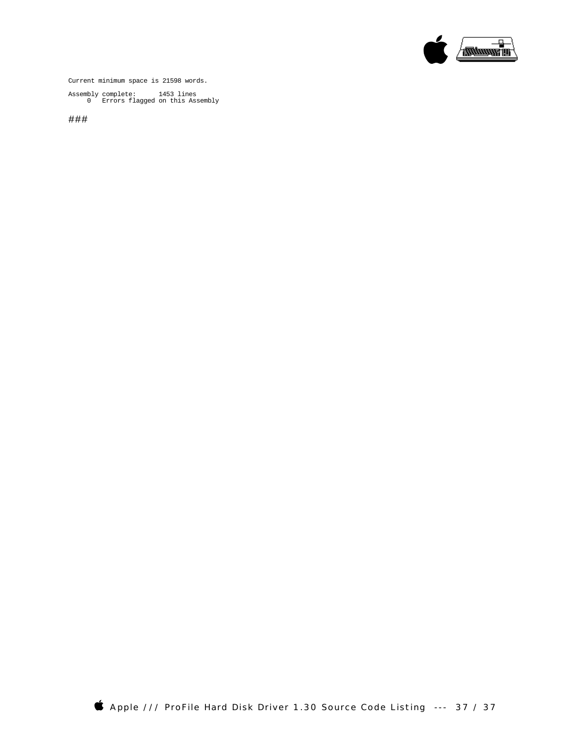```
Current minimum space is 21598 words.

Assembly complete:      1453 lines
     0   Errors flagged on this Assembly
```

###